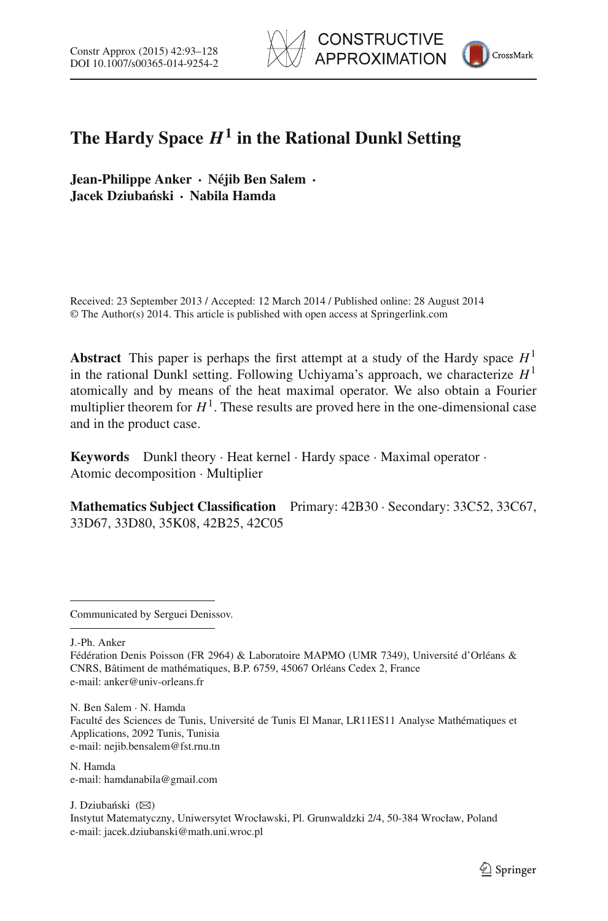# The Hardy Space $H^1$ in the Rational Dunkl Setting

**Jean-Philippe Anker · Néjib Ben Salem · Jacek Dziubański · Nabila Hamda**

Received: 23 September 2013 / Accepted: 12 March 2014 / Published online: 28 August 2014
© The Author(s) 2014. This article is published with open access at Springerlink.com

**Abstract** This paper is perhaps the first attempt at a study of the Hardy space $H^1$ in the rational Dunkl setting. Following Uchiyama's approach, we characterize $H^1$ atomically and by means of the heat maximal operator. We also obtain a Fourier multiplier theorem for $H^1$. These results are proved here in the one-dimensional case and in the product case.

**Keywords** Dunkl theory · Heat kernel · Hardy space · Maximal operator · Atomic decomposition · Multiplier

**Mathematics Subject Classification** Primary: 42B30 · Secondary: 33C52, 33C67, 33D67, 33D80, 35K08, 42B25, 42C05

---

Communicated by Serguei Denissov.

---

J.-Ph. Anker
Fédération Denis Poisson (FR 2964) & Laboratoire MAPMO (UMR 7349), Université d'Orléans & CNRS, Bâtiment de mathématiques, B.P. 6759, 45067 Orléans Cedex 2, France
e-mail: anker@univ-orleans.fr

N. Ben Salem · N. Hamda
Faculté des Sciences de Tunis, Université de Tunis El Manar, LR11ES11 Analyse Mathématiques et Applications, 2092 Tunis, Tunisia
e-mail: nejib.bensalem@fst.rnu.tn

N. Hamda
e-mail: hamdanabila@gmail.com

J. Dziubański (✉)
Instytut Matematyczny, Uniwersytet Wrocławski, Pl. Grunwaldzki 2/4, 50-384 Wrocław, Poland
e-mail: jacek.dziubanski@math.uni.wroc.pl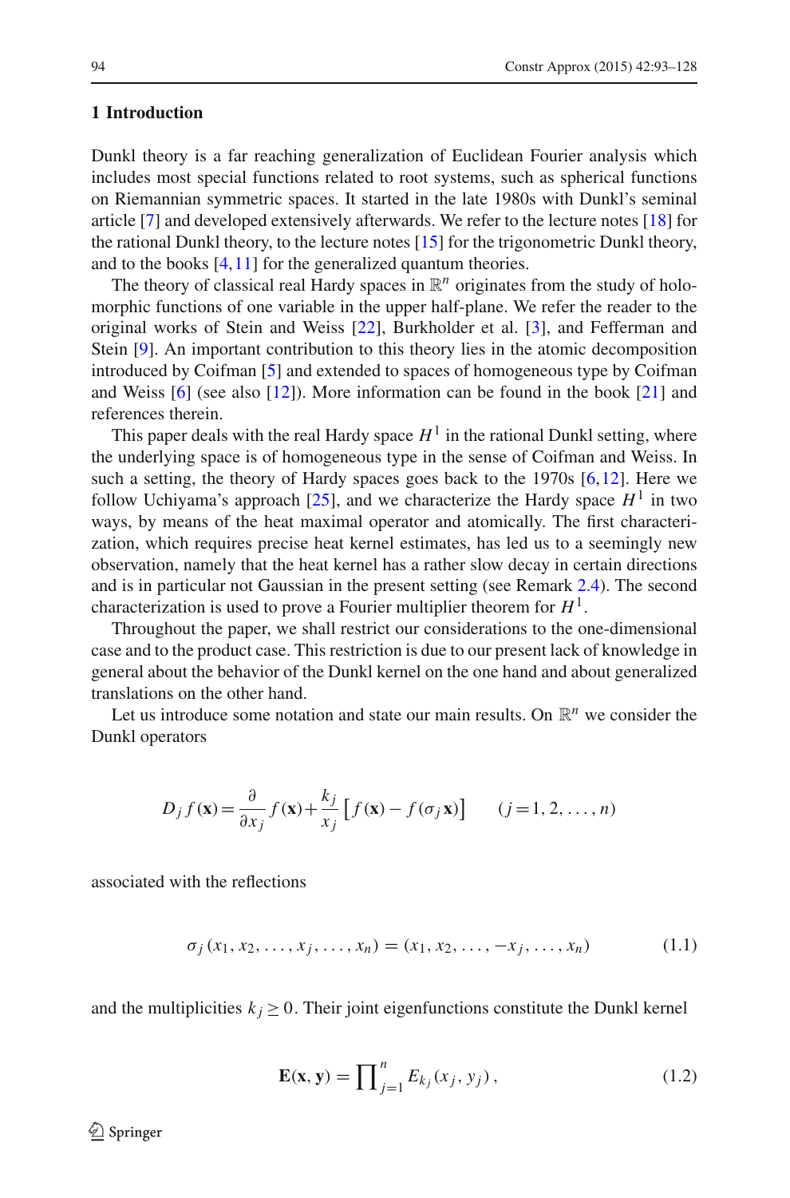## 1 Introduction

Dunkl theory is a far reaching generalization of Euclidean Fourier analysis which includes most special functions related to root systems, such as spherical functions on Riemannian symmetric spaces. It started in the late 1980s with Dunkl's seminal article [7] and developed extensively afterwards. We refer to the lecture notes [18] for the rational Dunkl theory, to the lecture notes [15] for the trigonometric Dunkl theory, and to the books [4,11] for the generalized quantum theories.

The theory of classical real Hardy spaces in $\mathbb{R}^n$ originates from the study of holomorphic functions of one variable in the upper half-plane. We refer the reader to the original works of Stein and Weiss [22], Burkholder et al. [3], and Fefferman and Stein [9]. An important contribution to this theory lies in the atomic decomposition introduced by Coifman [5] and extended to spaces of homogeneous type by Coifman and Weiss [6] (see also [12]). More information can be found in the book [21] and references therein.

This paper deals with the real Hardy space $H^1$ in the rational Dunkl setting, where the underlying space is of homogeneous type in the sense of Coifman and Weiss. In such a setting, the theory of Hardy spaces goes back to the 1970s [6,12]. Here we follow Uchiyama's approach [25], and we characterize the Hardy space $H^1$ in two ways, by means of the heat maximal operator and atomically. The first characterization, which requires precise heat kernel estimates, has led us to a seemingly new observation, namely that the heat kernel has a rather slow decay in certain directions and is in particular not Gaussian in the present setting (see Remark 2.4). The second characterization is used to prove a Fourier multiplier theorem for $H^1$.

Throughout the paper, we shall restrict our considerations to the one-dimensional case and to the product case. This restriction is due to our present lack of knowledge in general about the behavior of the Dunkl kernel on the one hand and about generalized translations on the other hand.

Let us introduce some notation and state our main results. On $\mathbb{R}^n$ we consider the Dunkl operators

$$D_j f(\mathbf{x}) = \frac{\partial}{\partial x_j} f(\mathbf{x}) + \frac{k_j}{x_j}\left[f(\mathbf{x}) - f(\sigma_j \mathbf{x})\right] \qquad (j = 1, 2, \ldots, n)$$

associated with the reflections

$$\sigma_j(x_1, x_2, \ldots, x_j, \ldots, x_n) = (x_1, x_2, \ldots, -x_j, \ldots, x_n) \tag{1.1}$$

and the multiplicities $k_j \geq 0$. Their joint eigenfunctions constitute the Dunkl kernel

$$\mathbf{E}(\mathbf{x}, \mathbf{y}) = \prod\nolimits_{j=1}^{n} E_{k_j}(x_j, y_j), \tag{1.2}$$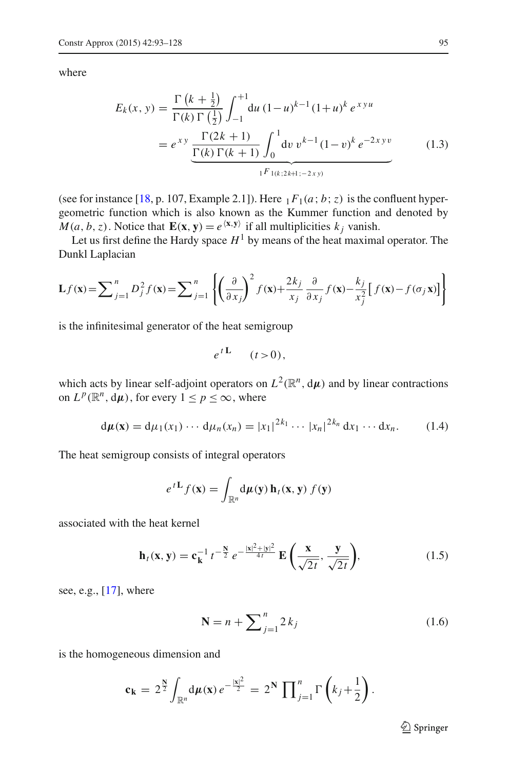where

$$
\begin{aligned}
E_k(x,y) &= \frac{\Gamma\left(k+\frac{1}{2}\right)}{\Gamma(k)\,\Gamma\left(\frac{1}{2}\right)} \int_{-1}^{+1} \mathrm{d}u\,(1-u)^{k-1}\,(1+u)^k\, e^{\,x\,y\,u} \\
&= e^{\,x\,y}\,\underbrace{\frac{\Gamma(2k+1)}{\Gamma(k)\,\Gamma(k+1)} \int_0^1 \mathrm{d}v\, v^{k-1}\,(1-v)^k\, e^{-2\,x\,y\,v}}_{{}_1F_1(k\,;\,2k+1\,;\,-2\,x\,y)}
\end{aligned}
\tag{1.3}
$$

(see for instance [18, p. 107, Example 2.1]). Here ${}_1F_1(a\,;b\,;z)$ is the confluent hypergeometric function which is also known as the Kummer function and denoted by $M(a,b,z)$. Notice that $\mathbf{E}(\mathbf{x},\mathbf{y}) = e^{\langle \mathbf{x},\mathbf{y}\rangle}$ if all multiplicities $k_j$ vanish.

Let us first define the Hardy space $H^1$ by means of the heat maximal operator. The Dunkl Laplacian

$$
\mathbf{L} f(\mathbf{x}) = \sum\nolimits_{j=1}^{n} D_j^2 f(\mathbf{x}) = \sum\nolimits_{j=1}^{n} \left\{ \left(\frac{\partial}{\partial x_j}\right)^2 f(\mathbf{x}) + \frac{2k_j}{x_j}\,\frac{\partial}{\partial x_j} f(\mathbf{x}) - \frac{k_j}{x_j^2}\big[\, f(\mathbf{x}) - f(\sigma_j \mathbf{x})\big] \right\}
$$

is the infinitesimal generator of the heat semigroup

$$
e^{\,t\,\mathbf{L}} \qquad (t>0)\,,
$$

which acts by linear self-adjoint operators on $L^2(\mathbb{R}^n, \mathrm{d}\boldsymbol{\mu})$ and by linear contractions on $L^p(\mathbb{R}^n, \mathrm{d}\boldsymbol{\mu})$, for every $1 \le p \le \infty$, where

$$
\mathrm{d}\boldsymbol{\mu}(\mathbf{x}) = \mathrm{d}\mu_1(x_1)\cdots \mathrm{d}\mu_n(x_n) = |x_1|^{2k_1}\cdots |x_n|^{2k_n}\,\mathrm{d}x_1\cdots \mathrm{d}x_n. \tag{1.4}
$$

The heat semigroup consists of integral operators

$$
e^{\,t\,\mathbf{L}} f(\mathbf{x}) = \int_{\mathbb{R}^n} \mathrm{d}\boldsymbol{\mu}(\mathbf{y})\,\mathbf{h}_t(\mathbf{x},\mathbf{y})\,f(\mathbf{y})
$$

associated with the heat kernel

$$
\mathbf{h}_t(\mathbf{x},\mathbf{y}) = \mathbf{c}_{\mathbf{k}}^{-1}\, t^{-\frac{\mathbf{N}}{2}}\, e^{-\frac{|\mathbf{x}|^2+|\mathbf{y}|^2}{4t}}\, \mathbf{E}\left(\frac{\mathbf{x}}{\sqrt{2t}}, \frac{\mathbf{y}}{\sqrt{2t}}\right), \tag{1.5}
$$

see, e.g., [17], where

$$
\mathbf{N} = n + \sum\nolimits_{j=1}^{n} 2\,k_j \tag{1.6}
$$

is the homogeneous dimension and

$$
\mathbf{c}_{\mathbf{k}} = 2^{\frac{\mathbf{N}}{2}} \int_{\mathbb{R}^n} \mathrm{d}\boldsymbol{\mu}(\mathbf{x})\, e^{-\frac{|\mathbf{x}|^2}{2}} = 2^{\mathbf{N}} \prod\nolimits_{j=1}^{n} \Gamma\left(k_j + \frac{1}{2}\right).
$$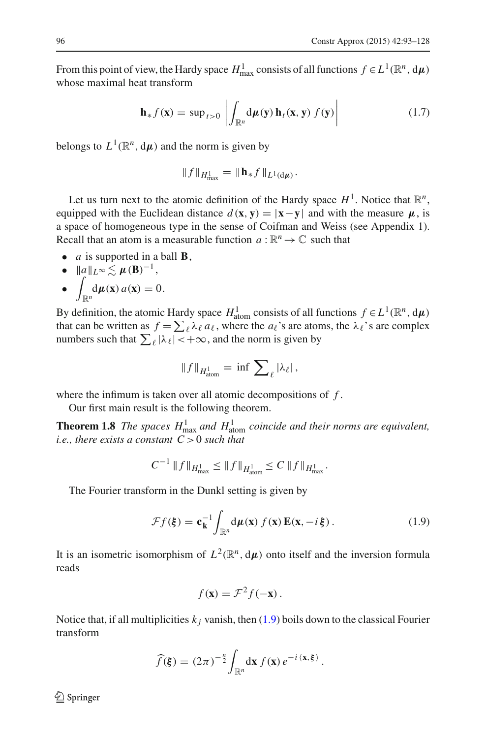From this point of view, the Hardy space $H^1_{\max}$ consists of all functions $f \in L^1(\mathbb{R}^n, d\boldsymbol{\mu})$ whose maximal heat transform

$$\mathbf{h}_* f(\mathbf{x}) = \sup_{t>0} \left| \int_{\mathbb{R}^n} d\boldsymbol{\mu}(\mathbf{y})\, \mathbf{h}_t(\mathbf{x}, \mathbf{y})\, f(\mathbf{y}) \right| \tag{1.7}$$

belongs to $L^1(\mathbb{R}^n, d\boldsymbol{\mu})$ and the norm is given by

$$\| f \|_{H^1_{\max}} = \| \mathbf{h}_* f \|_{L^1(d\boldsymbol{\mu})}.$$

Let us turn next to the atomic definition of the Hardy space $H^1$. Notice that $\mathbb{R}^n$, equipped with the Euclidean distance $d(\mathbf{x}, \mathbf{y}) = |\mathbf{x} - \mathbf{y}|$ and with the measure $\boldsymbol{\mu}$, is a space of homogeneous type in the sense of Coifman and Weiss (see Appendix 1). Recall that an atom is a measurable function $a : \mathbb{R}^n \to \mathbb{C}$ such that

- $a$ is supported in a ball $\mathbf{B}$,
- $\|a\|_{L^\infty} \lesssim \boldsymbol{\mu}(\mathbf{B})^{-1}$,
- $\displaystyle\int_{\mathbb{R}^n} d\boldsymbol{\mu}(\mathbf{x})\, a(\mathbf{x}) = 0.$

By definition, the atomic Hardy space $H^1_{\text{atom}}$ consists of all functions $f \in L^1(\mathbb{R}^n, d\boldsymbol{\mu})$ that can be written as $f = \sum_\ell \lambda_\ell\, a_\ell$, where the $a_\ell$'s are atoms, the $\lambda_\ell$'s are complex numbers such that $\sum_\ell |\lambda_\ell| < +\infty$, and the norm is given by

$$\| f \|_{H^1_{\text{atom}}} = \inf \sum_\ell |\lambda_\ell|,$$

where the infimum is taken over all atomic decompositions of $f$.

Our first main result is the following theorem.

**Theorem 1.8** *The spaces $H^1_{\max}$ and $H^1_{\text{atom}}$ coincide and their norms are equivalent, i.e., there exists a constant $C > 0$ such that*

$$C^{-1} \| f \|_{H^1_{\max}} \le \| f \|_{H^1_{\text{atom}}} \le C \| f \|_{H^1_{\max}}.$$

The Fourier transform in the Dunkl setting is given by

$$\mathcal{F} f(\boldsymbol{\xi}) = \mathbf{c}_{\mathbf{k}}^{-1} \int_{\mathbb{R}^n} d\boldsymbol{\mu}(\mathbf{x})\, f(\mathbf{x})\, \mathbf{E}(\mathbf{x}, -i\,\boldsymbol{\xi}). \tag{1.9}$$

It is an isometric isomorphism of $L^2(\mathbb{R}^n, d\boldsymbol{\mu})$ onto itself and the inversion formula reads

$$f(\mathbf{x}) = \mathcal{F}^2 f(-\mathbf{x}).$$

Notice that, if all multiplicities $k_j$ vanish, then (1.9) boils down to the classical Fourier transform

$$\widehat{f}(\boldsymbol{\xi}) = (2\pi)^{-\frac{n}{2}} \int_{\mathbb{R}^n} d\mathbf{x}\, f(\mathbf{x})\, e^{-i\langle \mathbf{x}, \boldsymbol{\xi} \rangle}.$$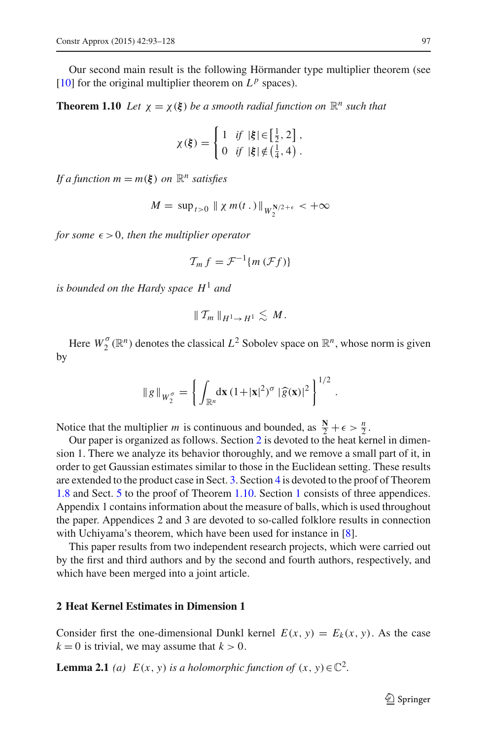Our second main result is the following Hörmander type multiplier theorem (see [10] for the original multiplier theorem on $L^p$ spaces).

**Theorem 1.10** *Let $\chi = \chi(\boldsymbol{\xi})$ be a smooth radial function on $\mathbb{R}^n$ such that*

$$\chi(\boldsymbol{\xi}) = \begin{cases} 1 & \text{if } |\boldsymbol{\xi}| \in \left[\frac{1}{2}, 2\right], \\ 0 & \text{if } |\boldsymbol{\xi}| \notin \left(\frac{1}{4}, 4\right). \end{cases}$$

*If a function $m = m(\boldsymbol{\xi})$ on $\mathbb{R}^n$ satisfies*

$$M = \sup_{t>0} \| \chi \, m(t\,.) \|_{W_2^{\mathbf{N}/2+\epsilon}} < +\infty$$

*for some $\epsilon > 0$, then the multiplier operator*

$$\mathcal{T}_m f = \mathcal{F}^{-1}\{m\,(\mathcal{F} f)\}$$

*is bounded on the Hardy space $H^1$ and*

$$\| \mathcal{T}_m \|_{H^1 \to H^1} \lesssim M.$$

Here $W_2^{\sigma}(\mathbb{R}^n)$ denotes the classical $L^2$ Sobolev space on $\mathbb{R}^n$, whose norm is given by

$$\| g \|_{W_2^{\sigma}} = \left\{ \int_{\mathbb{R}^n} d\mathbf{x}\, (1+|\mathbf{x}|^2)^{\sigma} \, |\widehat{g}(\mathbf{x})|^2 \right\}^{1/2}.$$

Notice that the multiplier $m$ is continuous and bounded, as $\frac{\mathbf{N}}{2} + \epsilon > \frac{n}{2}$.

Our paper is organized as follows. Section 2 is devoted to the heat kernel in dimension 1. There we analyze its behavior thoroughly, and we remove a small part of it, in order to get Gaussian estimates similar to those in the Euclidean setting. These results are extended to the product case in Sect. 3. Section 4 is devoted to the proof of Theorem 1.8 and Sect. 5 to the proof of Theorem 1.10. Section 1 consists of three appendices. Appendix 1 contains information about the measure of balls, which is used throughout the paper. Appendices 2 and 3 are devoted to so-called folklore results in connection with Uchiyama's theorem, which have been used for instance in [8].

This paper results from two independent research projects, which were carried out by the first and third authors and by the second and fourth authors, respectively, and which have been merged into a joint article.

## 2 Heat Kernel Estimates in Dimension 1

Consider first the one-dimensional Dunkl kernel $E(x, y) = E_k(x, y)$. As the case $k = 0$ is trivial, we may assume that $k > 0$.

**Lemma 2.1** *(a) $E(x, y)$ is a holomorphic function of $(x, y) \in \mathbb{C}^2$.*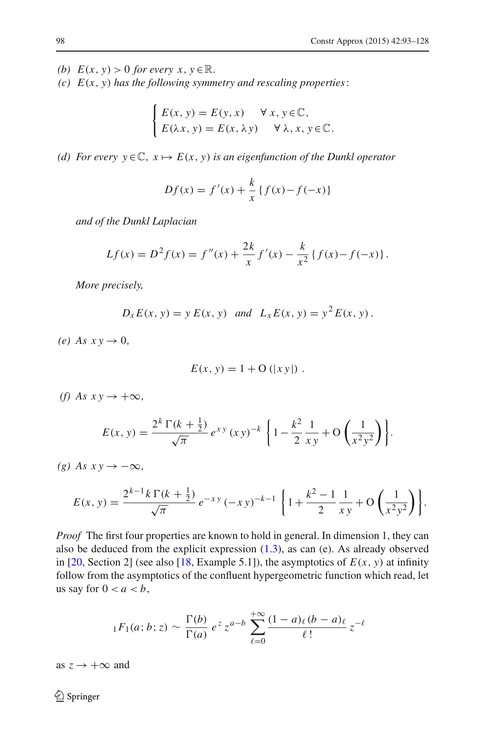*(b)* $E(x, y) > 0$ *for every* $x, y \in \mathbb{R}$.

*(c)* $E(x, y)$ *has the following symmetry and rescaling properties*:

$$\begin{cases} E(x, y) = E(y, x) & \forall\, x, y \in \mathbb{C}, \\ E(\lambda x, y) = E(x, \lambda y) & \forall\, \lambda, x, y \in \mathbb{C}. \end{cases}$$

*(d) For every* $y \in \mathbb{C}$, $x \mapsto E(x, y)$ *is an eigenfunction of the Dunkl operator*

$$Df(x) = f'(x) + \frac{k}{x}\{f(x) - f(-x)\}$$

*and of the Dunkl Laplacian*

$$Lf(x) = D^2 f(x) = f''(x) + \frac{2k}{x} f'(x) - \frac{k}{x^2}\{f(x) - f(-x)\}.$$

*More precisely,*

$$D_x E(x, y) = y\, E(x, y) \quad \textit{and} \quad L_x E(x, y) = y^2 E(x, y).$$

*(e) As* $x\,y \to 0$,

$$E(x, y) = 1 + \mathrm{O}\left(|x\,y|\right).$$

*(f) As* $x\,y \to +\infty$,

$$E(x, y) = \frac{2^k\, \Gamma(k + \frac{1}{2})}{\sqrt{\pi}}\, e^{x\,y}\, (x\,y)^{-k} \left\{1 - \frac{k^2}{2}\,\frac{1}{x\,y} + \mathrm{O}\left(\frac{1}{x^2 y^2}\right)\right\}.$$

*(g) As* $x\,y \to -\infty$,

$$E(x, y) = \frac{2^{k-1}\, k\, \Gamma(k + \frac{1}{2})}{\sqrt{\pi}}\, e^{-x\,y}\, (-x\,y)^{-k-1} \left\{1 + \frac{k^2 - 1}{2}\,\frac{1}{x\,y} + \mathrm{O}\left(\frac{1}{x^2 y^2}\right)\right\}.$$

*Proof* The first four properties are known to hold in general. In dimension 1, they can also be deduced from the explicit expression (1.3), as can (e). As already observed in [20, Section 2] (see also [18, Example 5.1]), the asymptotics of $E(x, y)$ at infinity follow from the asymptotics of the confluent hypergeometric function which read, let us say for $0 < a < b$,

$${}_1F_1(a; b; z) \sim \frac{\Gamma(b)}{\Gamma(a)}\, e^z\, z^{a-b} \sum_{\ell=0}^{+\infty} \frac{(1-a)_\ell\, (b-a)_\ell}{\ell\,!}\, z^{-\ell}$$

as $z \to +\infty$ and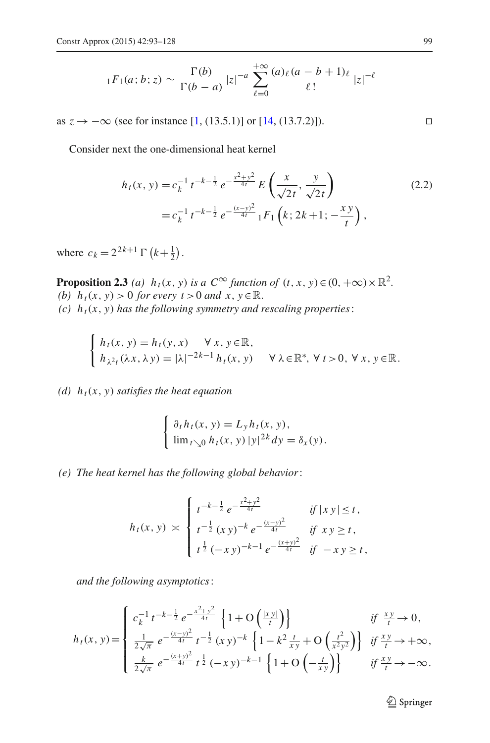$$
{}_1F_1(a;b;z) \sim \frac{\Gamma(b)}{\Gamma(b-a)}\,|z|^{-a} \sum_{\ell=0}^{+\infty} \frac{(a)_\ell\,(a-b+1)_\ell}{\ell\,!}\,|z|^{-\ell}
$$

as $z \to -\infty$ (see for instance [1, (13.5.1)] or [14, (13.7.2)]). □

Consider next the one-dimensional heat kernel

$$
\begin{aligned}
h_t(x,y) &= c_k^{-1}\, t^{-k-\frac{1}{2}}\, e^{-\frac{x^2+y^2}{4t}}\, E\left(\frac{x}{\sqrt{2t}}, \frac{y}{\sqrt{2t}}\right) \\
&= c_k^{-1}\, t^{-k-\frac{1}{2}}\, e^{-\frac{(x-y)^2}{4t}}\, {}_1F_1\left(k; 2k+1; -\frac{x\,y}{t}\right),
\end{aligned}
\tag{2.2}
$$

where $c_k = 2^{2k+1}\,\Gamma\left(k+\frac{1}{2}\right)$.

**Proposition 2.3** *(a)* $h_t(x,y)$ *is a* $C^\infty$ *function of* $(t,x,y) \in (0,+\infty)\times\mathbb{R}^2$.
*(b)* $h_t(x,y) > 0$ *for every* $t>0$ *and* $x, y \in \mathbb{R}$.
*(c)* $h_t(x,y)$ *has the following symmetry and rescaling properties*:

$$
\begin{cases}
h_t(x,y) = h_t(y,x) & \forall\, x, y \in \mathbb{R}, \\
h_{\lambda^2 t}(\lambda x, \lambda y) = |\lambda|^{-2k-1}\, h_t(x,y) & \forall\, \lambda \in \mathbb{R}^*,\ \forall\, t>0,\ \forall\, x, y \in \mathbb{R}.
\end{cases}
$$

*(d)* $h_t(x,y)$ *satisfies the heat equation*

$$
\begin{cases}
\partial_t h_t(x,y) = L_y h_t(x,y), \\
\lim_{t \searrow 0} h_t(x,y)\,|y|^{2k} dy = \delta_x(y).
\end{cases}
$$

*(e) The heat kernel has the following global behavior*:

$$
h_t(x,y) \asymp
\begin{cases}
t^{-k-\frac{1}{2}}\, e^{-\frac{x^2+y^2}{4t}} & \text{if } |x\,y| \le t, \\
t^{-\frac{1}{2}}\,(x\,y)^{-k}\, e^{-\frac{(x-y)^2}{4t}} & \text{if } x\,y \ge t, \\
t^{\frac{1}{2}}\,(-x\,y)^{-k-1}\, e^{-\frac{(x+y)^2}{4t}} & \text{if } -x\,y \ge t,
\end{cases}
$$

*and the following asymptotics*:

$$
h_t(x,y) =
\begin{cases}
c_k^{-1}\, t^{-k-\frac{1}{2}}\, e^{-\frac{x^2+y^2}{4t}} \left\{1 + \mathrm{O}\left(\frac{|x\,y|}{t}\right)\right\} & \text{if } \frac{x\,y}{t} \to 0, \\
\frac{1}{2\sqrt{\pi}}\, e^{-\frac{(x-y)^2}{4t}}\, t^{-\frac{1}{2}}\,(x\,y)^{-k} \left\{1 - k^2\,\frac{t}{x\,y} + \mathrm{O}\left(\frac{t^2}{x^2 y^2}\right)\right\} & \text{if } \frac{x\,y}{t} \to +\infty, \\
\frac{k}{2\sqrt{\pi}}\, e^{-\frac{(x+y)^2}{4t}}\, t^{\frac{1}{2}}\,(-x\,y)^{-k-1} \left\{1 + \mathrm{O}\left(-\frac{t}{x\,y}\right)\right\} & \text{if } \frac{x\,y}{t} \to -\infty.
\end{cases}
$$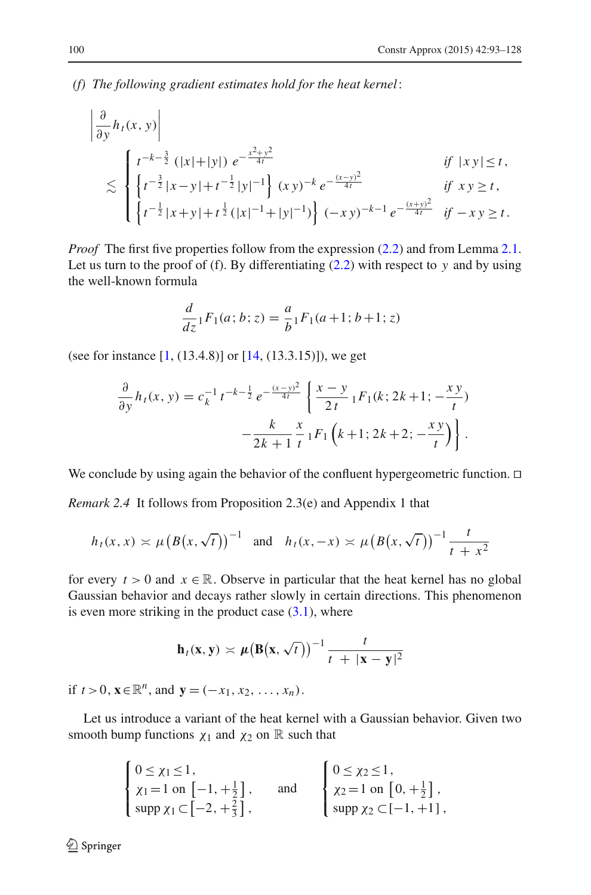*(f) The following gradient estimates hold for the heat kernel*:

$$
\left|\frac{\partial}{\partial y} h_t(x,y)\right| \lesssim \begin{cases} t^{-k-\frac{3}{2}}\,(|x|+|y|)\; e^{-\frac{x^2+y^2}{4t}} & \text{if } |x\,y| \le t, \\ \left\{t^{-\frac{3}{2}}\,|x-y| + t^{-\frac{1}{2}}\,|y|^{-1}\right\}\,(x\,y)^{-k}\, e^{-\frac{(x-y)^2}{4t}} & \text{if } x\,y \ge t, \\ \left\{t^{-\frac{1}{2}}\,|x+y| + t^{\frac{1}{2}}\,(|x|^{-1}+|y|^{-1})\right\}\,(-x\,y)^{-k-1}\, e^{-\frac{(x+y)^2}{4t}} & \text{if } -x\,y \ge t. \end{cases}
$$

*Proof* The first five properties follow from the expression (2.2) and from Lemma 2.1. Let us turn to the proof of (f). By differentiating (2.2) with respect to $y$ and by using the well-known formula

$$
\frac{d}{dz}\,{}_1F_1(a\,;b\,;z) = \frac{a}{b}\,{}_1F_1(a+1\,;b+1\,;z)
$$

(see for instance [1, (13.4.8)] or [14, (13.3.15)]), we get

$$
\begin{aligned}
\frac{\partial}{\partial y} h_t(x,y) = c_k^{-1}\, t^{-k-\frac{1}{2}}\, e^{-\frac{(x-y)^2}{4t}} \left\{ \frac{x-y}{2\,t}\,{}_1F_1(k\,;2k+1\,;-\tfrac{x\,y}{t}) \right. \\
\left. -\frac{k}{2k+1}\,\frac{x}{t}\,{}_1F_1\left(k+1\,;2k+2\,;-\frac{x\,y}{t}\right)\right\}.
\end{aligned}
$$

We conclude by using again the behavior of the confluent hypergeometric function. □

*Remark 2.4* It follows from Proposition 2.3(e) and Appendix 1 that

$$
h_t(x,x) \asymp \mu\big(B(x,\sqrt{t}\,)\big)^{-1} \quad \text{and} \quad h_t(x,-x) \asymp \mu\big(B(x,\sqrt{t}\,)\big)^{-1}\,\frac{t}{t\,+\,x^2}
$$

for every $t>0$ and $x\in\mathbb{R}$. Observe in particular that the heat kernel has no global Gaussian behavior and decays rather slowly in certain directions. This phenomenon is even more striking in the product case (3.1), where

$$
\mathbf{h}_t(\mathbf{x},\mathbf{y}) \asymp \boldsymbol{\mu}\big(\mathbf{B}(\mathbf{x},\sqrt{t}\,)\big)^{-1}\,\frac{t}{t\,+\,|\mathbf{x}-\mathbf{y}|^2}
$$

if $t>0$, $\mathbf{x}\in\mathbb{R}^n$, and $\mathbf{y}=(-x_1,x_2,\ldots,x_n)$.

Let us introduce a variant of the heat kernel with a Gaussian behavior. Given two smooth bump functions $\chi_1$ and $\chi_2$ on $\mathbb{R}$ such that

$$
\begin{cases} 0\le\chi_1\le 1, \\ \chi_1 = 1 \text{ on } \left[-1,+\frac{1}{2}\right], \\ \operatorname{supp}\chi_1 \subset \left[-2,+\frac{2}{3}\right], \end{cases} \quad \text{and} \quad \begin{cases} 0\le\chi_2\le 1, \\ \chi_2 = 1 \text{ on } \left[0,+\frac{1}{2}\right], \\ \operatorname{supp}\chi_2 \subset [-1,+1]\,, \end{cases}
$$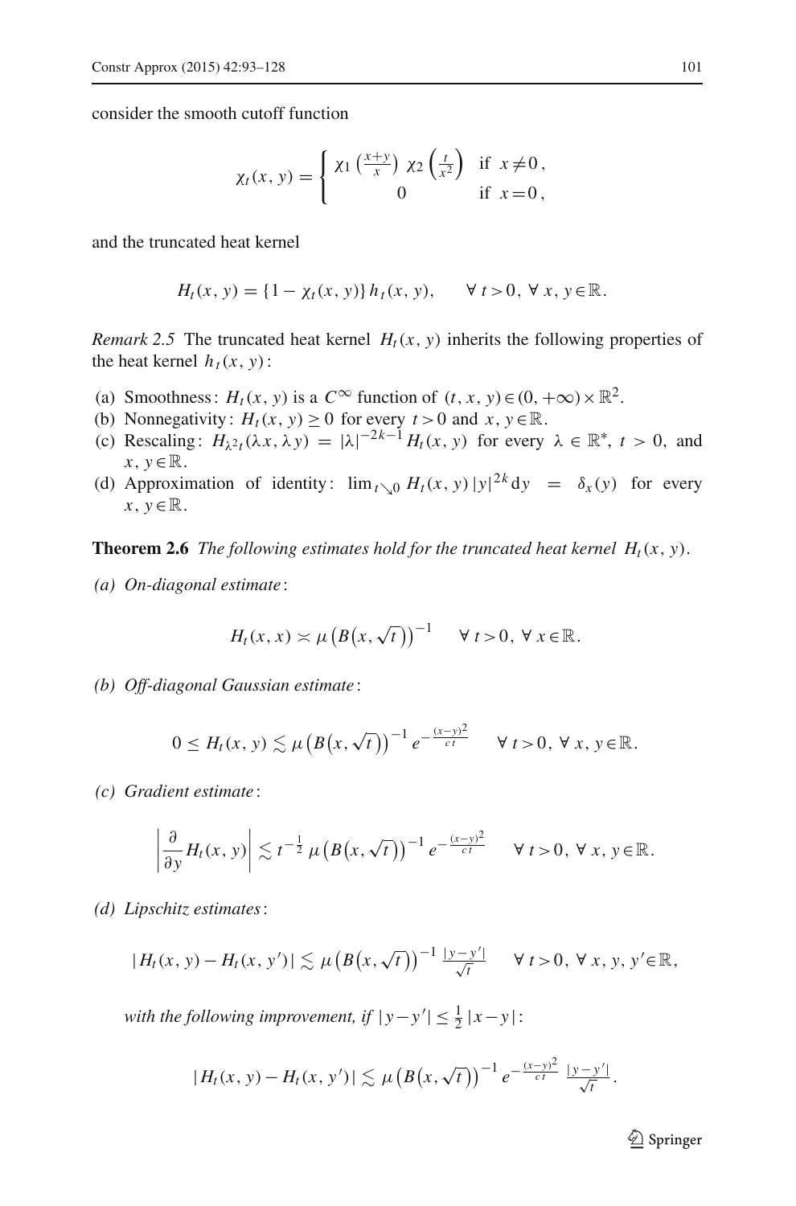consider the smooth cutoff function

$$\chi_t(x,y) = \begin{cases} \chi_1\left(\frac{x+y}{x}\right)\, \chi_2\left(\frac{t}{x^2}\right) & \text{if } x \neq 0\,, \\ 0 & \text{if } x = 0\,, \end{cases}$$

and the truncated heat kernel

$$H_t(x,y) = \{1 - \chi_t(x,y)\}\, h_t(x,y), \qquad \forall\, t>0,\ \forall\, x,y \in \mathbb{R}.$$

*Remark 2.5* The truncated heat kernel $H_t(x,y)$ inherits the following properties of the heat kernel $h_t(x,y)$:

(a) Smoothness: $H_t(x,y)$ is a $C^\infty$ function of $(t,x,y) \in (0,+\infty) \times \mathbb{R}^2$.
(b) Nonnegativity: $H_t(x,y) \geq 0$ for every $t>0$ and $x,y \in \mathbb{R}$.
(c) Rescaling: $H_{\lambda^2 t}(\lambda x, \lambda y) = |\lambda|^{-2k-1} H_t(x,y)$ for every $\lambda \in \mathbb{R}^*$, $t>0$, and $x,y \in \mathbb{R}$.
(d) Approximation of identity: $\lim_{t \searrow 0} H_t(x,y)\, |y|^{2k} \mathrm{d}y = \delta_x(y)$ for every $x,y \in \mathbb{R}$.

**Theorem 2.6** *The following estimates hold for the truncated heat kernel $H_t(x,y)$.*

*(a) On-diagonal estimate:*

$$H_t(x,x) \asymp \mu\big(B\big(x,\sqrt{t}\big)\big)^{-1} \qquad \forall\, t>0,\ \forall\, x \in \mathbb{R}.$$

*(b) Off-diagonal Gaussian estimate:*

$$0 \leq H_t(x,y) \lesssim \mu\big(B\big(x,\sqrt{t}\big)\big)^{-1} e^{-\frac{(x-y)^2}{c\,t}} \qquad \forall\, t>0,\ \forall\, x,y \in \mathbb{R}.$$

*(c) Gradient estimate:*

$$\left| \frac{\partial}{\partial y} H_t(x,y) \right| \lesssim t^{-\frac{1}{2}}\, \mu\big(B\big(x,\sqrt{t}\big)\big)^{-1} e^{-\frac{(x-y)^2}{c\,t}} \qquad \forall\, t>0,\ \forall\, x,y \in \mathbb{R}.$$

*(d) Lipschitz estimates:*

$$|H_t(x,y) - H_t(x,y')| \lesssim \mu\big(B\big(x,\sqrt{t}\big)\big)^{-1} \frac{|y-y'|}{\sqrt{t}} \qquad \forall\, t>0,\ \forall\, x,y,y' \in \mathbb{R},$$

*with the following improvement, if $|y-y'| \leq \frac{1}{2}|x-y|$:*

$$|H_t(x,y) - H_t(x,y')| \lesssim \mu\big(B\big(x,\sqrt{t}\big)\big)^{-1} e^{-\frac{(x-y)^2}{c\,t}}\, \frac{|y-y'|}{\sqrt{t}}\,.$$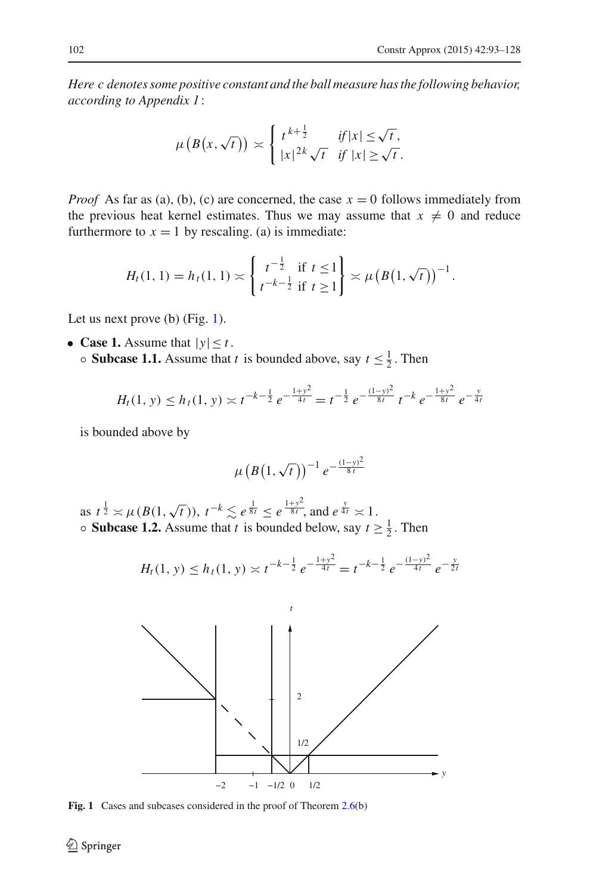*Here c denotes some positive constant and the ball measure has the following behavior, according to Appendix 1*:

$$\mu\big(B\big(x,\sqrt{t}\big)\big) \asymp \begin{cases} t^{k+\frac{1}{2}} & \text{if } |x| \le \sqrt{t}, \\ |x|^{2k}\sqrt{t} & \text{if } |x| \ge \sqrt{t}. \end{cases}$$

*Proof* As far as (a), (b), (c) are concerned, the case $x = 0$ follows immediately from the previous heat kernel estimates. Thus we may assume that $x \neq 0$ and reduce furthermore to $x = 1$ by rescaling. (a) is immediate:

$$H_t(1,1) = h_t(1,1) \asymp \left\{ \begin{matrix} t^{-\frac{1}{2}} & \text{if } t \le 1 \\ t^{-k-\frac{1}{2}} & \text{if } t \ge 1 \end{matrix} \right\} \asymp \mu\big(B\big(1,\sqrt{t}\big)\big)^{-1}.$$

Let us next prove (b) (Fig. 1).

- **Case 1.** Assume that $|y| \le t$.
  - **Subcase 1.1.** Assume that $t$ is bounded above, say $t \le \frac{1}{2}$. Then

    $$H_t(1,y) \le h_t(1,y) \asymp t^{-k-\frac{1}{2}}\, e^{-\frac{1+y^2}{4t}} = t^{-\frac{1}{2}}\, e^{-\frac{(1-y)^2}{8t}}\, t^{-k}\, e^{-\frac{1+y^2}{8t}}\, e^{-\frac{y}{4t}}$$

    is bounded above by

    $$\mu\big(B\big(1,\sqrt{t}\big)\big)^{-1} e^{-\frac{(1-y)^2}{8t}}$$

    as $t^{\frac{1}{2}} \asymp \mu(B(1,\sqrt{t}))$, $t^{-k} \lesssim e^{\frac{1}{8t}} \le e^{\frac{1+y^2}{8t}}$, and $e^{\frac{y}{4t}} \asymp 1$.
  - **Subcase 1.2.** Assume that $t$ is bounded below, say $t \ge \frac{1}{2}$. Then

    $$H_t(1,y) \le h_t(1,y) \asymp t^{-k-\frac{1}{2}}\, e^{-\frac{1+y^2}{4t}} = t^{-k-\frac{1}{2}}\, e^{-\frac{(1-y)^2}{4t}}\, e^{-\frac{y}{2t}}$$

**Fig. 1** Cases and subcases considered in the proof of Theorem 2.6(b)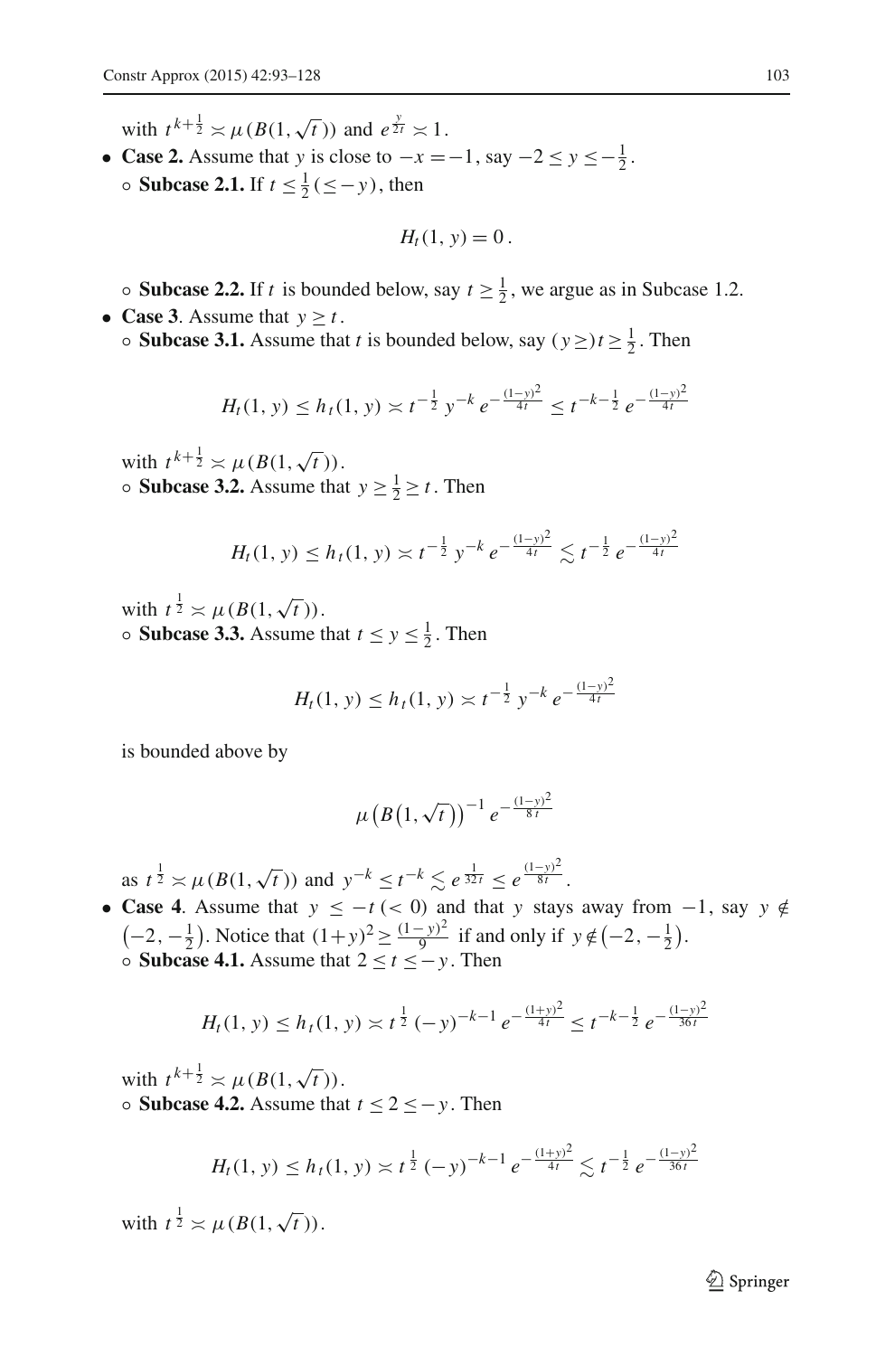with $t^{k+\frac{1}{2}} \asymp \mu(B(1,\sqrt{t}))$ and $e^{\frac{y}{2t}} \asymp 1$.

- **Case 2.** Assume that $y$ is close to $-x = -1$, say $-2 \le y \le -\frac{1}{2}$.
  - **Subcase 2.1.** If $t \le \frac{1}{2}\,(\le -y)$, then

$$H_t(1, y) = 0\,.$$

  - **Subcase 2.2.** If $t$ is bounded below, say $t \ge \frac{1}{2}$, we argue as in Subcase 1.2.
- **Case 3**. Assume that $y \ge t$.
  - **Subcase 3.1.** Assume that $t$ is bounded below, say $(y \ge) t \ge \frac{1}{2}$. Then

$$H_t(1, y) \le h_t(1, y) \asymp t^{-\frac{1}{2}}\, y^{-k}\, e^{-\frac{(1-y)^2}{4t}} \le t^{-k-\frac{1}{2}}\, e^{-\frac{(1-y)^2}{4t}}$$

with $t^{k+\frac{1}{2}} \asymp \mu(B(1,\sqrt{t}))$.

  - **Subcase 3.2.** Assume that $y \ge \frac{1}{2} \ge t$. Then

$$H_t(1, y) \le h_t(1, y) \asymp t^{-\frac{1}{2}}\, y^{-k}\, e^{-\frac{(1-y)^2}{4t}} \lesssim t^{-\frac{1}{2}}\, e^{-\frac{(1-y)^2}{4t}}$$

with $t^{\frac{1}{2}} \asymp \mu(B(1,\sqrt{t}))$.

  - **Subcase 3.3.** Assume that $t \le y \le \frac{1}{2}$. Then

$$H_t(1, y) \le h_t(1, y) \asymp t^{-\frac{1}{2}}\, y^{-k}\, e^{-\frac{(1-y)^2}{4t}}$$

is bounded above by

$$\mu\big(B\big(1,\sqrt{t}\big)\big)^{-1}\, e^{-\frac{(1-y)^2}{8t}}$$

as $t^{\frac{1}{2}} \asymp \mu(B(1,\sqrt{t}))$ and $y^{-k} \le t^{-k} \lesssim e^{\frac{1}{32t}} \le e^{\frac{(1-y)^2}{8t}}$.

- **Case 4**. Assume that $y \le -t\,(<0)$ and that $y$ stays away from $-1$, say $y \notin \big(-2, -\frac{1}{2}\big)$. Notice that $(1+y)^2 \ge \frac{(1-y)^2}{9}$ if and only if $y \notin \big(-2, -\frac{1}{2}\big)$.
  - **Subcase 4.1.** Assume that $2 \le t \le -y$. Then

$$H_t(1, y) \le h_t(1, y) \asymp t^{\frac{1}{2}}\, (-y)^{-k-1}\, e^{-\frac{(1+y)^2}{4t}} \le t^{-k-\frac{1}{2}}\, e^{-\frac{(1-y)^2}{36t}}$$

with $t^{k+\frac{1}{2}} \asymp \mu(B(1,\sqrt{t}))$.

  - **Subcase 4.2.** Assume that $t \le 2 \le -y$. Then

$$H_t(1, y) \le h_t(1, y) \asymp t^{\frac{1}{2}}\, (-y)^{-k-1}\, e^{-\frac{(1+y)^2}{4t}} \lesssim t^{-\frac{1}{2}}\, e^{-\frac{(1-y)^2}{36t}}$$

with $t^{\frac{1}{2}} \asymp \mu(B(1,\sqrt{t}))$.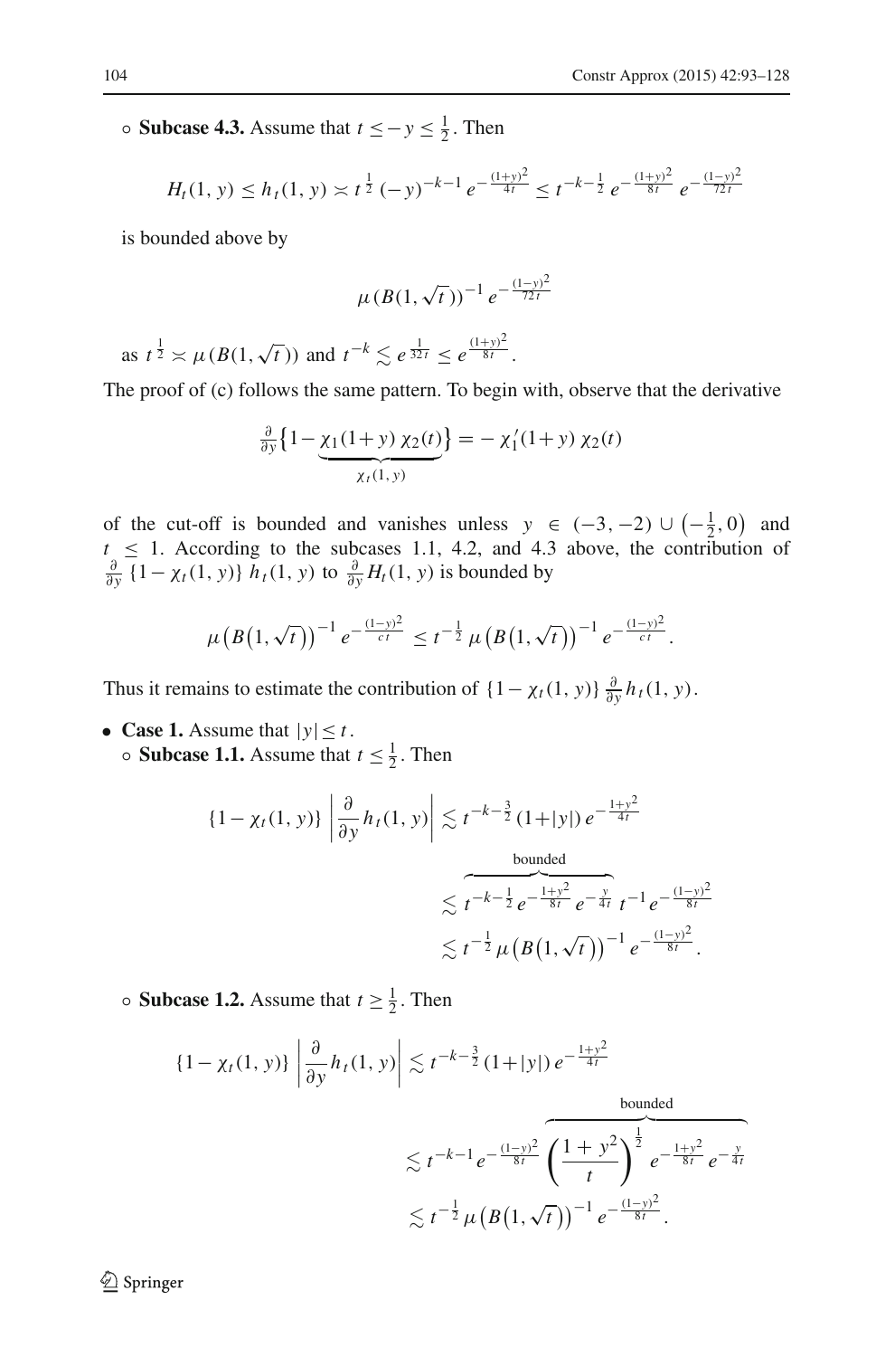◦ **Subcase 4.3.** Assume that $t \leq -y \leq \frac{1}{2}$. Then

$$H_t(1,y) \leq h_t(1,y) \asymp t^{\frac{1}{2}}\,(-y)^{-k-1}\,e^{-\frac{(1+y)^2}{4t}} \leq t^{-k-\frac{1}{2}}\,e^{-\frac{(1+y)^2}{8t}}\,e^{-\frac{(1-y)^2}{72t}}$$

is bounded above by

$$\mu(B(1,\sqrt{t}))^{-1}\,e^{-\frac{(1-y)^2}{72t}}$$

as $t^{\frac{1}{2}} \asymp \mu(B(1,\sqrt{t}))$ and $t^{-k} \lesssim e^{\frac{1}{32t}} \leq e^{\frac{(1+y)^2}{8t}}$.

The proof of (c) follows the same pattern. To begin with, observe that the derivative

$$\tfrac{\partial}{\partial y}\big\{1-\underbrace{\chi_1(1+y)\,\chi_2(t)}_{\chi_t(1,y)}\big\} = -\,\chi_1'(1+y)\,\chi_2(t)$$

of the cut-off is bounded and vanishes unless $y \in (-3,-2) \cup \left(-\frac{1}{2},0\right)$ and $t \leq 1$. According to the subcases 1.1, 4.2, and 4.3 above, the contribution of $\frac{\partial}{\partial y}\,\{1-\chi_t(1,y)\}\,h_t(1,y)$ to $\frac{\partial}{\partial y}H_t(1,y)$ is bounded by

$$\mu\big(B\big(1,\sqrt{t}\big)\big)^{-1}\,e^{-\frac{(1-y)^2}{ct}} \leq t^{-\frac{1}{2}}\,\mu\big(B\big(1,\sqrt{t}\big)\big)^{-1}\,e^{-\frac{(1-y)^2}{ct}}.$$

Thus it remains to estimate the contribution of $\{1-\chi_t(1,y)\}\,\frac{\partial}{\partial y}h_t(1,y)$.

- **Case 1.** Assume that $|y| \leq t$.
  - ◦ **Subcase 1.1.** Assume that $t \leq \frac{1}{2}$. Then

$$\begin{aligned}\{1-\chi_t(1,y)\}\left|\frac{\partial}{\partial y}h_t(1,y)\right| &\lesssim t^{-k-\frac{3}{2}}\,(1+|y|)\,e^{-\frac{1+y^2}{4t}}\\ &\lesssim \overbrace{t^{-k-\frac{1}{2}}\,e^{-\frac{1+y^2}{8t}}\,e^{-\frac{y}{4t}}}^{\text{bounded}}\,t^{-1}\,e^{-\frac{(1-y)^2}{8t}}\\ &\lesssim t^{-\frac{1}{2}}\,\mu\big(B\big(1,\sqrt{t}\big)\big)^{-1}\,e^{-\frac{(1-y)^2}{8t}}.\end{aligned}$$

  - ◦ **Subcase 1.2.** Assume that $t \geq \frac{1}{2}$. Then

$$\begin{aligned}\{1-\chi_t(1,y)\}\left|\frac{\partial}{\partial y}h_t(1,y)\right| &\lesssim t^{-k-\frac{3}{2}}\,(1+|y|)\,e^{-\frac{1+y^2}{4t}}\\ &\lesssim t^{-k-1}\,e^{-\frac{(1-y)^2}{8t}}\,\overbrace{\left(\frac{1+y^2}{t}\right)^{\frac{1}{2}}\,e^{-\frac{1+y^2}{8t}}\,e^{-\frac{y}{4t}}}^{\text{bounded}}\\ &\lesssim t^{-\frac{1}{2}}\,\mu\big(B\big(1,\sqrt{t}\big)\big)^{-1}\,e^{-\frac{(1-y)^2}{8t}}.\end{aligned}$$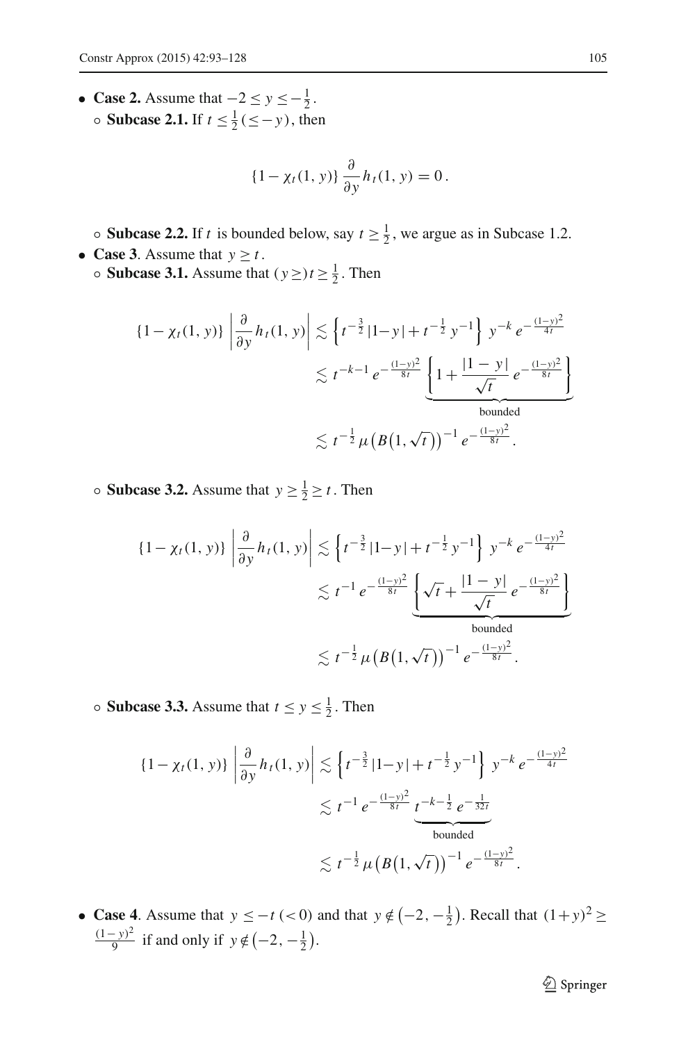- **Case 2.** Assume that $-2 \le y \le -\frac{1}{2}$.
  - **Subcase 2.1.** If $t \le \frac{1}{2}\,(\le -y)$, then

$$\{1-\chi_t(1,y)\}\,\frac{\partial}{\partial y}h_t(1,y) = 0\,.$$

  - **Subcase 2.2.** If $t$ is bounded below, say $t \ge \frac{1}{2}$, we argue as in Subcase 1.2.
- **Case 3**. Assume that $y \ge t$.
  - **Subcase 3.1.** Assume that $(y \ge)\, t \ge \frac{1}{2}$. Then

$$\begin{aligned}
\{1-\chi_t(1,y)\}\,\left|\frac{\partial}{\partial y}h_t(1,y)\right| &\lesssim \left\{t^{-\frac{3}{2}}\,|1-y| + t^{-\frac{1}{2}}\,y^{-1}\right\}\,y^{-k}\,e^{-\frac{(1-y)^2}{4t}} \\
&\lesssim t^{-k-1}\,e^{-\frac{(1-y)^2}{8t}}\,\underbrace{\left\{1+\frac{|1-y|}{\sqrt{t}}\,e^{-\frac{(1-y)^2}{8t}}\right\}}_{\text{bounded}} \\
&\lesssim t^{-\frac{1}{2}}\,\mu\big(B\big(1,\sqrt{t}\big)\big)^{-1}\,e^{-\frac{(1-y)^2}{8t}}.
\end{aligned}$$

  - **Subcase 3.2.** Assume that $y \ge \frac{1}{2} \ge t$. Then

$$\begin{aligned}
\{1-\chi_t(1,y)\}\,\left|\frac{\partial}{\partial y}h_t(1,y)\right| &\lesssim \left\{t^{-\frac{3}{2}}\,|1-y| + t^{-\frac{1}{2}}\,y^{-1}\right\}\,y^{-k}\,e^{-\frac{(1-y)^2}{4t}} \\
&\lesssim t^{-1}\,e^{-\frac{(1-y)^2}{8t}}\,\underbrace{\left\{\sqrt{t}+\frac{|1-y|}{\sqrt{t}}\,e^{-\frac{(1-y)^2}{8t}}\right\}}_{\text{bounded}} \\
&\lesssim t^{-\frac{1}{2}}\,\mu\big(B\big(1,\sqrt{t}\big)\big)^{-1}\,e^{-\frac{(1-y)^2}{8t}}.
\end{aligned}$$

  - **Subcase 3.3.** Assume that $t \le y \le \frac{1}{2}$. Then

$$\begin{aligned}
\{1-\chi_t(1,y)\}\,\left|\frac{\partial}{\partial y}h_t(1,y)\right| &\lesssim \left\{t^{-\frac{3}{2}}\,|1-y| + t^{-\frac{1}{2}}\,y^{-1}\right\}\,y^{-k}\,e^{-\frac{(1-y)^2}{4t}} \\
&\lesssim t^{-1}\,e^{-\frac{(1-y)^2}{8t}}\,\underbrace{t^{-k-\frac{1}{2}}\,e^{-\frac{1}{32t}}}_{\text{bounded}} \\
&\lesssim t^{-\frac{1}{2}}\,\mu\big(B\big(1,\sqrt{t}\big)\big)^{-1}\,e^{-\frac{(1-y)^2}{8t}}.
\end{aligned}$$

- **Case 4**. Assume that $y \le -t\ (<0)$ and that $y \notin \left(-2,-\frac{1}{2}\right)$. Recall that $(1+y)^2 \ge \frac{(1-y)^2}{9}$ if and only if $y \notin \left(-2,-\frac{1}{2}\right)$.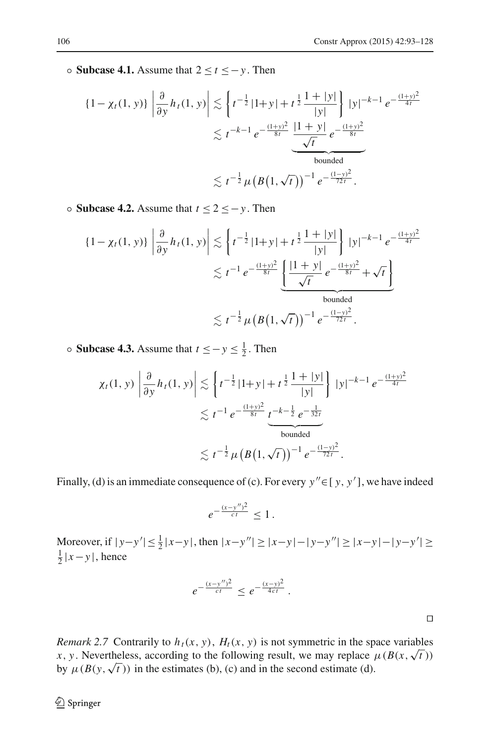∘ **Subcase 4.1.** Assume that $2 \leq t \leq -y$. Then

$$
\begin{aligned}
\{1-\chi_t(1,y)\}\left|\frac{\partial}{\partial y}h_t(1,y)\right| &\lesssim \left\{t^{-\frac{1}{2}}|1+y| + t^{\frac{1}{2}}\frac{1+|y|}{|y|}\right\}|y|^{-k-1}e^{-\frac{(1+y)^2}{4t}} \\
&\lesssim t^{-k-1}e^{-\frac{(1+y)^2}{8t}}\underbrace{\frac{|1+y|}{\sqrt{t}}e^{-\frac{(1+y)^2}{8t}}}_{\text{bounded}} \\
&\lesssim t^{-\frac{1}{2}}\mu\big(B\big(1,\sqrt{t}\big)\big)^{-1}e^{-\frac{(1-y)^2}{72t}}.
\end{aligned}
$$

∘ **Subcase 4.2.** Assume that $t \leq 2 \leq -y$. Then

$$
\begin{aligned}
\{1-\chi_t(1,y)\}\left|\frac{\partial}{\partial y}h_t(1,y)\right| &\lesssim \left\{t^{-\frac{1}{2}}|1+y| + t^{\frac{1}{2}}\frac{1+|y|}{|y|}\right\}|y|^{-k-1}e^{-\frac{(1+y)^2}{4t}} \\
&\lesssim t^{-1}e^{-\frac{(1+y)^2}{8t}}\underbrace{\left\{\frac{|1+y|}{\sqrt{t}}e^{-\frac{(1+y)^2}{8t}} + \sqrt{t}\right\}}_{\text{bounded}} \\
&\lesssim t^{-\frac{1}{2}}\mu\big(B\big(1,\sqrt{t}\big)\big)^{-1}e^{-\frac{(1-y)^2}{72t}}.
\end{aligned}
$$

∘ **Subcase 4.3.** Assume that $t \leq -y \leq \frac{1}{2}$. Then

$$
\begin{aligned}
\chi_t(1,y)\left|\frac{\partial}{\partial y}h_t(1,y)\right| &\lesssim \left\{t^{-\frac{1}{2}}|1+y| + t^{\frac{1}{2}}\frac{1+|y|}{|y|}\right\}|y|^{-k-1}e^{-\frac{(1+y)^2}{4t}} \\
&\lesssim t^{-1}e^{-\frac{(1+y)^2}{8t}}\underbrace{t^{-k-\frac{1}{2}}e^{-\frac{1}{32t}}}_{\text{bounded}} \\
&\lesssim t^{-\frac{1}{2}}\mu\big(B\big(1,\sqrt{t}\big)\big)^{-1}e^{-\frac{(1-y)^2}{72t}}.
\end{aligned}
$$

Finally, (d) is an immediate consequence of (c). For every $y'' \in [y, y']$, we have indeed

$$
e^{-\frac{(x-y'')^2}{ct}} \leq 1\,.
$$

Moreover, if $|y-y'| \leq \frac{1}{2}|x-y|$, then $|x-y''| \geq |x-y| - |y-y''| \geq |x-y| - |y-y'| \geq \frac{1}{2}|x-y|$, hence

$$
e^{-\frac{(x-y'')^2}{ct}} \leq e^{-\frac{(x-y)^2}{4ct}}\,.
$$

□

*Remark 2.7* Contrarily to $h_t(x,y)$, $H_t(x,y)$ is not symmetric in the space variables $x, y$. Nevertheless, according to the following result, we may replace $\mu(B(x,\sqrt{t}))$ by $\mu(B(y,\sqrt{t}))$ in the estimates (b), (c) and in the second estimate (d).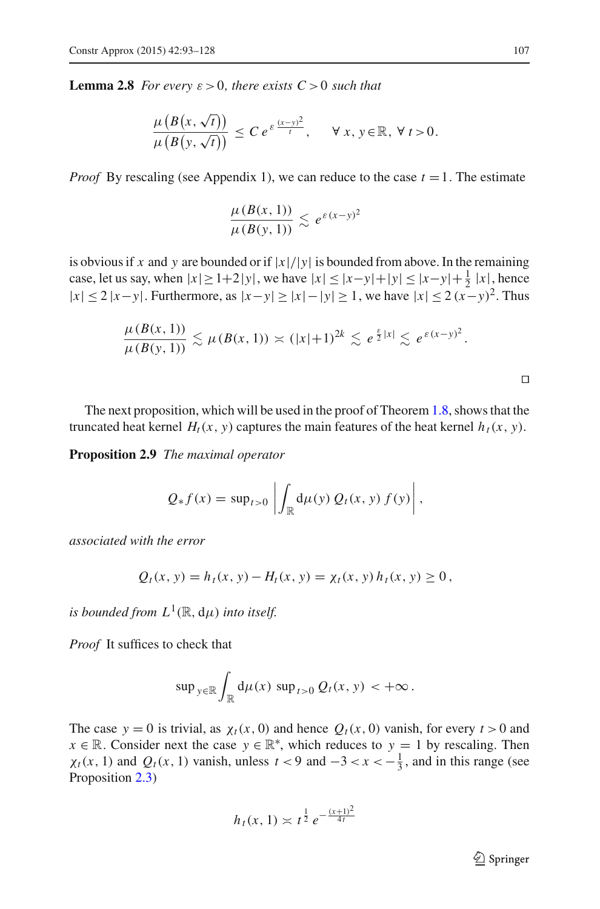**Lemma 2.8** *For every $\varepsilon > 0$, there exists $C > 0$ such that*

$$\frac{\mu\big(B\big(x,\sqrt{t}\big)\big)}{\mu\big(B\big(y,\sqrt{t}\big)\big)} \leq C\, e^{\varepsilon\,\frac{(x-y)^2}{t}}, \qquad \forall\, x, y \in \mathbb{R},\ \forall\, t > 0.$$

*Proof* By rescaling (see Appendix 1), we can reduce to the case $t = 1$. The estimate

$$\frac{\mu(B(x,1))}{\mu(B(y,1))} \lesssim e^{\varepsilon\,(x-y)^2}$$

is obvious if $x$ and $y$ are bounded or if $|x|/|y|$ is bounded from above. In the remaining case, let us say, when $|x| \geq 1+2|y|$, we have $|x| \leq |x-y|+|y| \leq |x-y|+\frac{1}{2}|x|$, hence $|x| \leq 2|x-y|$. Furthermore, as $|x-y| \geq |x|-|y| \geq 1$, we have $|x| \leq 2(x-y)^2$. Thus

$$\frac{\mu(B(x,1))}{\mu(B(y,1))} \lesssim \mu(B(x,1)) \asymp (|x|+1)^{2k} \lesssim e^{\frac{\varepsilon}{2}|x|} \lesssim e^{\varepsilon\,(x-y)^2}.$$

□

The next proposition, which will be used in the proof of Theorem 1.8, shows that the truncated heat kernel $H_t(x,y)$ captures the main features of the heat kernel $h_t(x,y)$.

**Proposition 2.9** *The maximal operator*

$$Q_* f(x) = \sup\nolimits_{t>0} \left| \int_{\mathbb{R}} \mathrm{d}\mu(y)\, Q_t(x,y)\, f(y) \right|,$$

*associated with the error*

$$Q_t(x,y) = h_t(x,y) - H_t(x,y) = \chi_t(x,y)\, h_t(x,y) \geq 0\,,$$

*is bounded from $L^1(\mathbb{R},\mathrm{d}\mu)$ into itself.*

*Proof* It suffices to check that

$$\sup\nolimits_{y\in\mathbb{R}} \int_{\mathbb{R}} \mathrm{d}\mu(x)\, \sup\nolimits_{t>0} Q_t(x,y) < +\infty\,.$$

The case $y = 0$ is trivial, as $\chi_t(x,0)$ and hence $Q_t(x,0)$ vanish, for every $t > 0$ and $x \in \mathbb{R}$. Consider next the case $y \in \mathbb{R}^*$, which reduces to $y = 1$ by rescaling. Then $\chi_t(x,1)$ and $Q_t(x,1)$ vanish, unless $t < 9$ and $-3 < x < -\frac{1}{3}$, and in this range (see Proposition 2.3)

$$h_t(x,1) \asymp t^{\frac{1}{2}}\, e^{-\frac{(x+1)^2}{4t}}$$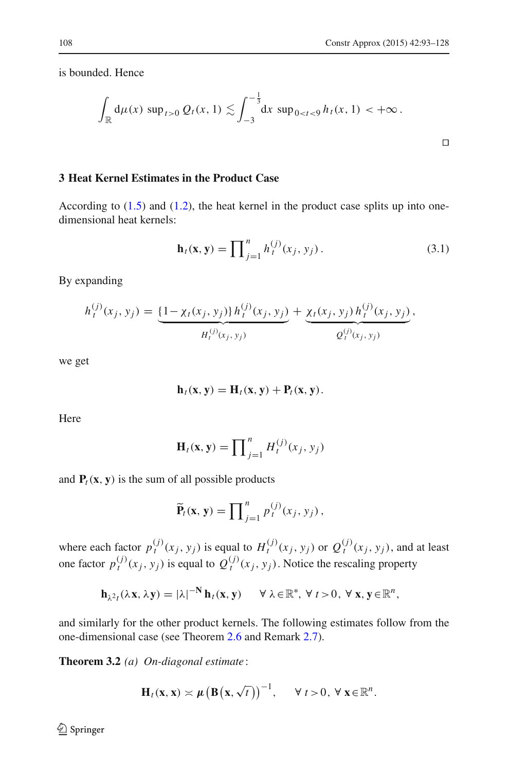is bounded. Hence

$$\int_{\mathbb{R}} \mathrm{d}\mu(x)\, \sup\nolimits_{t>0} Q_t(x,1) \lesssim \int_{-3}^{-\frac{1}{3}} \mathrm{d}x\, \sup\nolimits_{0<t<9} h_t(x,1) < +\infty\,.$$

□

## 3 Heat Kernel Estimates in the Product Case

According to (1.5) and (1.2), the heat kernel in the product case splits up into one-dimensional heat kernels:

$$\mathbf{h}_t(\mathbf{x},\mathbf{y}) = \prod\nolimits_{j=1}^{n} h_t^{(j)}(x_j,y_j)\,. \tag{3.1}$$

By expanding

$$h_t^{(j)}(x_j,y_j) = \underbrace{\{1-\chi_t(x_j,y_j)\}\,h_t^{(j)}(x_j,y_j)}_{H_t^{(j)}(x_j,y_j)} + \underbrace{\chi_t(x_j,y_j)\,h_t^{(j)}(x_j,y_j)}_{Q_t^{(j)}(x_j,y_j)},$$

we get

$$\mathbf{h}_t(\mathbf{x},\mathbf{y}) = \mathbf{H}_t(\mathbf{x},\mathbf{y}) + \mathbf{P}_t(\mathbf{x},\mathbf{y})\,.$$

Here

$$\mathbf{H}_t(\mathbf{x},\mathbf{y}) = \prod\nolimits_{j=1}^{n} H_t^{(j)}(x_j,y_j)$$

and $\mathbf{P}_t(\mathbf{x},\mathbf{y})$ is the sum of all possible products

$$\widetilde{\mathbf{P}}_t(\mathbf{x},\mathbf{y}) = \prod\nolimits_{j=1}^{n} p_t^{(j)}(x_j,y_j)\,,$$

where each factor $p_t^{(j)}(x_j,y_j)$ is equal to $H_t^{(j)}(x_j,y_j)$ or $Q_t^{(j)}(x_j,y_j)$, and at least one factor $p_t^{(j)}(x_j,y_j)$ is equal to $Q_t^{(j)}(x_j,y_j)$. Notice the rescaling property

$$\mathbf{h}_{\lambda^2 t}(\lambda\mathbf{x},\lambda\mathbf{y}) = |\lambda|^{-\mathbf{N}}\,\mathbf{h}_t(\mathbf{x},\mathbf{y}) \qquad \forall\,\lambda\in\mathbb{R}^*,\ \forall\,t>0,\ \forall\,\mathbf{x},\mathbf{y}\in\mathbb{R}^n,$$

and similarly for the other product kernels. The following estimates follow from the one-dimensional case (see Theorem 2.6 and Remark 2.7).

**Theorem 3.2** *(a) On-diagonal estimate*:

$$\mathbf{H}_t(\mathbf{x},\mathbf{x}) \asymp \boldsymbol{\mu}\big(\mathbf{B}\big(\mathbf{x},\sqrt{t}\big)\big)^{-1}, \qquad \forall\,t>0,\ \forall\,\mathbf{x}\in\mathbb{R}^n.$$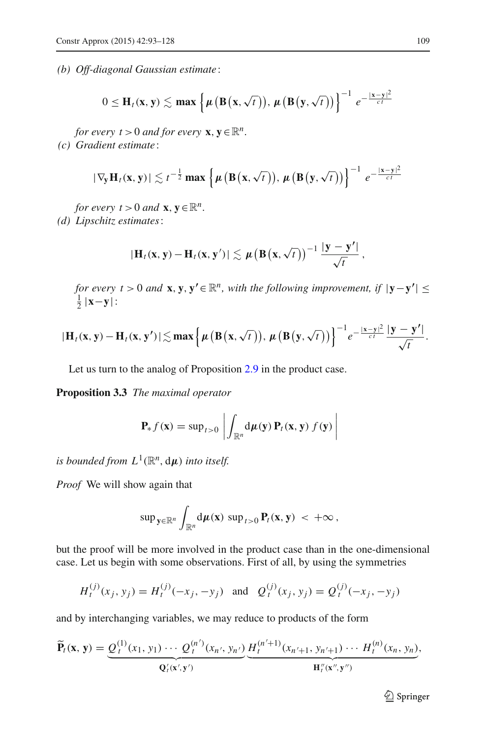*(b) Off-diagonal Gaussian estimate*:

$$0 \leq \mathbf{H}_t(\mathbf{x},\mathbf{y}) \lesssim \max\left\{\boldsymbol{\mu}\left(\mathbf{B}\left(\mathbf{x},\sqrt{t}\right)\right),\, \boldsymbol{\mu}\left(\mathbf{B}\left(\mathbf{y},\sqrt{t}\right)\right)\right\}^{-1} e^{-\frac{|\mathbf{x}-\mathbf{y}|^2}{ct}}$$

*for every* $t>0$ *and for every* $\mathbf{x},\mathbf{y}\in\mathbb{R}^n$.

*(c) Gradient estimate*:

$$|\nabla_{\mathbf{y}}\mathbf{H}_t(\mathbf{x},\mathbf{y})| \lesssim t^{-\frac{1}{2}} \max\left\{\boldsymbol{\mu}\left(\mathbf{B}\left(\mathbf{x},\sqrt{t}\right)\right),\, \boldsymbol{\mu}\left(\mathbf{B}\left(\mathbf{y},\sqrt{t}\right)\right)\right\}^{-1} e^{-\frac{|\mathbf{x}-\mathbf{y}|^2}{ct}}$$

*for every* $t>0$ *and* $\mathbf{x},\mathbf{y}\in\mathbb{R}^n$.

*(d) Lipschitz estimates*:

$$|\mathbf{H}_t(\mathbf{x},\mathbf{y}) - \mathbf{H}_t(\mathbf{x},\mathbf{y}')| \lesssim \boldsymbol{\mu}\left(\mathbf{B}\left(\mathbf{x},\sqrt{t}\right)\right)^{-1} \frac{|\mathbf{y}-\mathbf{y}'|}{\sqrt{t}},$$

*for every* $t>0$ *and* $\mathbf{x},\mathbf{y},\mathbf{y}'\in\mathbb{R}^n$, *with the following improvement, if* $|\mathbf{y}-\mathbf{y}'| \leq \frac{1}{2}|\mathbf{x}-\mathbf{y}|$:

$$|\mathbf{H}_t(\mathbf{x},\mathbf{y}) - \mathbf{H}_t(\mathbf{x},\mathbf{y}')| \lesssim \max\left\{\boldsymbol{\mu}\left(\mathbf{B}\left(\mathbf{x},\sqrt{t}\right)\right),\, \boldsymbol{\mu}\left(\mathbf{B}\left(\mathbf{y},\sqrt{t}\right)\right)\right\}^{-1} e^{-\frac{|\mathbf{x}-\mathbf{y}|^2}{ct}} \frac{|\mathbf{y}-\mathbf{y}'|}{\sqrt{t}}.$$

Let us turn to the analog of Proposition 2.9 in the product case.

**Proposition 3.3** *The maximal operator*

$$\mathbf{P}_* f(\mathbf{x}) = \sup\nolimits_{t>0} \left| \int_{\mathbb{R}^n} d\boldsymbol{\mu}(\mathbf{y})\, \mathbf{P}_t(\mathbf{x},\mathbf{y})\, f(\mathbf{y}) \right|$$

*is bounded from* $L^1(\mathbb{R}^n, d\boldsymbol{\mu})$ *into itself.*

*Proof* We will show again that

$$\sup\nolimits_{\mathbf{y}\in\mathbb{R}^n} \int_{\mathbb{R}^n} d\boldsymbol{\mu}(\mathbf{x})\, \sup\nolimits_{t>0} \mathbf{P}_t(\mathbf{x},\mathbf{y}) < +\infty,$$

but the proof will be more involved in the product case than in the one-dimensional case. Let us begin with some observations. First of all, by using the symmetries

$$H_t^{(j)}(x_j, y_j) = H_t^{(j)}(-x_j, -y_j) \quad \text{and} \quad Q_t^{(j)}(x_j, y_j) = Q_t^{(j)}(-x_j, -y_j)$$

and by interchanging variables, we may reduce to products of the form

$$\widetilde{\mathbf{P}}_t(\mathbf{x},\mathbf{y}) = \underbrace{Q_t^{(1)}(x_1,y_1)\cdots Q_t^{(n')}(x_{n'},y_{n'})}_{\mathbf{Q}'_t(\mathbf{x}',\mathbf{y}')} \underbrace{H_t^{(n'+1)}(x_{n'+1},y_{n'+1})\cdots H_t^{(n)}(x_n,y_n)}_{\mathbf{H}''_t(\mathbf{x}'',\mathbf{y}'')},$$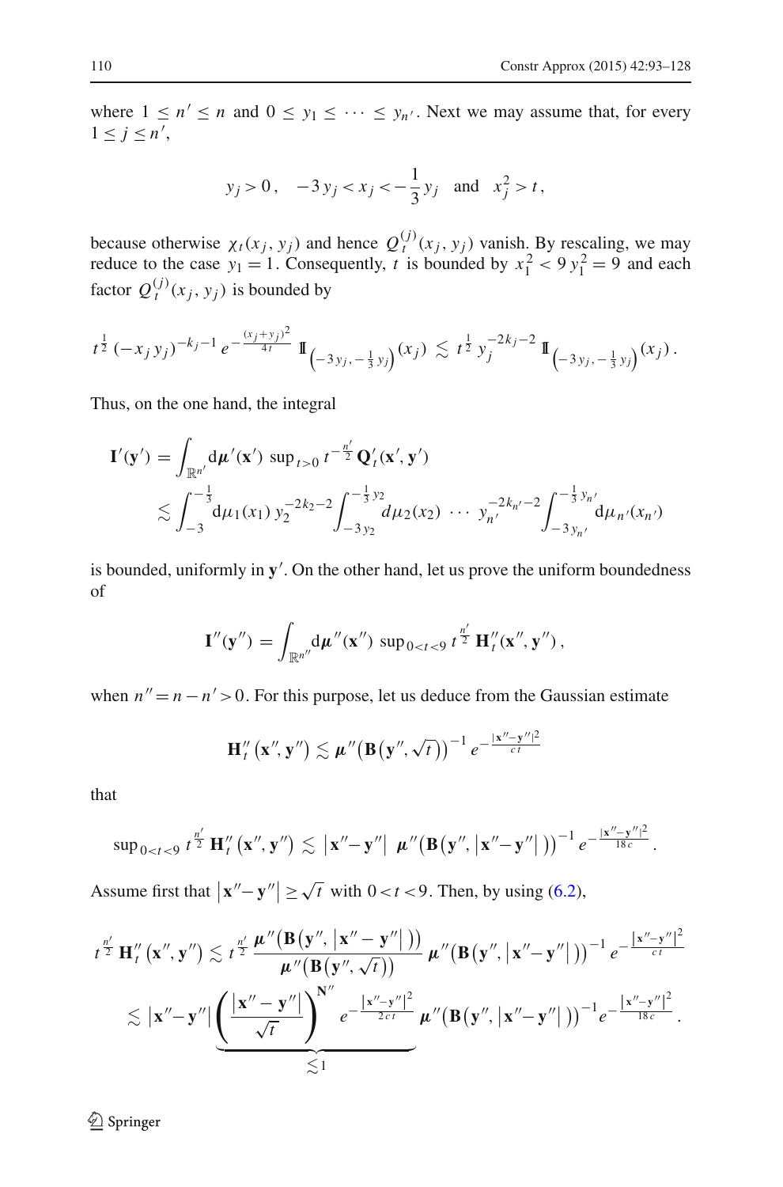where $1 \leq n' \leq n$ and $0 \leq y_1 \leq \cdots \leq y_{n'}$. Next we may assume that, for every $1 \leq j \leq n'$,

$$y_j > 0\,, \quad -3\,y_j < x_j < -\frac{1}{3}\,y_j \quad \text{and} \quad x_j^2 > t\,,$$

because otherwise $\chi_t(x_j, y_j)$ and hence $Q_t^{(j)}(x_j, y_j)$ vanish. By rescaling, we may reduce to the case $y_1 = 1$. Consequently, $t$ is bounded by $x_1^2 < 9\,y_1^2 = 9$ and each factor $Q_t^{(j)}(x_j, y_j)$ is bounded by

$$t^{\frac{1}{2}}\,(-x_j\,y_j)^{-k_j-1}\,e^{-\frac{(x_j+y_j)^2}{4t}}\;\mathbb{1}_{\left(-3\,y_j,\,-\frac{1}{3}\,y_j\right)}(x_j) \lesssim t^{\frac{1}{2}}\,y_j^{-2k_j-2}\;\mathbb{1}_{\left(-3\,y_j,\,-\frac{1}{3}\,y_j\right)}(x_j)\,.$$

Thus, on the one hand, the integral

$$\begin{aligned}\mathbf{I}'(\mathbf{y}') &= \int_{\mathbb{R}^{n'}} d\boldsymbol{\mu}'(\mathbf{x}')\,\sup\nolimits_{t>0}\,t^{-\frac{n'}{2}}\,\mathbf{Q}_t'(\mathbf{x}', \mathbf{y}')\\ &\lesssim \int_{-3}^{-\frac{1}{3}} d\mu_1(x_1)\,y_2^{-2k_2-2}\int_{-3\,y_2}^{-\frac{1}{3}\,y_2} d\mu_2(x_2)\,\cdots\,y_{n'}^{-2k_{n'}-2}\int_{-3\,y_{n'}}^{-\frac{1}{3}\,y_{n'}} d\mu_{n'}(x_{n'})\end{aligned}$$

is bounded, uniformly in $\mathbf{y}'$. On the other hand, let us prove the uniform boundedness of

$$\mathbf{I}''(\mathbf{y}'') = \int_{\mathbb{R}^{n''}} d\boldsymbol{\mu}''(\mathbf{x}'')\,\sup\nolimits_{0<t<9}\,t^{\frac{n'}{2}}\,\mathbf{H}_t''(\mathbf{x}'', \mathbf{y}'')\,,$$

when $n'' = n - n' > 0$. For this purpose, let us deduce from the Gaussian estimate

$$\mathbf{H}_t''\left(\mathbf{x}'', \mathbf{y}''\right) \lesssim \boldsymbol{\mu}''\!\left(\mathbf{B}\!\left(\mathbf{y}'', \sqrt{t}\right)\right)^{-1} e^{-\frac{|\mathbf{x}''-\mathbf{y}''|^2}{c\,t}}$$

that

$$\sup\nolimits_{0<t<9}\,t^{\frac{n'}{2}}\,\mathbf{H}_t''\left(\mathbf{x}'', \mathbf{y}''\right) \lesssim \left|\mathbf{x}''-\mathbf{y}''\right|\;\boldsymbol{\mu}''\!\left(\mathbf{B}\!\left(\mathbf{y}'', \left|\mathbf{x}''-\mathbf{y}''\right|\right)\right)^{-1} e^{-\frac{|\mathbf{x}''-\mathbf{y}''|^2}{18\,c}}\,.$$

Assume first that $\left|\mathbf{x}''-\mathbf{y}''\right| \geq \sqrt{t}$ with $0 < t < 9$. Then, by using (6.2),

$$\begin{aligned}t^{\frac{n'}{2}}\,\mathbf{H}_t''\left(\mathbf{x}'', \mathbf{y}''\right) &\lesssim t^{\frac{n'}{2}}\,\frac{\boldsymbol{\mu}''\!\left(\mathbf{B}\!\left(\mathbf{y}'', \left|\mathbf{x}''-\mathbf{y}''\right|\right)\right)}{\boldsymbol{\mu}''\!\left(\mathbf{B}\!\left(\mathbf{y}'', \sqrt{t}\right)\right)}\,\boldsymbol{\mu}''\!\left(\mathbf{B}\!\left(\mathbf{y}'', \left|\mathbf{x}''-\mathbf{y}''\right|\right)\right)^{-1} e^{-\frac{\left|\mathbf{x}''-\mathbf{y}''\right|^2}{c\,t}}\\ &\lesssim \left|\mathbf{x}''-\mathbf{y}''\right|\underbrace{\left(\frac{\left|\mathbf{x}''-\mathbf{y}''\right|}{\sqrt{t}}\right)^{\mathbf{N}''} e^{-\frac{\left|\mathbf{x}''-\mathbf{y}''\right|^2}{2\,c\,t}}}_{\lesssim 1}\,\boldsymbol{\mu}''\!\left(\mathbf{B}\!\left(\mathbf{y}'', \left|\mathbf{x}''-\mathbf{y}''\right|\right)\right)^{-1} e^{-\frac{\left|\mathbf{x}''-\mathbf{y}''\right|^2}{18\,c}}\,.\end{aligned}$$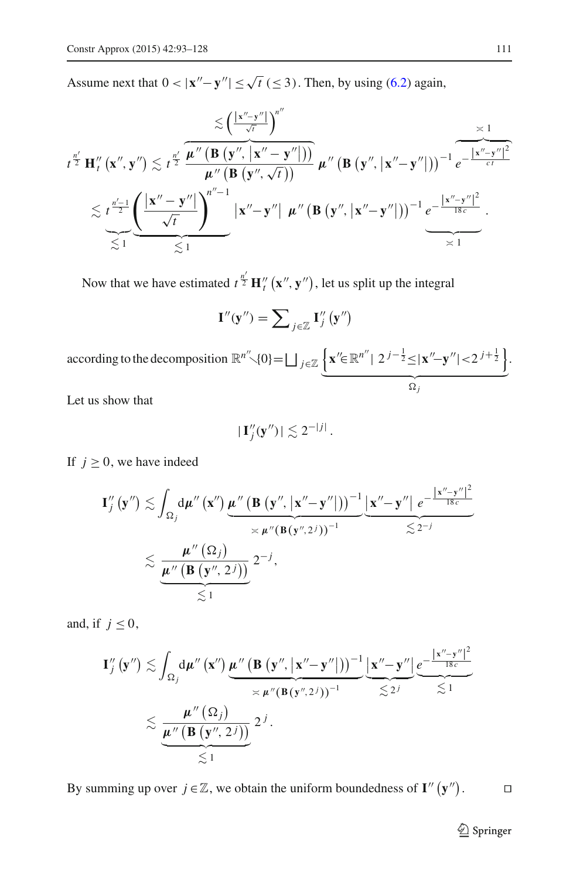Assume next that $0 < |\mathbf{x}''-\mathbf{y}''| \leq \sqrt{t}\ (\leq 3)$. Then, by using (6.2) again,

$$
\begin{aligned}
t^{\frac{n'}{2}}\,\mathbf{H}''_t\left(\mathbf{x}'',\mathbf{y}''\right) &\lesssim t^{\frac{n'}{2}} \overbrace{\frac{\boldsymbol{\mu}''\left(\mathbf{B}\left(\mathbf{y}'',|\mathbf{x}''-\mathbf{y}''|\right)\right)}{\boldsymbol{\mu}''\left(\mathbf{B}\left(\mathbf{y}'',\sqrt{t}\right)\right)}}^{\lesssim\left(\frac{|\mathbf{x}''-\mathbf{y}''|}{\sqrt{t}}\right)^{n''}} \boldsymbol{\mu}''\left(\mathbf{B}\left(\mathbf{y}'',|\mathbf{x}''-\mathbf{y}''|\right)\right)^{-1} \overbrace{e^{-\frac{|\mathbf{x}''-\mathbf{y}''|^2}{ct}}}^{\asymp 1} \\
&\lesssim \underbrace{t^{\frac{n'-1}{2}}}_{\lesssim 1} \underbrace{\left(\frac{|\mathbf{x}''-\mathbf{y}''|}{\sqrt{t}}\right)^{n''-1}}_{\lesssim 1} |\mathbf{x}''-\mathbf{y}''|\ \boldsymbol{\mu}''\left(\mathbf{B}\left(\mathbf{y}'',|\mathbf{x}''-\mathbf{y}''|\right)\right)^{-1} \underbrace{e^{-\frac{|\mathbf{x}''-\mathbf{y}''|^2}{18c}}}_{\asymp 1}.
\end{aligned}
$$

Now that we have estimated $t^{\frac{n'}{2}}\,\mathbf{H}''_t\left(\mathbf{x}'',\mathbf{y}''\right)$, let us split up the integral

$$
\mathbf{I}''(\mathbf{y}'') = \sum\nolimits_{j\in\mathbb{Z}} \mathbf{I}''_j\left(\mathbf{y}''\right)
$$

according to the decomposition $\mathbb{R}^{n''}\smallsetminus\{0\} = \bigsqcup_{j\in\mathbb{Z}} \underbrace{\left\{\mathbf{x}''\in\mathbb{R}^{n''} \mid 2^{j-\frac{1}{2}} \leq |\mathbf{x}''-\mathbf{y}''| < 2^{j+\frac{1}{2}}\right\}}_{\Omega_j}$.

Let us show that

$$
|\,\mathbf{I}''_j(\mathbf{y}'')\,| \lesssim 2^{-|j|}\,.
$$

If $j \geq 0$, we have indeed

$$
\begin{aligned}
\mathbf{I}''_j\left(\mathbf{y}''\right) &\lesssim \int_{\Omega_j} d\boldsymbol{\mu}''\left(\mathbf{x}''\right) \underbrace{\boldsymbol{\mu}''\left(\mathbf{B}\left(\mathbf{y}'',|\mathbf{x}''-\mathbf{y}''|\right)\right)^{-1}}_{\asymp\,\boldsymbol{\mu}''\left(\mathbf{B}\left(\mathbf{y}'',2^j\right)\right)^{-1}} \underbrace{|\mathbf{x}''-\mathbf{y}''|\ e^{-\frac{|\mathbf{x}''-\mathbf{y}''|^2}{18c}}}_{\lesssim 2^{-j}} \\
&\lesssim \underbrace{\frac{\boldsymbol{\mu}''\left(\Omega_j\right)}{\boldsymbol{\mu}''\left(\mathbf{B}\left(\mathbf{y}'',2^j\right)\right)}}_{\lesssim 1} 2^{-j},
\end{aligned}
$$

and, if $j \leq 0$,

$$
\begin{aligned}
\mathbf{I}''_j\left(\mathbf{y}''\right) &\lesssim \int_{\Omega_j} d\boldsymbol{\mu}''\left(\mathbf{x}''\right) \underbrace{\boldsymbol{\mu}''\left(\mathbf{B}\left(\mathbf{y}'',|\mathbf{x}''-\mathbf{y}''|\right)\right)^{-1}}_{\asymp\,\boldsymbol{\mu}''\left(\mathbf{B}\left(\mathbf{y}'',2^j\right)\right)^{-1}} \underbrace{|\mathbf{x}''-\mathbf{y}''|}_{\lesssim 2^j} \underbrace{e^{-\frac{|\mathbf{x}''-\mathbf{y}''|^2}{18c}}}_{\lesssim 1} \\
&\lesssim \underbrace{\frac{\boldsymbol{\mu}''\left(\Omega_j\right)}{\boldsymbol{\mu}''\left(\mathbf{B}\left(\mathbf{y}'',2^j\right)\right)}}_{\lesssim 1} 2^{j}.
\end{aligned}
$$

By summing up over $j\in\mathbb{Z}$, we obtain the uniform boundedness of $\mathbf{I}''\left(\mathbf{y}''\right)$. $\square$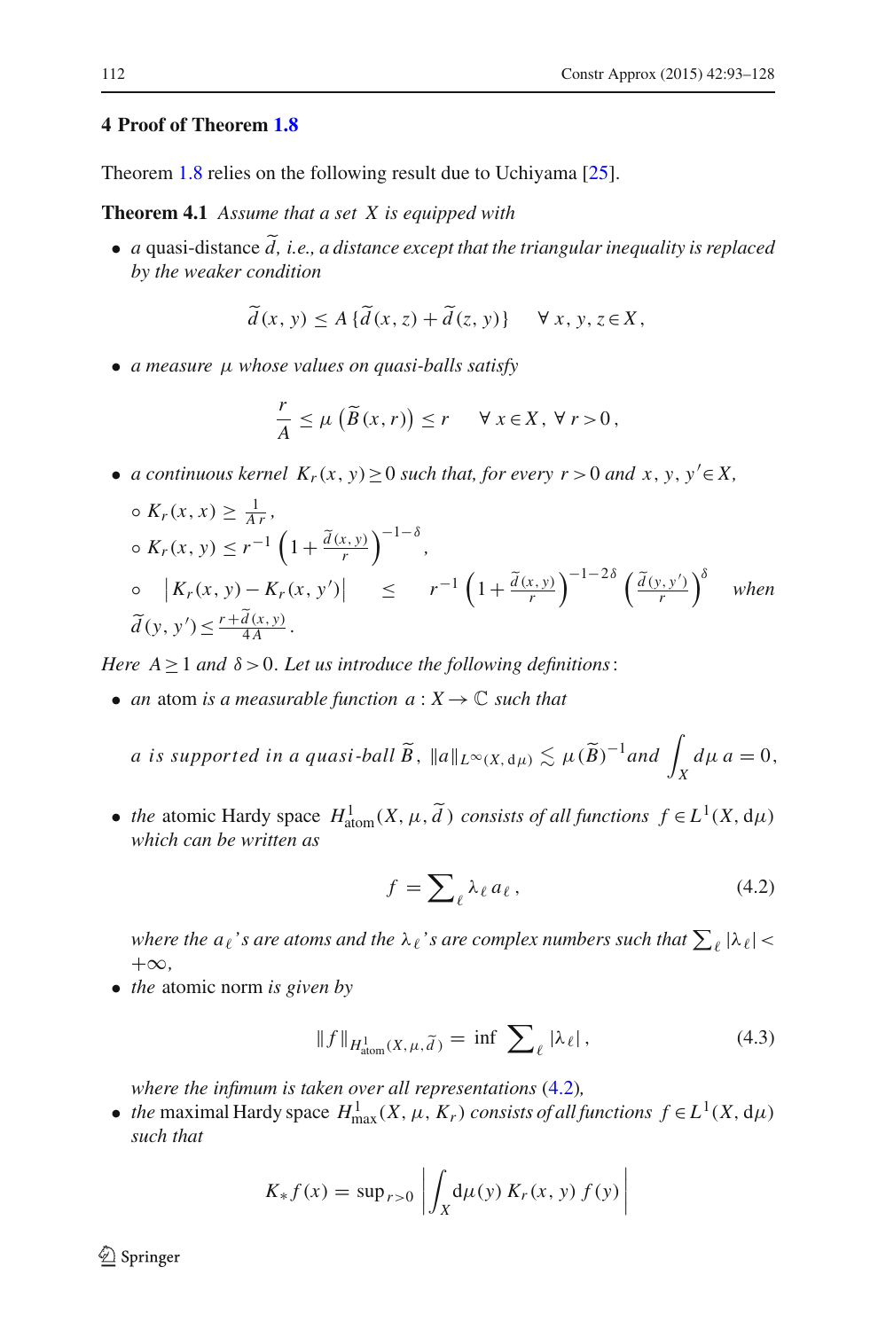## 4 Proof of Theorem 1.8

Theorem 1.8 relies on the following result due to Uchiyama [25].

**Theorem 4.1** *Assume that a set $X$ is equipped with*

- *a* quasi-distance $\widetilde{d}$, *i.e., a distance except that the triangular inequality is replaced by the weaker condition*

$$\widetilde{d}(x,y) \leq A\,\{\widetilde{d}(x,z) + \widetilde{d}(z,y)\} \quad \forall\, x,y,z \in X,$$

- *a measure $\mu$ whose values on quasi-balls satisfy*

$$\frac{r}{A} \leq \mu\left(\widetilde{B}(x,r)\right) \leq r \quad \forall\, x \in X,\ \forall\, r > 0,$$

- *a continuous kernel $K_r(x,y) \geq 0$ such that, for every $r > 0$ and $x, y, y' \in X$,*
  - $K_r(x,x) \geq \frac{1}{Ar}$,
  - $K_r(x,y) \leq r^{-1}\left(1 + \frac{\widetilde{d}(x,y)}{r}\right)^{-1-\delta}$,
  - $\left|K_r(x,y) - K_r(x,y')\right| \leq r^{-1}\left(1 + \frac{\widetilde{d}(x,y)}{r}\right)^{-1-2\delta}\left(\frac{\widetilde{d}(y,y')}{r}\right)^{\delta}$ *when* $\widetilde{d}(y,y') \leq \frac{r + \widetilde{d}(x,y)}{4A}$.

*Here $A \geq 1$ and $\delta > 0$. Let us introduce the following definitions*:

- *an* atom *is a measurable function $a : X \to \mathbb{C}$ such that*

$$a \text{ is supported in a quasi-ball } \widetilde{B},\ \|a\|_{L^\infty(X,\mathrm{d}\mu)} \lesssim \mu(\widetilde{B})^{-1} \text{and } \int_X d\mu\, a = 0,$$

- *the* atomic Hardy space $H^1_{\mathrm{atom}}(X,\mu,\widetilde{d})$ *consists of all functions $f \in L^1(X,\mathrm{d}\mu)$ which can be written as*

$$f = \sum\nolimits_{\ell} \lambda_\ell\, a_\ell\,, \tag{4.2}$$

*where the $a_\ell$'s are atoms and the $\lambda_\ell$'s are complex numbers such that $\sum_\ell |\lambda_\ell| < +\infty$,*

- *the* atomic norm *is given by*

$$\|f\|_{H^1_{\mathrm{atom}}(X,\mu,\widetilde{d})} = \inf \sum\nolimits_{\ell} |\lambda_\ell|\,, \tag{4.3}$$

*where the infimum is taken over all representations (4.2),*

- *the* maximal Hardy space $H^1_{\max}(X,\mu,K_r)$ *consists of all functions $f \in L^1(X,\mathrm{d}\mu)$ such that*

$$K_* f(x) = \sup\nolimits_{r>0} \left| \int_X \mathrm{d}\mu(y)\, K_r(x,y)\, f(y) \right|$$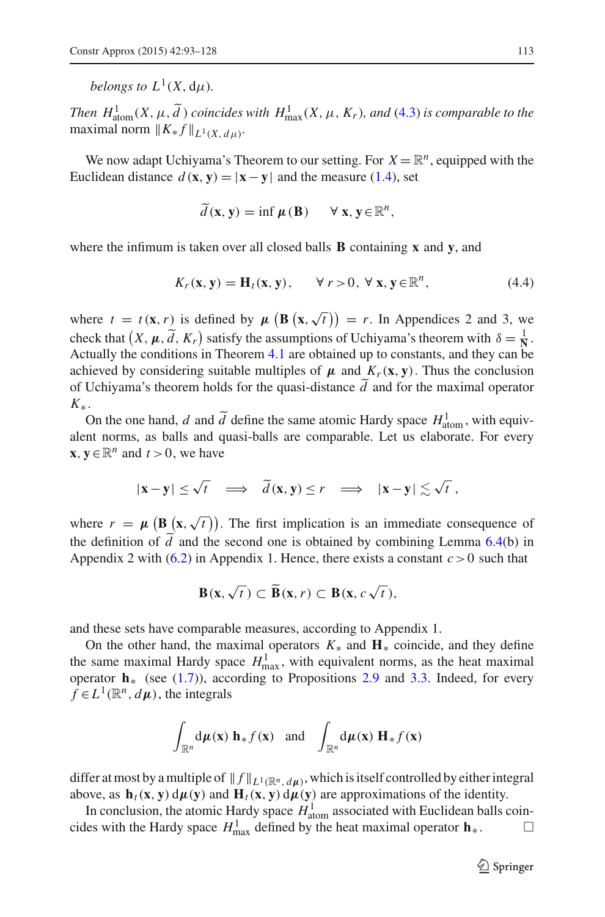*belongs to* $L^1(X, \mathrm{d}\mu)$.

*Then* $H^1_{\mathrm{atom}}(X, \mu, \widetilde{d}\,)$ *coincides with* $H^1_{\max}(X, \mu, K_r)$*, and* (4.3) *is comparable to the* maximal norm $\|K_* f\|_{L^1(X,d\mu)}$.

We now adapt Uchiyama's Theorem to our setting. For $X = \mathbb{R}^n$, equipped with the Euclidean distance $d(\mathbf{x}, \mathbf{y}) = |\mathbf{x} - \mathbf{y}|$ and the measure (1.4), set

$$\widetilde{d}(\mathbf{x}, \mathbf{y}) = \inf \boldsymbol{\mu}(\mathbf{B}) \qquad \forall\, \mathbf{x}, \mathbf{y} \in \mathbb{R}^n,$$

where the infimum is taken over all closed balls $\mathbf{B}$ containing $\mathbf{x}$ and $\mathbf{y}$, and

$$K_r(\mathbf{x}, \mathbf{y}) = \mathbf{H}_t(\mathbf{x}, \mathbf{y}), \qquad \forall\, r > 0,\ \forall\, \mathbf{x}, \mathbf{y} \in \mathbb{R}^n, \tag{4.4}$$

where $t = t(\mathbf{x}, r)$ is defined by $\boldsymbol{\mu}\left(\mathbf{B}\left(\mathbf{x}, \sqrt{t}\right)\right) = r$. In Appendices 2 and 3, we check that $\left(X, \boldsymbol{\mu}, \widetilde{d}, K_r\right)$ satisfy the assumptions of Uchiyama's theorem with $\delta = \frac{1}{\mathbf{N}}$. Actually the conditions in Theorem 4.1 are obtained up to constants, and they can be achieved by considering suitable multiples of $\boldsymbol{\mu}$ and $K_r(\mathbf{x}, \mathbf{y})$. Thus the conclusion of Uchiyama's theorem holds for the quasi-distance $\widetilde{d}$ and for the maximal operator $K_*$.

On the one hand, $d$ and $\widetilde{d}$ define the same atomic Hardy space $H^1_{\mathrm{atom}}$, with equivalent norms, as balls and quasi-balls are comparable. Let us elaborate. For every $\mathbf{x}, \mathbf{y} \in \mathbb{R}^n$ and $t > 0$, we have

$$|\mathbf{x} - \mathbf{y}| \le \sqrt{t} \quad\Longrightarrow\quad \widetilde{d}(\mathbf{x}, \mathbf{y}) \le r \quad\Longrightarrow\quad |\mathbf{x} - \mathbf{y}| \lesssim \sqrt{t}\,,$$

where $r = \boldsymbol{\mu}\left(\mathbf{B}\left(\mathbf{x}, \sqrt{t}\right)\right)$. The first implication is an immediate consequence of the definition of $\widetilde{d}$ and the second one is obtained by combining Lemma 6.4(b) in Appendix 2 with (6.2) in Appendix 1. Hence, there exists a constant $c > 0$ such that

$$\mathbf{B}(\mathbf{x}, \sqrt{t}\,) \subset \widetilde{\mathbf{B}}(\mathbf{x}, r) \subset \mathbf{B}(\mathbf{x}, c\sqrt{t}\,),$$

and these sets have comparable measures, according to Appendix 1.

On the other hand, the maximal operators $K_*$ and $\mathbf{H}_*$ coincide, and they define the same maximal Hardy space $H^1_{\max}$, with equivalent norms, as the heat maximal operator $\mathbf{h}_*$ (see (1.7)), according to Propositions 2.9 and 3.3. Indeed, for every $f \in L^1(\mathbb{R}^n, d\boldsymbol{\mu})$, the integrals

$$\int_{\mathbb{R}^n} \mathrm{d}\boldsymbol{\mu}(\mathbf{x})\ \mathbf{h}_* f(\mathbf{x}) \quad \text{and} \quad \int_{\mathbb{R}^n} \mathrm{d}\boldsymbol{\mu}(\mathbf{x})\ \mathbf{H}_* f(\mathbf{x})$$

differ at most by a multiple of $\|f\|_{L^1(\mathbb{R}^n, d\boldsymbol{\mu})}$, which is itself controlled by either integral above, as $\mathbf{h}_t(\mathbf{x}, \mathbf{y})\, \mathrm{d}\boldsymbol{\mu}(\mathbf{y})$ and $\mathbf{H}_t(\mathbf{x}, \mathbf{y})\, \mathrm{d}\boldsymbol{\mu}(\mathbf{y})$ are approximations of the identity.

In conclusion, the atomic Hardy space $H^1_{\mathrm{atom}}$ associated with Euclidean balls coincides with the Hardy space $H^1_{\max}$ defined by the heat maximal operator $\mathbf{h}_*$. □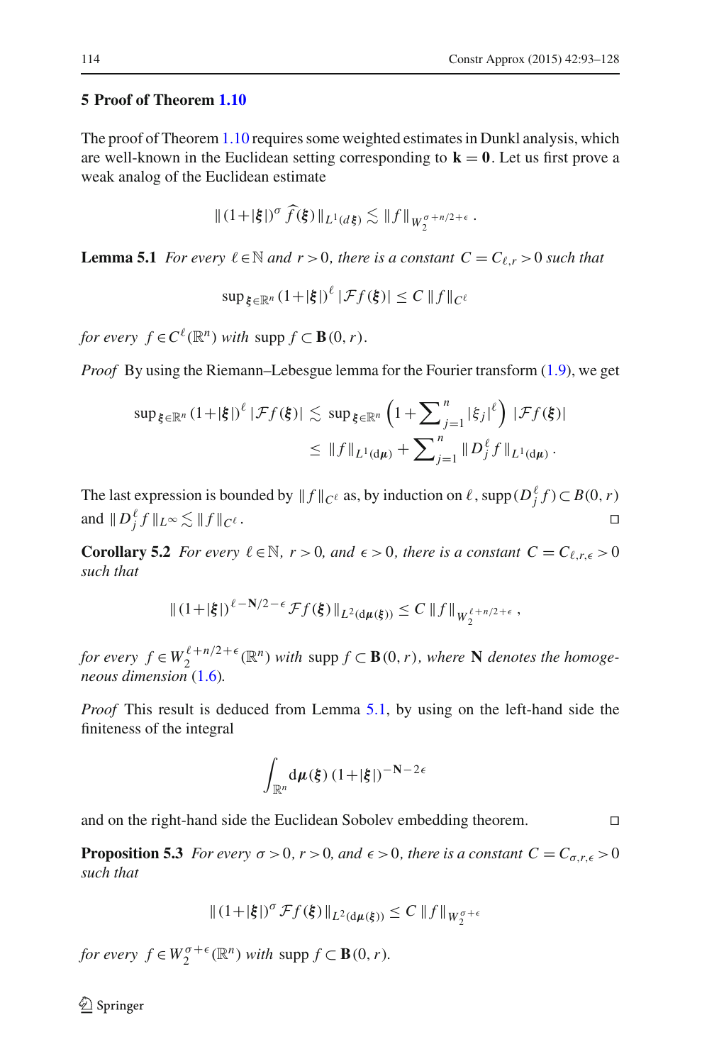## 5 Proof of Theorem 1.10

The proof of Theorem 1.10 requires some weighted estimates in Dunkl analysis, which are well-known in the Euclidean setting corresponding to $\mathbf{k} = \mathbf{0}$. Let us first prove a weak analog of the Euclidean estimate

$$\|(1+|\boldsymbol{\xi}|)^{\sigma}\,\widehat{f}(\boldsymbol{\xi})\|_{L^1(d\boldsymbol{\xi})} \lesssim \|f\|_{W_2^{\sigma+n/2+\epsilon}}\,.$$

**Lemma 5.1** *For every $\ell \in \mathbb{N}$ and $r>0$, there is a constant $C = C_{\ell,r} > 0$ such that*

$$\sup_{\boldsymbol{\xi}\in\mathbb{R}^n}(1+|\boldsymbol{\xi}|)^{\ell}\,|\mathcal{F}f(\boldsymbol{\xi})| \leq C\,\|f\|_{C^{\ell}}$$

*for every $f \in C^{\ell}(\mathbb{R}^n)$ with $\operatorname{supp} f \subset \mathbf{B}(0,r)$.*

*Proof* By using the Riemann–Lebesgue lemma for the Fourier transform (1.9), we get

$$\begin{aligned}
\sup_{\boldsymbol{\xi}\in\mathbb{R}^n}(1+|\boldsymbol{\xi}|)^{\ell}\,|\mathcal{F}f(\boldsymbol{\xi})| &\lesssim \sup_{\boldsymbol{\xi}\in\mathbb{R}^n}\Big(1+\sum\nolimits_{j=1}^{n}|\xi_j|^{\ell}\Big)\,|\mathcal{F}f(\boldsymbol{\xi})| \\
&\leq \|f\|_{L^1(\mathrm{d}\boldsymbol{\mu})} + \sum\nolimits_{j=1}^{n}\|D_j^{\ell}f\|_{L^1(\mathrm{d}\boldsymbol{\mu})}\,.
\end{aligned}$$

The last expression is bounded by $\|f\|_{C^{\ell}}$ as, by induction on $\ell$, $\operatorname{supp}(D_j^{\ell}f) \subset B(0,r)$ and $\|D_j^{\ell}f\|_{L^{\infty}} \lesssim \|f\|_{C^{\ell}}$. $\square$

**Corollary 5.2** *For every $\ell \in \mathbb{N}$, $r>0$, and $\epsilon>0$, there is a constant $C = C_{\ell,r,\epsilon} > 0$ such that*

$$\|(1+|\boldsymbol{\xi}|)^{\ell-\mathbf{N}/2-\epsilon}\,\mathcal{F}f(\boldsymbol{\xi})\|_{L^2(\mathrm{d}\boldsymbol{\mu}(\boldsymbol{\xi}))} \leq C\,\|f\|_{W_2^{\ell+n/2+\epsilon}}\,,$$

*for every $f \in W_2^{\ell+n/2+\epsilon}(\mathbb{R}^n)$ with $\operatorname{supp} f \subset \mathbf{B}(0,r)$, where $\mathbf{N}$ denotes the homogeneous dimension (1.6).*

*Proof* This result is deduced from Lemma 5.1, by using on the left-hand side the finiteness of the integral

$$\int_{\mathbb{R}^n}\mathrm{d}\boldsymbol{\mu}(\boldsymbol{\xi})\,(1+|\boldsymbol{\xi}|)^{-\mathbf{N}-2\epsilon}$$

and on the right-hand side the Euclidean Sobolev embedding theorem. $\square$

**Proposition 5.3** *For every $\sigma>0$, $r>0$, and $\epsilon>0$, there is a constant $C = C_{\sigma,r,\epsilon} > 0$ such that*

$$\|(1+|\boldsymbol{\xi}|)^{\sigma}\,\mathcal{F}f(\boldsymbol{\xi})\|_{L^2(\mathrm{d}\boldsymbol{\mu}(\boldsymbol{\xi}))} \leq C\,\|f\|_{W_2^{\sigma+\epsilon}}$$

*for every $f \in W_2^{\sigma+\epsilon}(\mathbb{R}^n)$ with $\operatorname{supp} f \subset \mathbf{B}(0,r)$.*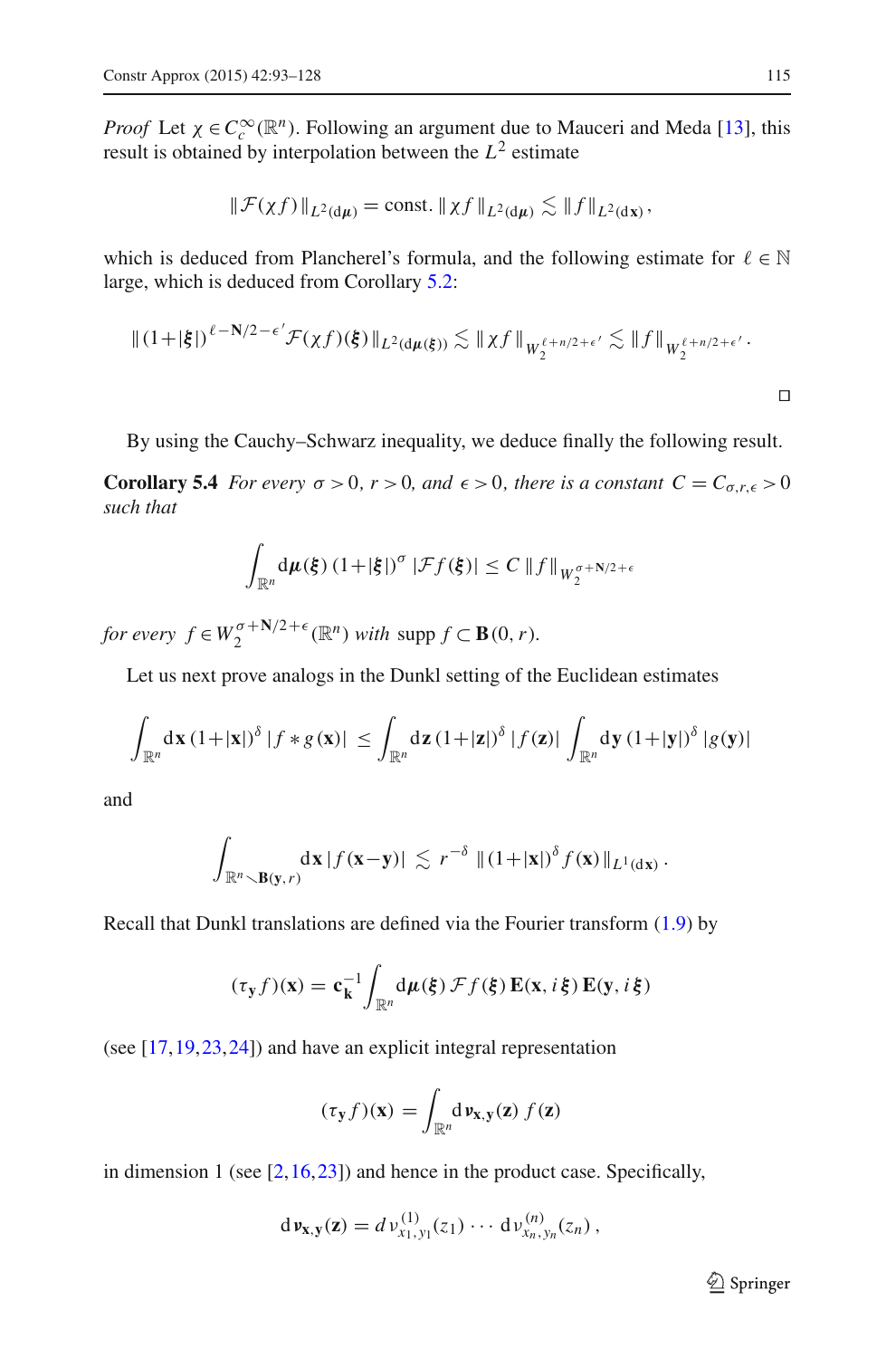*Proof* Let $\chi \in C_c^\infty(\mathbb{R}^n)$. Following an argument due to Mauceri and Meda [13], this result is obtained by interpolation between the $L^2$ estimate

$$\|\mathcal{F}(\chi f)\|_{L^2(\mathrm{d}\boldsymbol{\mu})} = \text{const.}\, \|\chi f\|_{L^2(\mathrm{d}\boldsymbol{\mu})} \lesssim \|f\|_{L^2(\mathrm{d}\mathbf{x})},$$

which is deduced from Plancherel's formula, and the following estimate for $\ell \in \mathbb{N}$ large, which is deduced from Corollary 5.2:

$$\|(1+|\boldsymbol{\xi}|)^{\ell-\mathbf{N}/2-\epsilon'}\mathcal{F}(\chi f)(\boldsymbol{\xi})\|_{L^2(\mathrm{d}\boldsymbol{\mu}(\boldsymbol{\xi}))} \lesssim \|\chi f\|_{W_2^{\ell+n/2+\epsilon'}} \lesssim \|f\|_{W_2^{\ell+n/2+\epsilon'}}.$$

□

By using the Cauchy–Schwarz inequality, we deduce finally the following result.

**Corollary 5.4** *For every $\sigma > 0$, $r > 0$, and $\epsilon > 0$, there is a constant $C = C_{\sigma,r,\epsilon} > 0$ such that*

$$\int_{\mathbb{R}^n} \mathrm{d}\boldsymbol{\mu}(\boldsymbol{\xi})\,(1+|\boldsymbol{\xi}|)^\sigma\,|\mathcal{F}f(\boldsymbol{\xi})| \leq C\,\|f\|_{W_2^{\sigma+\mathbf{N}/2+\epsilon}}$$

*for every $f \in W_2^{\sigma+\mathbf{N}/2+\epsilon}(\mathbb{R}^n)$ with* $\operatorname{supp} f \subset \mathbf{B}(0,r)$.

Let us next prove analogs in the Dunkl setting of the Euclidean estimates

$$\int_{\mathbb{R}^n} \mathrm{d}\mathbf{x}\,(1+|\mathbf{x}|)^\delta\,|f*g\,(\mathbf{x})| \leq \int_{\mathbb{R}^n} \mathrm{d}\mathbf{z}\,(1+|\mathbf{z}|)^\delta\,|f(\mathbf{z})| \int_{\mathbb{R}^n} \mathrm{d}\mathbf{y}\,(1+|\mathbf{y}|)^\delta\,|g(\mathbf{y})|$$

and

$$\int_{\mathbb{R}^n\smallsetminus\mathbf{B}(\mathbf{y},r)} \mathrm{d}\mathbf{x}\,|f(\mathbf{x}-\mathbf{y})| \lesssim r^{-\delta}\,\|(1+|\mathbf{x}|)^\delta f(\mathbf{x})\|_{L^1(\mathrm{d}\mathbf{x})}.$$

Recall that Dunkl translations are defined via the Fourier transform (1.9) by

$$(\tau_{\mathbf{y}} f)(\mathbf{x}) = \mathbf{c}_{\mathbf{k}}^{-1} \int_{\mathbb{R}^n} \mathrm{d}\boldsymbol{\mu}(\boldsymbol{\xi})\,\mathcal{F}f(\boldsymbol{\xi})\,\mathbf{E}(\mathbf{x},i\,\boldsymbol{\xi})\,\mathbf{E}(\mathbf{y},i\,\boldsymbol{\xi})$$

(see [17,19,23,24]) and have an explicit integral representation

$$(\tau_{\mathbf{y}} f)(\mathbf{x}) = \int_{\mathbb{R}^n} \mathrm{d}\boldsymbol{\nu}_{\mathbf{x},\mathbf{y}}(\mathbf{z})\,f(\mathbf{z})$$

in dimension 1 (see [2,16,23]) and hence in the product case. Specifically,

$$\mathrm{d}\boldsymbol{\nu}_{\mathbf{x},\mathbf{y}}(\mathbf{z}) = d\nu_{x_1,y_1}^{(1)}(z_1)\cdots \mathrm{d}\nu_{x_n,y_n}^{(n)}(z_n),$$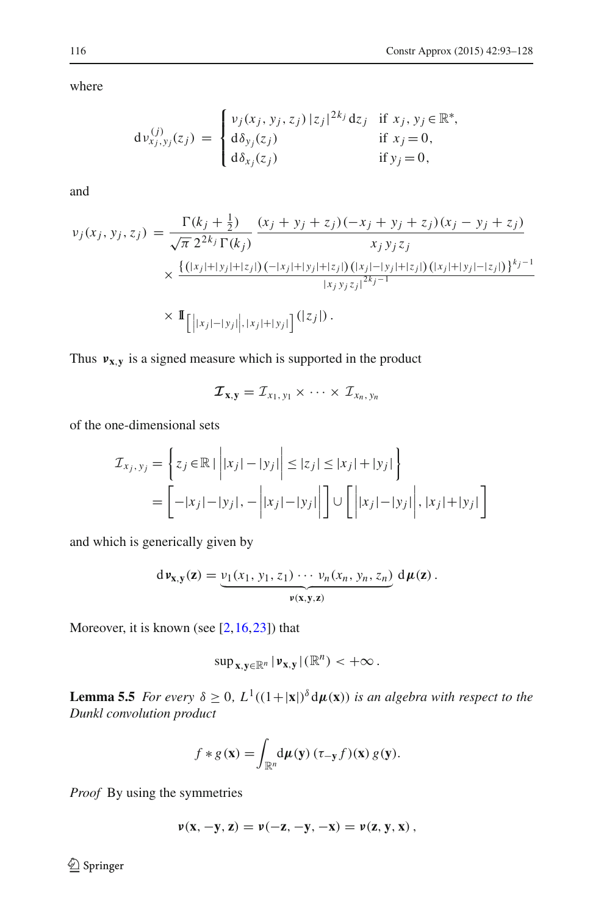where

$$
d\nu^{(j)}_{x_j,y_j}(z_j) = \begin{cases} \nu_j(x_j,y_j,z_j)\,|z_j|^{2k_j}\,dz_j & \text{if } x_j,y_j\in\mathbb{R}^*,\\ d\delta_{y_j}(z_j) & \text{if } x_j=0,\\ d\delta_{x_j}(z_j) & \text{if } y_j=0,\end{cases}
$$

and

$$
\begin{aligned}
\nu_j(x_j,y_j,z_j) &= \frac{\Gamma(k_j+\frac{1}{2})}{\sqrt{\pi}\,2^{2k_j}\,\Gamma(k_j)}\,\frac{(x_j+y_j+z_j)(-x_j+y_j+z_j)(x_j-y_j+z_j)}{x_j\,y_j\,z_j}\\
&\quad\times\frac{\{(|x_j|+|y_j|+|z_j|)(-|x_j|+|y_j|+|z_j|)(|x_j|-|y_j|+|z_j|)(|x_j|+|y_j|-|z_j|)\}^{k_j-1}}{|x_j\,y_j\,z_j|^{2k_j-1}}\\
&\quad\times\mathbb{1}_{\left[\left||x_j|-|y_j|\right|,\,|x_j|+|y_j|\right]}(|z_j|)\,.
\end{aligned}
$$

Thus $\boldsymbol{\nu}_{\mathbf{x},\mathbf{y}}$ is a signed measure which is supported in the product

$$
\boldsymbol{\mathcal{I}}_{\mathbf{x},\mathbf{y}} = \mathcal{I}_{x_1,y_1}\times\cdots\times\mathcal{I}_{x_n,y_n}
$$

of the one-dimensional sets

$$
\begin{aligned}
\mathcal{I}_{x_j,y_j} &= \left\{z_j\in\mathbb{R}\;\middle|\;\left||x_j|-|y_j|\right|\le|z_j|\le|x_j|+|y_j|\right\}\\
&= \left[-|x_j|-|y_j|,\,-\left||x_j|-|y_j|\right|\right]\cup\left[\left||x_j|-|y_j|\right|,\,|x_j|+|y_j|\right]
\end{aligned}
$$

and which is generically given by

$$
d\boldsymbol{\nu}_{\mathbf{x},\mathbf{y}}(\mathbf{z}) = \underbrace{\nu_1(x_1,y_1,z_1)\cdots\nu_n(x_n,y_n,z_n)}_{\boldsymbol{\nu}(\mathbf{x},\mathbf{y},\mathbf{z})}\,d\boldsymbol{\mu}(\mathbf{z})\,.
$$

Moreover, it is known (see [2,16,23]) that

$$
\sup\nolimits_{\mathbf{x},\mathbf{y}\in\mathbb{R}^n}|\boldsymbol{\nu}_{\mathbf{x},\mathbf{y}}|(\mathbb{R}^n) < +\infty\,.
$$

**Lemma 5.5** *For every* $\delta\ge 0$, $L^1((1+|\mathbf{x}|)^\delta d\boldsymbol{\mu}(\mathbf{x}))$ *is an algebra with respect to the Dunkl convolution product*

$$
f*g(\mathbf{x}) = \int_{\mathbb{R}^n} d\boldsymbol{\mu}(\mathbf{y})\,(\tau_{-\mathbf{y}}f)(\mathbf{x})\,g(\mathbf{y}).
$$

*Proof* By using the symmetries

$$
\boldsymbol{\nu}(\mathbf{x},-\mathbf{y},\mathbf{z}) = \boldsymbol{\nu}(-\mathbf{z},-\mathbf{y},-\mathbf{x}) = \boldsymbol{\nu}(\mathbf{z},\mathbf{y},\mathbf{x})\,,
$$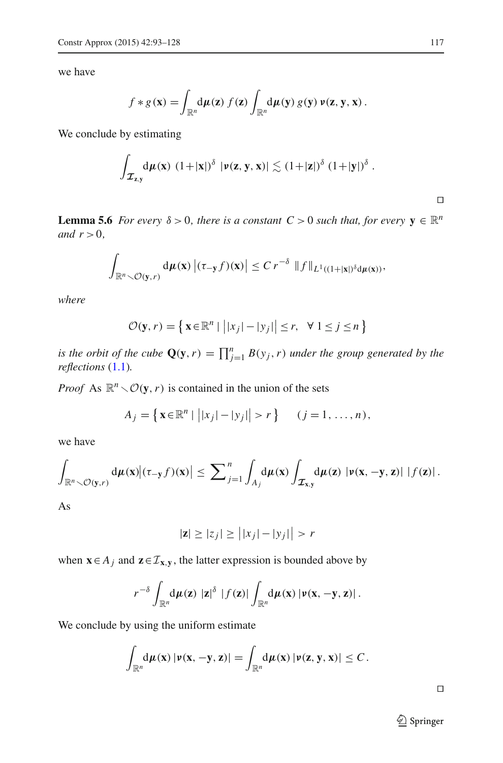we have

$$f * g(\mathbf{x}) = \int_{\mathbb{R}^n} \mathrm{d}\boldsymbol{\mu}(\mathbf{z})\, f(\mathbf{z}) \int_{\mathbb{R}^n} \mathrm{d}\boldsymbol{\mu}(\mathbf{y})\, g(\mathbf{y})\, \boldsymbol{\nu}(\mathbf{z}, \mathbf{y}, \mathbf{x})\,.$$

We conclude by estimating

$$\int_{\boldsymbol{\mathcal{I}}_{\mathbf{z},\mathbf{y}}} \mathrm{d}\boldsymbol{\mu}(\mathbf{x})\; (1+|\mathbf{x}|)^{\delta}\; |\boldsymbol{\nu}(\mathbf{z}, \mathbf{y}, \mathbf{x})| \lesssim (1+|\mathbf{z}|)^{\delta}\; (1+|\mathbf{y}|)^{\delta}\,.$$

□

**Lemma 5.6** *For every $\delta > 0$, there is a constant $C > 0$ such that, for every $\mathbf{y} \in \mathbb{R}^n$ and $r > 0$,*

$$\int_{\mathbb{R}^n \smallsetminus \mathcal{O}(\mathbf{y}, r)} \mathrm{d}\boldsymbol{\mu}(\mathbf{x}) \left|(\tau_{-\mathbf{y}} f)(\mathbf{x})\right| \leq C\, r^{-\delta}\; \|f\|_{L^1((1+|\mathbf{x}|)^{\delta} \mathrm{d}\boldsymbol{\mu}(\mathbf{x}))},$$

*where*

$$\mathcal{O}(\mathbf{y}, r) = \left\{ \mathbf{x} \in \mathbb{R}^n \mid \left||x_j| - |y_j|\right| \leq r, \quad \forall\, 1 \leq j \leq n \right\}$$

*is the orbit of the cube $\mathbf{Q}(\mathbf{y}, r) = \prod_{j=1}^{n} B(y_j, r)$ under the group generated by the reflections* (1.1)*.*

*Proof* As $\mathbb{R}^n \smallsetminus \mathcal{O}(\mathbf{y}, r)$ is contained in the union of the sets

$$A_j = \left\{ \mathbf{x} \in \mathbb{R}^n \mid \left||x_j| - |y_j|\right| > r \right\} \qquad (j = 1, \ldots, n),$$

we have

$$\int_{\mathbb{R}^n \smallsetminus \mathcal{O}(\mathbf{y}, r)} \mathrm{d}\boldsymbol{\mu}(\mathbf{x}) \left|(\tau_{-\mathbf{y}} f)(\mathbf{x})\right| \leq \sum\nolimits_{j=1}^{n} \int_{A_j} \mathrm{d}\boldsymbol{\mu}(\mathbf{x}) \int_{\boldsymbol{\mathcal{I}}_{\mathbf{x},\mathbf{y}}} \mathrm{d}\boldsymbol{\mu}(\mathbf{z})\; |\boldsymbol{\nu}(\mathbf{x}, -\mathbf{y}, \mathbf{z})|\; |f(\mathbf{z})|\,.$$

As

$$|\mathbf{z}| \geq |z_j| \geq \left||x_j| - |y_j|\right| > r$$

when $\mathbf{x} \in A_j$ and $\mathbf{z} \in \mathcal{I}_{\mathbf{x},\mathbf{y}}$, the latter expression is bounded above by

$$r^{-\delta} \int_{\mathbb{R}^n} \mathrm{d}\boldsymbol{\mu}(\mathbf{z})\; |\mathbf{z}|^{\delta}\; |f(\mathbf{z})| \int_{\mathbb{R}^n} \mathrm{d}\boldsymbol{\mu}(\mathbf{x})\, |\boldsymbol{\nu}(\mathbf{x}, -\mathbf{y}, \mathbf{z})|\,.$$

We conclude by using the uniform estimate

$$\int_{\mathbb{R}^n} \mathrm{d}\boldsymbol{\mu}(\mathbf{x})\, |\boldsymbol{\nu}(\mathbf{x}, -\mathbf{y}, \mathbf{z})| = \int_{\mathbb{R}^n} \mathrm{d}\boldsymbol{\mu}(\mathbf{x})\, |\boldsymbol{\nu}(\mathbf{z}, \mathbf{y}, \mathbf{x})| \leq C\,.$$

□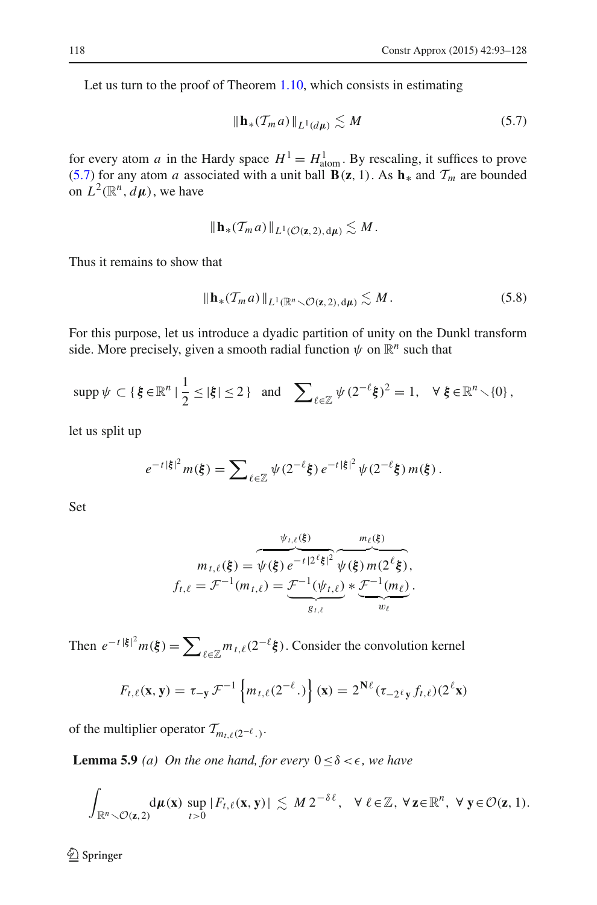Let us turn to the proof of Theorem 1.10, which consists in estimating

$$\|\mathbf{h}_*(\mathcal{T}_m a)\|_{L^1(d\boldsymbol{\mu})} \lesssim M \tag{5.7}$$

for every atom $a$ in the Hardy space $H^1 = H^1_{\text{atom}}$. By rescaling, it suffices to prove (5.7) for any atom $a$ associated with a unit ball $\mathbf{B}(\mathbf{z}, 1)$. As $\mathbf{h}_*$ and $\mathcal{T}_m$ are bounded on $L^2(\mathbb{R}^n, d\boldsymbol{\mu})$, we have

$$\|\mathbf{h}_*(\mathcal{T}_m a)\|_{L^1(\mathcal{O}(\mathbf{z},2),\, d\boldsymbol{\mu})} \lesssim M\,.$$

Thus it remains to show that

$$\|\mathbf{h}_*(\mathcal{T}_m a)\|_{L^1(\mathbb{R}^n \setminus \mathcal{O}(\mathbf{z},2),\, d\boldsymbol{\mu})} \lesssim M\,. \tag{5.8}$$

For this purpose, let us introduce a dyadic partition of unity on the Dunkl transform side. More precisely, given a smooth radial function $\psi$ on $\mathbb{R}^n$ such that

$$\operatorname{supp}\psi \subset \{\,\boldsymbol{\xi}\in\mathbb{R}^n \mid \tfrac{1}{2} \le |\boldsymbol{\xi}| \le 2\,\} \quad \text{and} \quad \sum\nolimits_{\ell\in\mathbb{Z}} \psi(2^{-\ell}\boldsymbol{\xi})^2 = 1, \quad \forall\, \boldsymbol{\xi}\in\mathbb{R}^n\setminus\{0\}\,,$$

let us split up

$$e^{-t|\boldsymbol{\xi}|^2} m(\boldsymbol{\xi}) = \sum\nolimits_{\ell\in\mathbb{Z}} \psi(2^{-\ell}\boldsymbol{\xi})\, e^{-t|\boldsymbol{\xi}|^2}\, \psi(2^{-\ell}\boldsymbol{\xi})\, m(\boldsymbol{\xi})\,.$$

Set

$$m_{t,\ell}(\boldsymbol{\xi}) = \overbrace{\psi(\boldsymbol{\xi})\, e^{-t|2^\ell\boldsymbol{\xi}|^2}}^{\psi_{t,\ell}(\boldsymbol{\xi})}\, \overbrace{\psi(\boldsymbol{\xi})\, m(2^\ell\boldsymbol{\xi})}^{m_\ell(\boldsymbol{\xi})},$$
$$f_{t,\ell} = \mathcal{F}^{-1}(m_{t,\ell}) = \underbrace{\mathcal{F}^{-1}(\psi_{t,\ell})}_{g_{t,\ell}} * \underbrace{\mathcal{F}^{-1}(m_\ell)}_{w_\ell}.$$

Then $e^{-t|\boldsymbol{\xi}|^2} m(\boldsymbol{\xi}) = \sum_{\ell\in\mathbb{Z}} m_{t,\ell}(2^{-\ell}\boldsymbol{\xi})$. Consider the convolution kernel

$$F_{t,\ell}(\mathbf{x},\mathbf{y}) = \tau_{-\mathbf{y}}\,\mathcal{F}^{-1}\Big\{m_{t,\ell}(2^{-\ell}.)\Big\}(\mathbf{x}) = 2^{\mathbf{N}\ell}\,(\tau_{-2^\ell\mathbf{y}} f_{t,\ell})(2^\ell\mathbf{x})$$

of the multiplier operator $\mathcal{T}_{m_{t,\ell}(2^{-\ell}.)}$.

**Lemma 5.9** *(a) On the one hand, for every* $0 \le \delta < \epsilon$, *we have*

$$\int_{\mathbb{R}^n\setminus\mathcal{O}(\mathbf{z},2)} d\boldsymbol{\mu}(\mathbf{x}) \sup_{t>0} |F_{t,\ell}(\mathbf{x},\mathbf{y})| \lesssim M\, 2^{-\delta\ell}, \quad \forall\, \ell\in\mathbb{Z},\ \forall\, \mathbf{z}\in\mathbb{R}^n,\ \forall\, \mathbf{y}\in\mathcal{O}(\mathbf{z},1).$$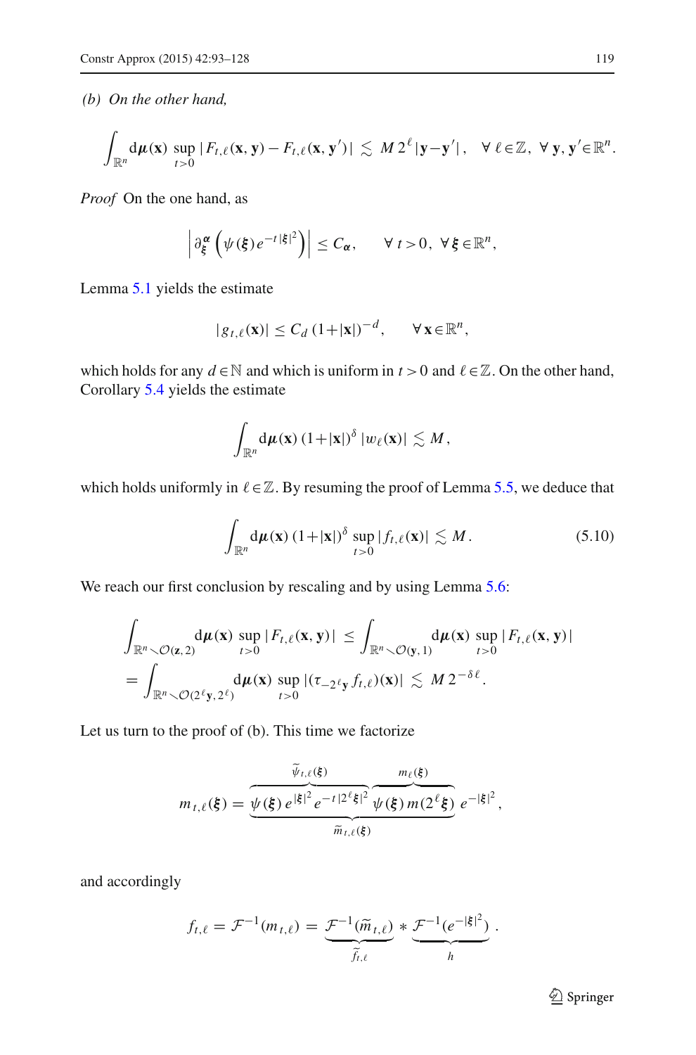*(b) On the other hand,*

$$\int_{\mathbb{R}^n} \mathrm{d}\boldsymbol{\mu}(\mathbf{x}) \sup_{t>0} |F_{t,\ell}(\mathbf{x},\mathbf{y}) - F_{t,\ell}(\mathbf{x},\mathbf{y}')| \lesssim M\,2^{\ell}\,|\mathbf{y}-\mathbf{y}'|\,, \quad \forall\,\ell\in\mathbb{Z},\ \forall\,\mathbf{y},\mathbf{y}'\in\mathbb{R}^n.$$

*Proof* On the one hand, as

$$\Big|\partial_{\boldsymbol{\xi}}^{\boldsymbol{\alpha}}\Big(\psi(\boldsymbol{\xi})\,e^{-t|\boldsymbol{\xi}|^2}\Big)\Big| \le C_{\boldsymbol{\alpha}}, \qquad \forall\, t>0,\ \forall\,\boldsymbol{\xi}\in\mathbb{R}^n,$$

Lemma 5.1 yields the estimate

$$|g_{t,\ell}(\mathbf{x})| \le C_d\,(1+|\mathbf{x}|)^{-d}, \qquad \forall\,\mathbf{x}\in\mathbb{R}^n,$$

which holds for any $d\in\mathbb{N}$ and which is uniform in $t>0$ and $\ell\in\mathbb{Z}$. On the other hand, Corollary 5.4 yields the estimate

$$\int_{\mathbb{R}^n} \mathrm{d}\boldsymbol{\mu}(\mathbf{x})\,(1+|\mathbf{x}|)^{\delta}\,|w_\ell(\mathbf{x})| \lesssim M\,,$$

which holds uniformly in $\ell\in\mathbb{Z}$. By resuming the proof of Lemma 5.5, we deduce that

$$\int_{\mathbb{R}^n} \mathrm{d}\boldsymbol{\mu}(\mathbf{x})\,(1+|\mathbf{x}|)^{\delta}\,\sup_{t>0}|f_{t,\ell}(\mathbf{x})| \lesssim M\,. \tag{5.10}$$

We reach our first conclusion by rescaling and by using Lemma 5.6:

$$\begin{aligned}
&\int_{\mathbb{R}^n\smallsetminus\mathcal{O}(\mathbf{z},2)} \mathrm{d}\boldsymbol{\mu}(\mathbf{x}) \sup_{t>0}|F_{t,\ell}(\mathbf{x},\mathbf{y})| \le \int_{\mathbb{R}^n\smallsetminus\mathcal{O}(\mathbf{y},1)} \mathrm{d}\boldsymbol{\mu}(\mathbf{x}) \sup_{t>0}|F_{t,\ell}(\mathbf{x},\mathbf{y})| \\
&= \int_{\mathbb{R}^n\smallsetminus\mathcal{O}(2^{\ell}\mathbf{y},2^{\ell})} \mathrm{d}\boldsymbol{\mu}(\mathbf{x}) \sup_{t>0}|(\tau_{-2^{\ell}\mathbf{y}}f_{t,\ell})(\mathbf{x})| \lesssim M\,2^{-\delta\ell}.
\end{aligned}$$

Let us turn to the proof of (b). This time we factorize

$$m_{t,\ell}(\boldsymbol{\xi}) = \underbrace{\overbrace{\psi(\boldsymbol{\xi})\,e^{|\boldsymbol{\xi}|^2}e^{-t|2^{\ell}\boldsymbol{\xi}|^2}}^{\widetilde{\psi}_{t,\ell}(\boldsymbol{\xi})}\,\overbrace{\psi(\boldsymbol{\xi})\,m(2^{\ell}\boldsymbol{\xi})}^{m_\ell(\boldsymbol{\xi})}}_{\widetilde{m}_{t,\ell}(\boldsymbol{\xi})}\,e^{-|\boldsymbol{\xi}|^2},$$

and accordingly

$$f_{t,\ell} = \mathcal{F}^{-1}(m_{t,\ell}) = \underbrace{\mathcal{F}^{-1}(\widetilde{m}_{t,\ell})}_{\widetilde{f}_{t,\ell}} * \underbrace{\mathcal{F}^{-1}(e^{-|\boldsymbol{\xi}|^2})}_{h}\,.$$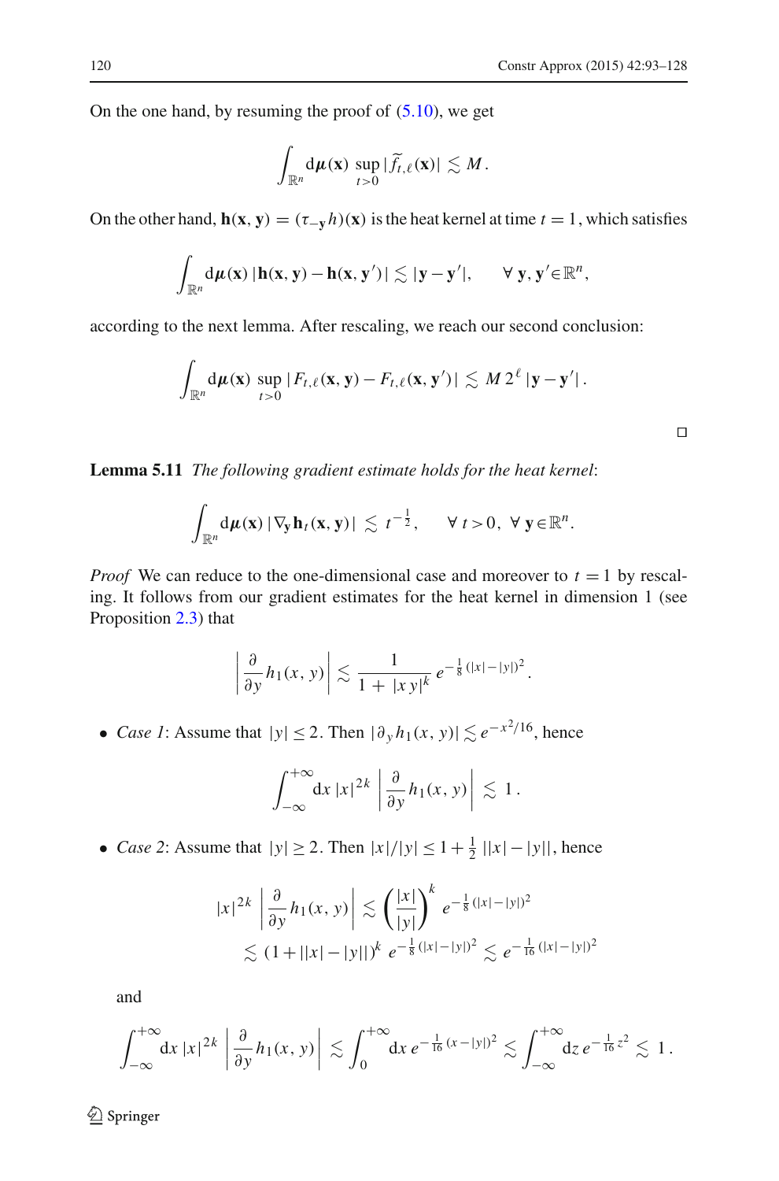On the one hand, by resuming the proof of (5.10), we get

$$\int_{\mathbb{R}^n} \mathrm{d}\boldsymbol{\mu}(\mathbf{x}) \sup_{t>0} |\widetilde{f}_{t,\ell}(\mathbf{x})| \lesssim M\,.$$

On the other hand, $\mathbf{h}(\mathbf{x},\mathbf{y}) = (\tau_{-\mathbf{y}} h)(\mathbf{x})$ is the heat kernel at time $t=1$, which satisfies

$$\int_{\mathbb{R}^n} \mathrm{d}\boldsymbol{\mu}(\mathbf{x})\, |\mathbf{h}(\mathbf{x},\mathbf{y}) - \mathbf{h}(\mathbf{x},\mathbf{y}')| \lesssim |\mathbf{y}-\mathbf{y}'|, \qquad \forall\, \mathbf{y},\mathbf{y}' \in \mathbb{R}^n,$$

according to the next lemma. After rescaling, we reach our second conclusion:

$$\int_{\mathbb{R}^n} \mathrm{d}\boldsymbol{\mu}(\mathbf{x}) \sup_{t>0} |F_{t,\ell}(\mathbf{x},\mathbf{y}) - F_{t,\ell}(\mathbf{x},\mathbf{y}')| \lesssim M\, 2^{\ell}\, |\mathbf{y}-\mathbf{y}'|\,.$$

□

**Lemma 5.11** *The following gradient estimate holds for the heat kernel*:

$$\int_{\mathbb{R}^n} \mathrm{d}\boldsymbol{\mu}(\mathbf{x})\, |\nabla_{\mathbf{y}} \mathbf{h}_t(\mathbf{x},\mathbf{y})| \lesssim t^{-\frac{1}{2}}, \qquad \forall\, t>0,\ \forall\, \mathbf{y} \in \mathbb{R}^n.$$

*Proof* We can reduce to the one-dimensional case and moreover to $t=1$ by rescaling. It follows from our gradient estimates for the heat kernel in dimension 1 (see Proposition 2.3) that

$$\left| \frac{\partial}{\partial y} h_1(x,y) \right| \lesssim \frac{1}{1+|x\,y|^k}\, e^{-\frac{1}{8}(|x|-|y|)^2}.$$

- *Case 1*: Assume that $|y| \le 2$. Then $|\partial_y h_1(x,y)| \lesssim e^{-x^2/16}$, hence

$$\int_{-\infty}^{+\infty} \mathrm{d}x\, |x|^{2k} \left| \frac{\partial}{\partial y} h_1(x,y) \right| \lesssim 1\,.$$

- *Case 2*: Assume that $|y| \ge 2$. Then $|x|/|y| \le 1 + \frac{1}{2}\,||x|-|y||$, hence

$$\begin{aligned} |x|^{2k} \left| \frac{\partial}{\partial y} h_1(x,y) \right| &\lesssim \left( \frac{|x|}{|y|} \right)^k e^{-\frac{1}{8}(|x|-|y|)^2} \\ &\lesssim (1+||x|-|y||)^k\, e^{-\frac{1}{8}(|x|-|y|)^2} \lesssim e^{-\frac{1}{16}(|x|-|y|)^2} \end{aligned}$$

  and

$$\int_{-\infty}^{+\infty} \mathrm{d}x\, |x|^{2k} \left| \frac{\partial}{\partial y} h_1(x,y) \right| \lesssim \int_0^{+\infty} \mathrm{d}x\, e^{-\frac{1}{16}(x-|y|)^2} \lesssim \int_{-\infty}^{+\infty} \mathrm{d}z\, e^{-\frac{1}{16}z^2} \lesssim 1\,.$$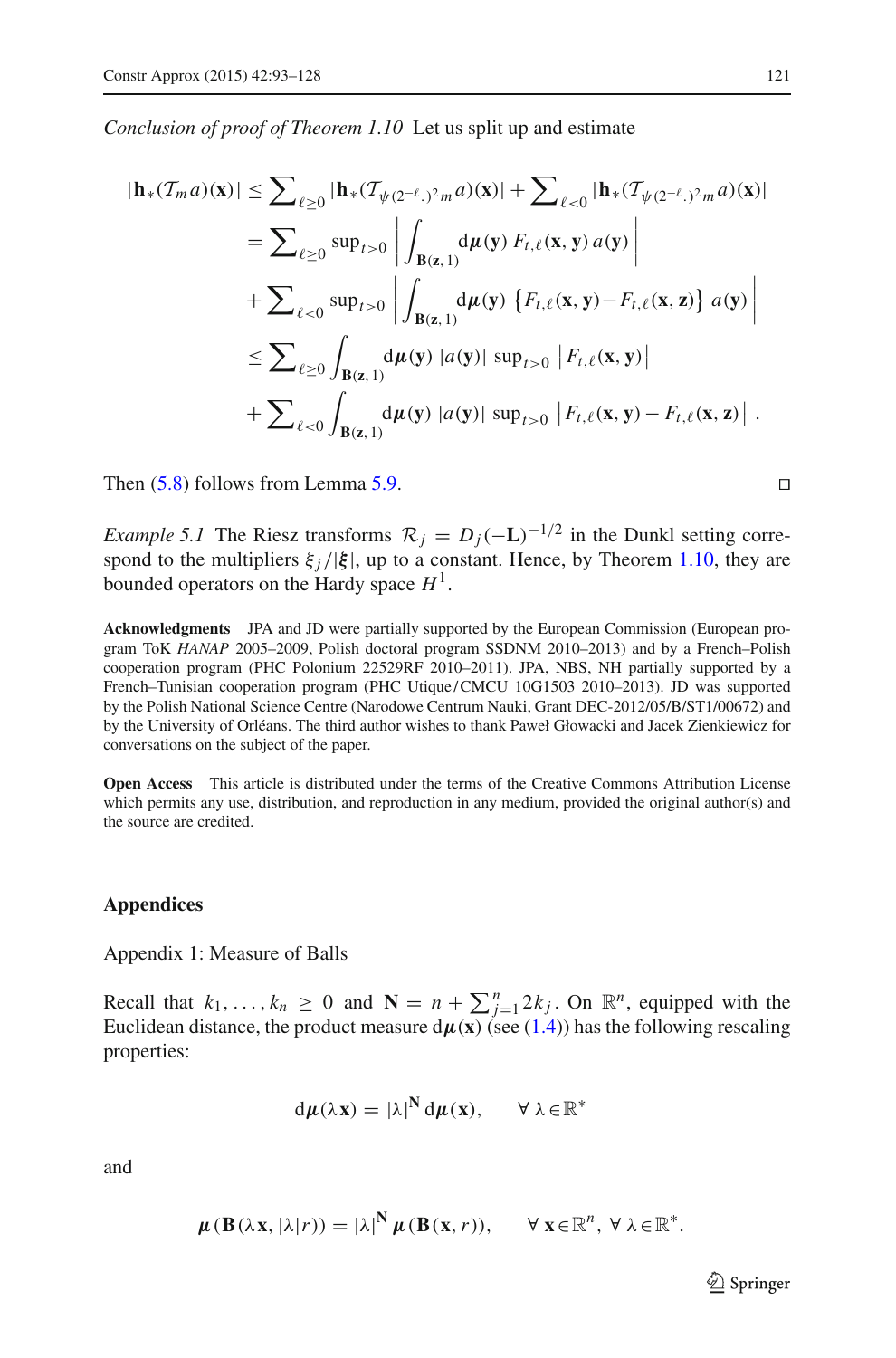*Conclusion of proof of Theorem 1.10* Let us split up and estimate

$$
\begin{aligned}
|\mathbf{h}_*(\mathcal{T}_m a)(\mathbf{x})| &\leq \sum\nolimits_{\ell\geq 0} |\mathbf{h}_*(\mathcal{T}_{\psi(2^{-\ell}.)^2 m} a)(\mathbf{x})| + \sum\nolimits_{\ell<0} |\mathbf{h}_*(\mathcal{T}_{\psi(2^{-\ell}.)^2 m} a)(\mathbf{x})| \\
&= \sum\nolimits_{\ell\geq 0} \sup\nolimits_{t>0} \left| \int_{\mathbf{B}(\mathbf{z},1)} \mathrm{d}\boldsymbol{\mu}(\mathbf{y})\, F_{t,\ell}(\mathbf{x},\mathbf{y})\, a(\mathbf{y}) \right| \\
&\quad + \sum\nolimits_{\ell<0} \sup\nolimits_{t>0} \left| \int_{\mathbf{B}(\mathbf{z},1)} \mathrm{d}\boldsymbol{\mu}(\mathbf{y})\, \left\{ F_{t,\ell}(\mathbf{x},\mathbf{y}) - F_{t,\ell}(\mathbf{x},\mathbf{z}) \right\}\, a(\mathbf{y}) \right| \\
&\leq \sum\nolimits_{\ell\geq 0} \int_{\mathbf{B}(\mathbf{z},1)} \mathrm{d}\boldsymbol{\mu}(\mathbf{y})\, |a(\mathbf{y})|\, \sup\nolimits_{t>0} \left| F_{t,\ell}(\mathbf{x},\mathbf{y}) \right| \\
&\quad + \sum\nolimits_{\ell<0} \int_{\mathbf{B}(\mathbf{z},1)} \mathrm{d}\boldsymbol{\mu}(\mathbf{y})\, |a(\mathbf{y})|\, \sup\nolimits_{t>0} \left| F_{t,\ell}(\mathbf{x},\mathbf{y}) - F_{t,\ell}(\mathbf{x},\mathbf{z}) \right| .
\end{aligned}
$$

Then (5.8) follows from Lemma 5.9. □

*Example 5.1* The Riesz transforms $\mathcal{R}_j = D_j(-\mathbf{L})^{-1/2}$ in the Dunkl setting correspond to the multipliers $\xi_j/|\boldsymbol{\xi}|$, up to a constant. Hence, by Theorem 1.10, they are bounded operators on the Hardy space $H^1$.

**Acknowledgments** JPA and JD were partially supported by the European Commission (European program ToK *HANAP* 2005–2009, Polish doctoral program SSDNM 2010–2013) and by a French–Polish cooperation program (PHC Polonium 22529RF 2010–2011). JPA, NBS, NH partially supported by a French–Tunisian cooperation program (PHC Utique/CMCU 10G1503 2010–2013). JD was supported by the Polish National Science Centre (Narodowe Centrum Nauki, Grant DEC-2012/05/B/ST1/00672) and by the University of Orléans. The third author wishes to thank Paweł Głowacki and Jacek Zienkiewicz for conversations on the subject of the paper.

**Open Access** This article is distributed under the terms of the Creative Commons Attribution License which permits any use, distribution, and reproduction in any medium, provided the original author(s) and the source are credited.

## Appendices

### Appendix 1: Measure of Balls

Recall that $k_1, \ldots, k_n \geq 0$ and $\mathbf{N} = n + \sum_{j=1}^{n} 2k_j$. On $\mathbb{R}^n$, equipped with the Euclidean distance, the product measure $\mathrm{d}\boldsymbol{\mu}(\mathbf{x})$ (see (1.4)) has the following rescaling properties:

$$
\mathrm{d}\boldsymbol{\mu}(\lambda\mathbf{x}) = |\lambda|^{\mathbf{N}}\, \mathrm{d}\boldsymbol{\mu}(\mathbf{x}), \qquad \forall\, \lambda \in \mathbb{R}^*
$$

and

$$
\boldsymbol{\mu}(\mathbf{B}(\lambda\mathbf{x}, |\lambda| r)) = |\lambda|^{\mathbf{N}}\, \boldsymbol{\mu}(\mathbf{B}(\mathbf{x}, r)), \qquad \forall\, \mathbf{x} \in \mathbb{R}^n,\ \forall\, \lambda \in \mathbb{R}^*.
$$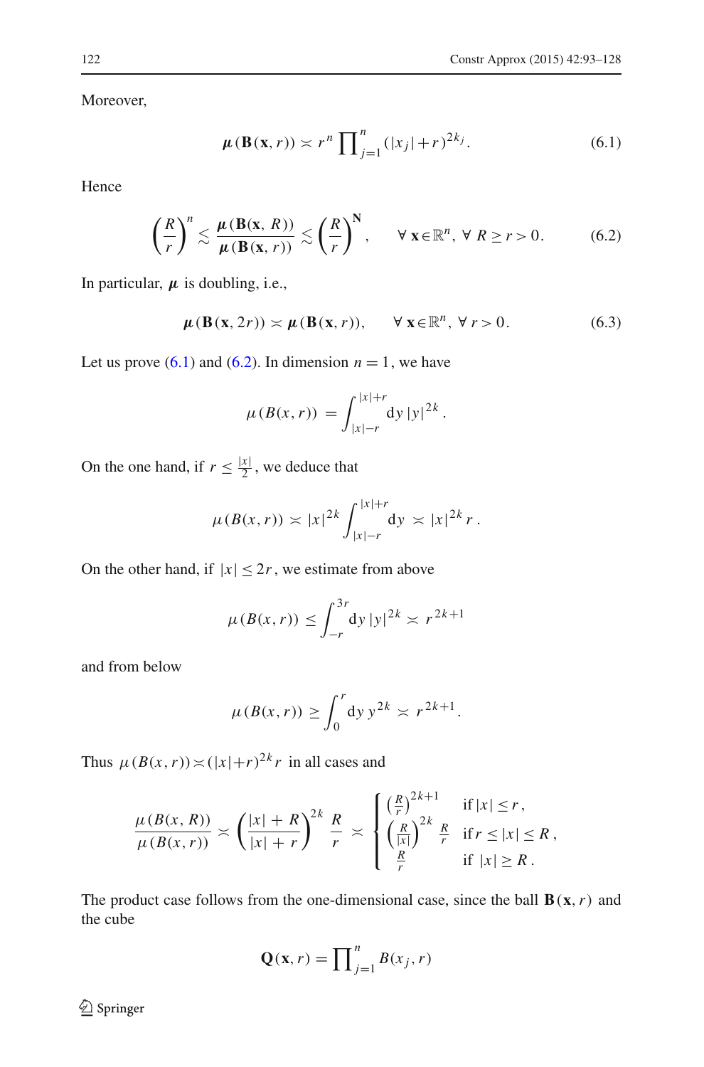Moreover,

$$\boldsymbol{\mu}(\mathbf{B}(\mathbf{x}, r)) \asymp r^n \prod_{j=1}^{n} (|x_j| + r)^{2k_j}. \tag{6.1}$$

Hence

$$\left(\frac{R}{r}\right)^n \lesssim \frac{\boldsymbol{\mu}(\mathbf{B}(\mathbf{x}, R))}{\boldsymbol{\mu}(\mathbf{B}(\mathbf{x}, r))} \lesssim \left(\frac{R}{r}\right)^{\mathbf{N}}, \qquad \forall\, \mathbf{x} \in \mathbb{R}^n,\ \forall\, R \geq r > 0. \tag{6.2}$$

In particular, $\boldsymbol{\mu}$ is doubling, i.e.,

$$\boldsymbol{\mu}(\mathbf{B}(\mathbf{x}, 2r)) \asymp \boldsymbol{\mu}(\mathbf{B}(\mathbf{x}, r)), \qquad \forall\, \mathbf{x} \in \mathbb{R}^n,\ \forall\, r > 0. \tag{6.3}$$

Let us prove (6.1) and (6.2). In dimension $n = 1$, we have

$$\mu(B(x, r)) = \int_{|x|-r}^{|x|+r} \mathrm{d}y\, |y|^{2k}.$$

On the one hand, if $r \leq \frac{|x|}{2}$, we deduce that

$$\mu(B(x, r)) \asymp |x|^{2k} \int_{|x|-r}^{|x|+r} \mathrm{d}y \asymp |x|^{2k}\, r.$$

On the other hand, if $|x| \leq 2r$, we estimate from above

$$\mu(B(x, r)) \leq \int_{-r}^{3r} \mathrm{d}y\, |y|^{2k} \asymp r^{2k+1}$$

and from below

$$\mu(B(x, r)) \geq \int_{0}^{r} \mathrm{d}y\, y^{2k} \asymp r^{2k+1}.$$

Thus $\mu(B(x, r)) \asymp (|x| + r)^{2k}\, r$ in all cases and

$$\frac{\mu(B(x, R))}{\mu(B(x, r))} \asymp \left(\frac{|x| + R}{|x| + r}\right)^{2k} \frac{R}{r} \asymp \begin{cases} \left(\frac{R}{r}\right)^{2k+1} & \text{if } |x| \leq r, \\ \left(\frac{R}{|x|}\right)^{2k} \frac{R}{r} & \text{if } r \leq |x| \leq R, \\ \frac{R}{r} & \text{if } |x| \geq R. \end{cases}$$

The product case follows from the one-dimensional case, since the ball $\mathbf{B}(\mathbf{x}, r)$ and the cube

$$\mathbf{Q}(\mathbf{x}, r) = \prod_{j=1}^{n} B(x_j, r)$$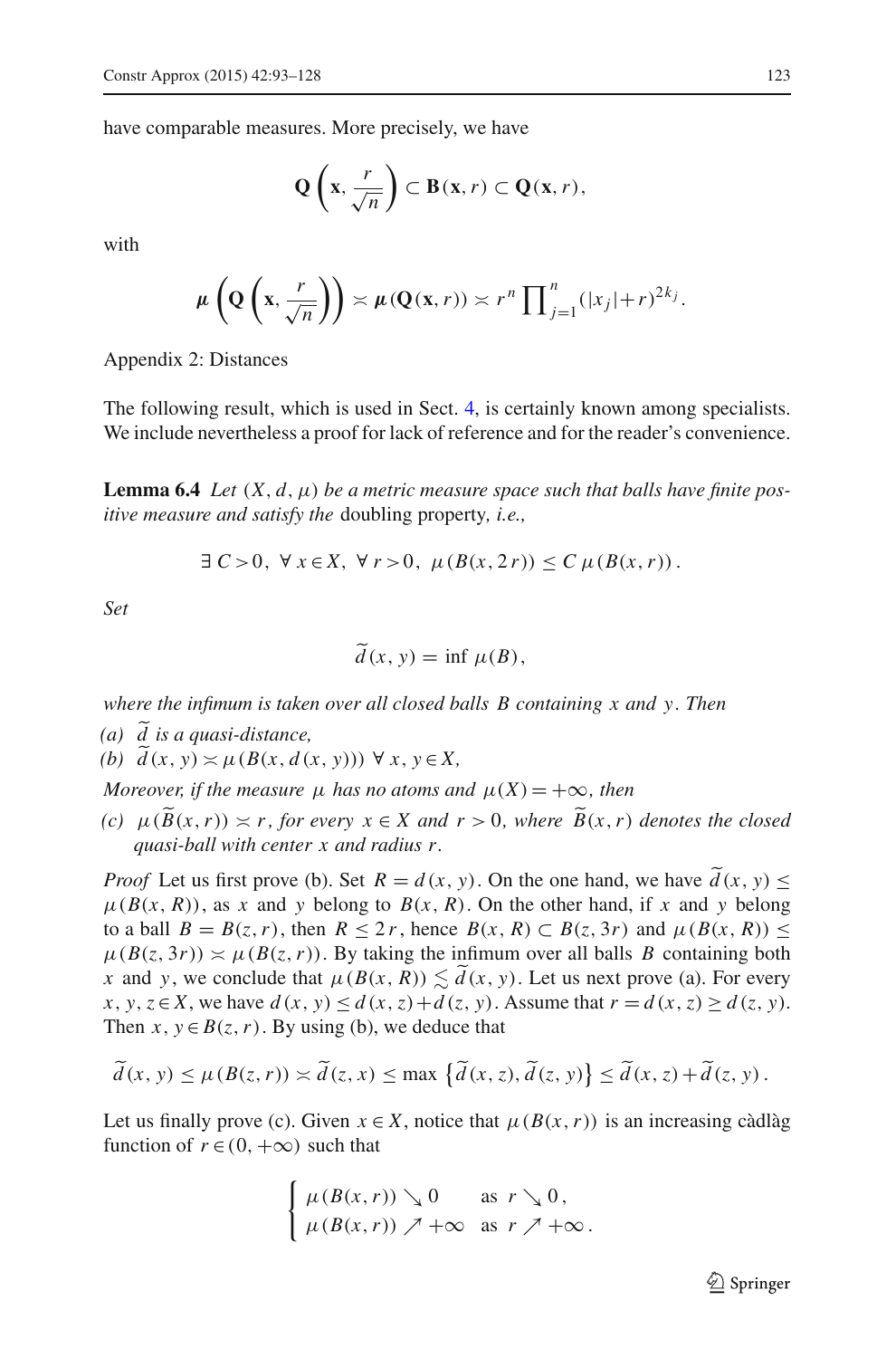have comparable measures. More precisely, we have

$$\mathbf{Q}\left(\mathbf{x}, \frac{r}{\sqrt{n}}\right) \subset \mathbf{B}(\mathbf{x}, r) \subset \mathbf{Q}(\mathbf{x}, r),$$

with

$$\boldsymbol{\mu}\left(\mathbf{Q}\left(\mathbf{x}, \frac{r}{\sqrt{n}}\right)\right) \asymp \boldsymbol{\mu}(\mathbf{Q}(\mathbf{x}, r)) \asymp r^n \prod_{j=1}^{n} (|x_j| + r)^{2k_j}.$$

Appendix 2: Distances

The following result, which is used in Sect. 4, is certainly known among specialists. We include nevertheless a proof for lack of reference and for the reader's convenience.

**Lemma 6.4** *Let $(X, d, \mu)$ be a metric measure space such that balls have finite positive measure and satisfy the* doubling property*, i.e.,*

$$\exists\, C > 0,\ \forall\, x \in X,\ \forall\, r > 0,\ \mu(B(x, 2r)) \le C\, \mu(B(x, r)).$$

*Set*

$$\widetilde{d}(x, y) = \inf \mu(B),$$

*where the infimum is taken over all closed balls $B$ containing $x$ and $y$. Then*

*(a) $\widetilde{d}$ is a quasi-distance,*
*(b) $\widetilde{d}(x, y) \asymp \mu(B(x, d(x, y)))\ \forall\, x, y \in X$,*

*Moreover, if the measure $\mu$ has no atoms and $\mu(X) = +\infty$, then*

*(c) $\mu(\widetilde{B}(x, r)) \asymp r$, for every $x \in X$ and $r > 0$, where $\widetilde{B}(x, r)$ denotes the closed quasi-ball with center $x$ and radius $r$.*

*Proof* Let us first prove (b). Set $R = d(x, y)$. On the one hand, we have $\widetilde{d}(x, y) \le \mu(B(x, R))$, as $x$ and $y$ belong to $B(x, R)$. On the other hand, if $x$ and $y$ belong to a ball $B = B(z, r)$, then $R \le 2r$, hence $B(x, R) \subset B(z, 3r)$ and $\mu(B(x, R)) \le \mu(B(z, 3r)) \asymp \mu(B(z, r))$. By taking the infimum over all balls $B$ containing both $x$ and $y$, we conclude that $\mu(B(x, R)) \lesssim \widetilde{d}(x, y)$. Let us next prove (a). For every $x, y, z \in X$, we have $d(x, y) \le d(x, z) + d(z, y)$. Assume that $r = d(x, z) \ge d(z, y)$. Then $x, y \in B(z, r)$. By using (b), we deduce that

$$\widetilde{d}(x, y) \le \mu(B(z, r)) \asymp \widetilde{d}(z, x) \le \max\left\{\widetilde{d}(x, z), \widetilde{d}(z, y)\right\} \le \widetilde{d}(x, z) + \widetilde{d}(z, y).$$

Let us finally prove (c). Given $x \in X$, notice that $\mu(B(x, r))$ is an increasing càdlàg function of $r \in (0, +\infty)$ such that

$$\begin{cases} \mu(B(x, r)) \searrow 0 & \text{as } r \searrow 0, \\ \mu(B(x, r)) \nearrow +\infty & \text{as } r \nearrow +\infty. \end{cases}$$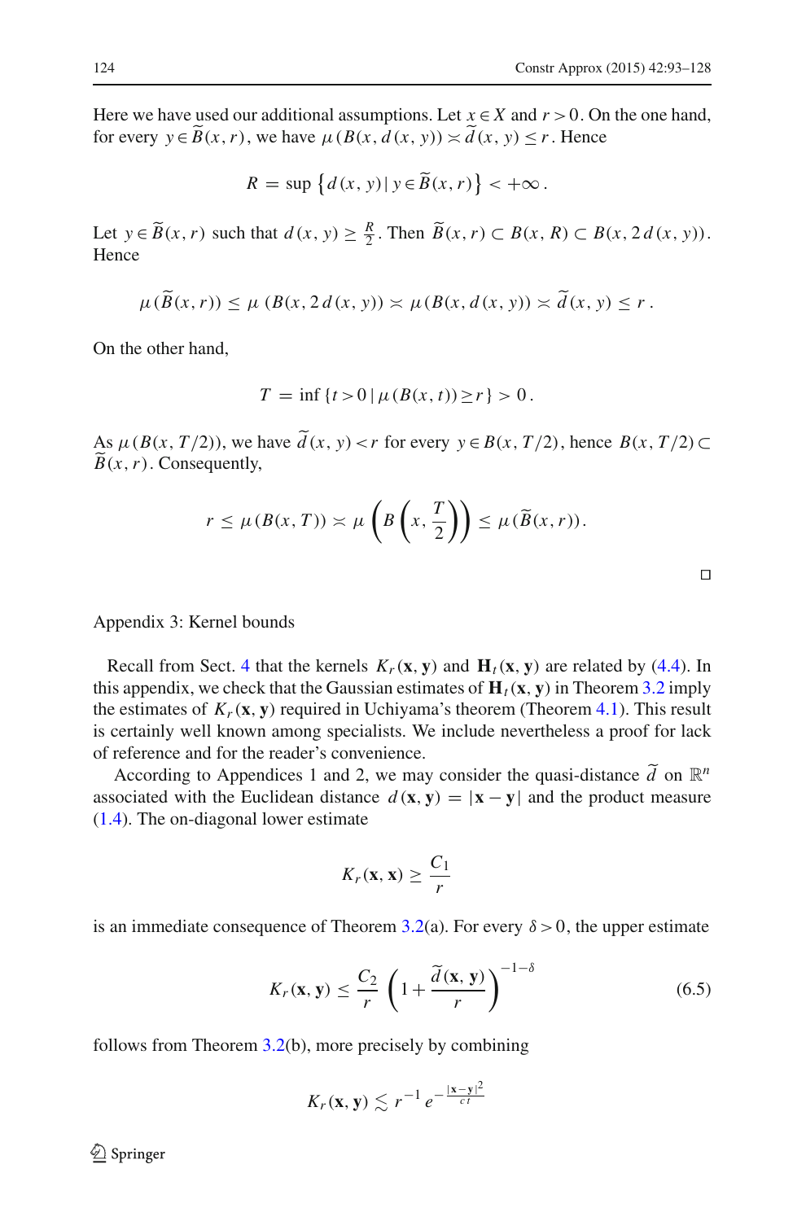Here we have used our additional assumptions. Let $x \in X$ and $r > 0$. On the one hand, for every $y \in \widetilde{B}(x, r)$, we have $\mu(B(x, d(x, y)) \asymp \widetilde{d}(x, y) \leq r$. Hence

$$R = \sup \left\{ d(x, y) \,|\, y \in \widetilde{B}(x, r) \right\} < +\infty \,.$$

Let $y \in \widetilde{B}(x, r)$ such that $d(x, y) \geq \frac{R}{2}$. Then $\widetilde{B}(x, r) \subset B(x, R) \subset B(x, 2\, d(x, y))$. Hence

$$\mu(\widetilde{B}(x, r)) \leq \mu\,(B(x, 2\, d(x, y)) \asymp \mu(B(x, d(x, y)) \asymp \widetilde{d}(x, y) \leq r \,.$$

On the other hand,

$$T = \inf \{ t > 0 \,|\, \mu(B(x, t)) \geq r \} > 0 \,.$$

As $\mu(B(x, T/2))$, we have $\widetilde{d}(x, y) < r$ for every $y \in B(x, T/2)$, hence $B(x, T/2) \subset \widetilde{B}(x, r)$. Consequently,

$$r \leq \mu(B(x, T)) \asymp \mu\left(B\left(x, \frac{T}{2}\right)\right) \leq \mu(\widetilde{B}(x, r)).$$

□

Appendix 3: Kernel bounds

Recall from Sect. 4 that the kernels $K_r(\mathbf{x}, \mathbf{y})$ and $\mathbf{H}_t(\mathbf{x}, \mathbf{y})$ are related by (4.4). In this appendix, we check that the Gaussian estimates of $\mathbf{H}_t(\mathbf{x}, \mathbf{y})$ in Theorem 3.2 imply the estimates of $K_r(\mathbf{x}, \mathbf{y})$ required in Uchiyama's theorem (Theorem 4.1). This result is certainly well known among specialists. We include nevertheless a proof for lack of reference and for the reader's convenience.

According to Appendices 1 and 2, we may consider the quasi-distance $\widetilde{d}$ on $\mathbb{R}^n$ associated with the Euclidean distance $d(\mathbf{x}, \mathbf{y}) = |\mathbf{x} - \mathbf{y}|$ and the product measure (1.4). The on-diagonal lower estimate

$$K_r(\mathbf{x}, \mathbf{x}) \geq \frac{C_1}{r}$$

is an immediate consequence of Theorem 3.2(a). For every $\delta > 0$, the upper estimate

$$K_r(\mathbf{x}, \mathbf{y}) \leq \frac{C_2}{r} \left(1 + \frac{\widetilde{d}(\mathbf{x}, \mathbf{y})}{r}\right)^{-1-\delta} \tag{6.5}$$

follows from Theorem 3.2(b), more precisely by combining

$$K_r(\mathbf{x}, \mathbf{y}) \lesssim r^{-1}\, e^{-\frac{|\mathbf{x}-\mathbf{y}|^2}{c\,t}}$$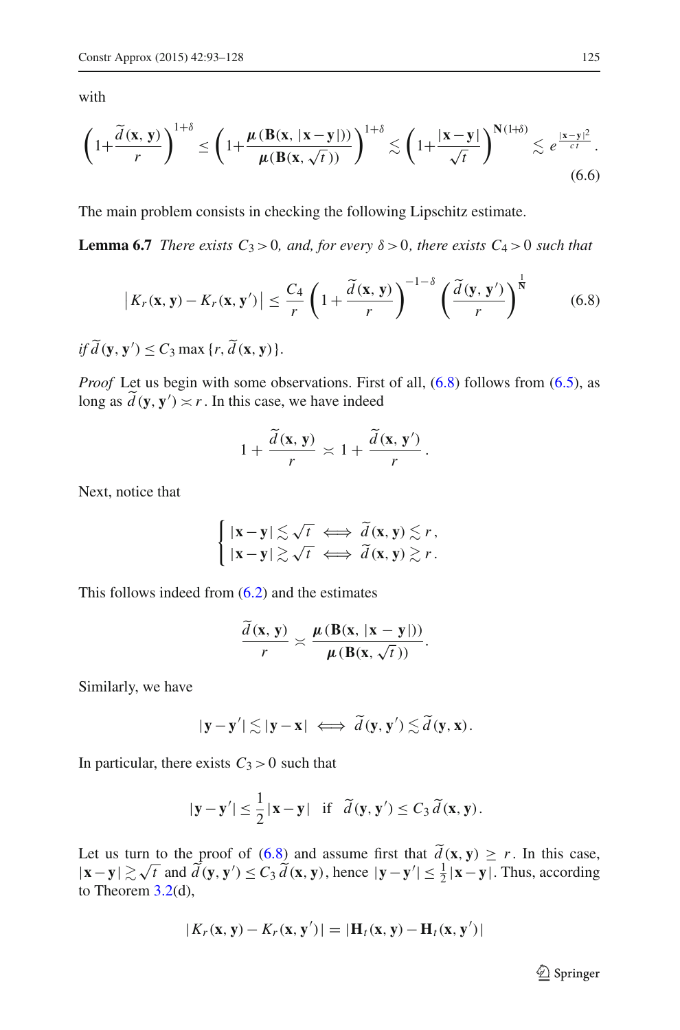with

$$\left(1+\frac{\widetilde{d}(\mathbf{x},\mathbf{y})}{r}\right)^{1+\delta} \leq \left(1+\frac{\boldsymbol{\mu}(\mathbf{B}(\mathbf{x},|\mathbf{x}-\mathbf{y}|))}{\boldsymbol{\mu}(\mathbf{B}(\mathbf{x},\sqrt{t}))}\right)^{1+\delta} \lesssim \left(1+\frac{|\mathbf{x}-\mathbf{y}|}{\sqrt{t}}\right)^{\mathbf{N}(1+\delta)} \lesssim e^{\frac{|\mathbf{x}-\mathbf{y}|^2}{ct}}. \tag{6.6}$$

The main problem consists in checking the following Lipschitz estimate.

**Lemma 6.7** *There exists $C_3>0$, and, for every $\delta>0$, there exists $C_4>0$ such that*

$$\left|K_r(\mathbf{x},\mathbf{y})-K_r(\mathbf{x},\mathbf{y}')\right| \leq \frac{C_4}{r}\left(1+\frac{\widetilde{d}(\mathbf{x},\mathbf{y})}{r}\right)^{-1-\delta}\left(\frac{\widetilde{d}(\mathbf{y},\mathbf{y}')}{r}\right)^{\frac{1}{\mathbf{N}}} \tag{6.8}$$

*if $\widetilde{d}(\mathbf{y},\mathbf{y}') \leq C_3 \max\{r,\widetilde{d}(\mathbf{x},\mathbf{y})\}$.*

*Proof* Let us begin with some observations. First of all, (6.8) follows from (6.5), as long as $\widetilde{d}(\mathbf{y},\mathbf{y}')\asymp r$. In this case, we have indeed

$$1+\frac{\widetilde{d}(\mathbf{x},\mathbf{y})}{r} \asymp 1+\frac{\widetilde{d}(\mathbf{x},\mathbf{y}')}{r}.$$

Next, notice that

$$\begin{cases} |\mathbf{x}-\mathbf{y}|\lesssim\sqrt{t} \iff \widetilde{d}(\mathbf{x},\mathbf{y})\lesssim r\,,\\ |\mathbf{x}-\mathbf{y}|\gtrsim\sqrt{t} \iff \widetilde{d}(\mathbf{x},\mathbf{y})\gtrsim r\,. \end{cases}$$

This follows indeed from (6.2) and the estimates

$$\frac{\widetilde{d}(\mathbf{x},\mathbf{y})}{r} \asymp \frac{\boldsymbol{\mu}(\mathbf{B}(\mathbf{x},|\mathbf{x}-\mathbf{y}|))}{\boldsymbol{\mu}(\mathbf{B}(\mathbf{x},\sqrt{t}))}.$$

Similarly, we have

$$|\mathbf{y}-\mathbf{y}'|\lesssim|\mathbf{y}-\mathbf{x}| \iff \widetilde{d}(\mathbf{y},\mathbf{y}')\lesssim\widetilde{d}(\mathbf{y},\mathbf{x}).$$

In particular, there exists $C_3>0$ such that

$$|\mathbf{y}-\mathbf{y}'|\leq\frac{1}{2}|\mathbf{x}-\mathbf{y}| \quad\text{if}\quad \widetilde{d}(\mathbf{y},\mathbf{y}')\leq C_3\,\widetilde{d}(\mathbf{x},\mathbf{y}).$$

Let us turn to the proof of (6.8) and assume first that $\widetilde{d}(\mathbf{x},\mathbf{y})\geq r$. In this case, $|\mathbf{x}-\mathbf{y}|\gtrsim\sqrt{t}$ and $\widetilde{d}(\mathbf{y},\mathbf{y}')\leq C_3\,\widetilde{d}(\mathbf{x},\mathbf{y})$, hence $|\mathbf{y}-\mathbf{y}'|\leq\frac{1}{2}|\mathbf{x}-\mathbf{y}|$. Thus, according to Theorem 3.2(d),

$$|K_r(\mathbf{x},\mathbf{y})-K_r(\mathbf{x},\mathbf{y}')| = |\mathbf{H}_t(\mathbf{x},\mathbf{y})-\mathbf{H}_t(\mathbf{x},\mathbf{y}')|$$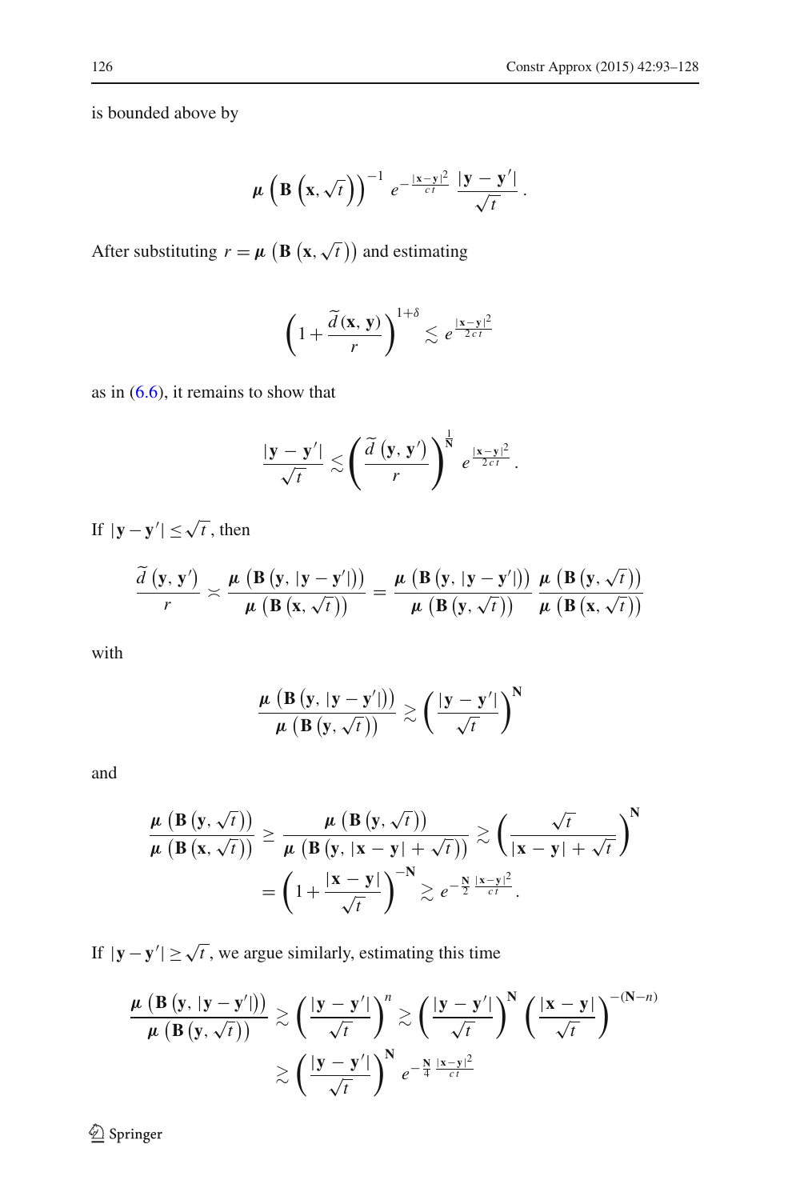is bounded above by

$$\boldsymbol{\mu}\left(\mathbf{B}\left(\mathbf{x},\sqrt{t}\right)\right)^{-1}\, e^{-\frac{|\mathbf{x}-\mathbf{y}|^2}{ct}}\,\frac{|\mathbf{y}-\mathbf{y}'|}{\sqrt{t}}\,.$$

After substituting $r=\boldsymbol{\mu}\left(\mathbf{B}\left(\mathbf{x},\sqrt{t}\right)\right)$ and estimating

$$\left(1+\frac{\widetilde{d}\left(\mathbf{x},\mathbf{y}\right)}{r}\right)^{1+\delta}\lesssim e^{\frac{|\mathbf{x}-\mathbf{y}|^2}{2ct}}$$

as in (6.6), it remains to show that

$$\frac{|\mathbf{y}-\mathbf{y}'|}{\sqrt{t}}\lesssim\left(\frac{\widetilde{d}\left(\mathbf{y},\mathbf{y}'\right)}{r}\right)^{\frac{1}{\mathbf{N}}}e^{\frac{|\mathbf{x}-\mathbf{y}|^2}{2ct}}.$$

If $|\mathbf{y}-\mathbf{y}'|\leq\sqrt{t}$, then

$$\frac{\widetilde{d}\left(\mathbf{y},\mathbf{y}'\right)}{r}\asymp\frac{\boldsymbol{\mu}\left(\mathbf{B}\left(\mathbf{y},|\mathbf{y}-\mathbf{y}'|\right)\right)}{\boldsymbol{\mu}\left(\mathbf{B}\left(\mathbf{x},\sqrt{t}\right)\right)}=\frac{\boldsymbol{\mu}\left(\mathbf{B}\left(\mathbf{y},|\mathbf{y}-\mathbf{y}'|\right)\right)}{\boldsymbol{\mu}\left(\mathbf{B}\left(\mathbf{y},\sqrt{t}\right)\right)}\,\frac{\boldsymbol{\mu}\left(\mathbf{B}\left(\mathbf{y},\sqrt{t}\right)\right)}{\boldsymbol{\mu}\left(\mathbf{B}\left(\mathbf{x},\sqrt{t}\right)\right)}$$

with

$$\frac{\boldsymbol{\mu}\left(\mathbf{B}\left(\mathbf{y},|\mathbf{y}-\mathbf{y}'|\right)\right)}{\boldsymbol{\mu}\left(\mathbf{B}\left(\mathbf{y},\sqrt{t}\right)\right)}\gtrsim\left(\frac{|\mathbf{y}-\mathbf{y}'|}{\sqrt{t}}\right)^{\mathbf{N}}$$

and

$$\begin{aligned}\frac{\boldsymbol{\mu}\left(\mathbf{B}\left(\mathbf{y},\sqrt{t}\right)\right)}{\boldsymbol{\mu}\left(\mathbf{B}\left(\mathbf{x},\sqrt{t}\right)\right)}&\geq\frac{\boldsymbol{\mu}\left(\mathbf{B}\left(\mathbf{y},\sqrt{t}\right)\right)}{\boldsymbol{\mu}\left(\mathbf{B}\left(\mathbf{y},|\mathbf{x}-\mathbf{y}|+\sqrt{t}\right)\right)}\gtrsim\left(\frac{\sqrt{t}}{|\mathbf{x}-\mathbf{y}|+\sqrt{t}}\right)^{\mathbf{N}}\\&=\left(1+\frac{|\mathbf{x}-\mathbf{y}|}{\sqrt{t}}\right)^{-\mathbf{N}}\gtrsim e^{-\frac{\mathbf{N}}{2}\frac{|\mathbf{x}-\mathbf{y}|^2}{ct}}.\end{aligned}$$

If $|\mathbf{y}-\mathbf{y}'|\geq\sqrt{t}$, we argue similarly, estimating this time

$$\begin{aligned}\frac{\boldsymbol{\mu}\left(\mathbf{B}\left(\mathbf{y},|\mathbf{y}-\mathbf{y}'|\right)\right)}{\boldsymbol{\mu}\left(\mathbf{B}\left(\mathbf{y},\sqrt{t}\right)\right)}&\gtrsim\left(\frac{|\mathbf{y}-\mathbf{y}'|}{\sqrt{t}}\right)^{n}\gtrsim\left(\frac{|\mathbf{y}-\mathbf{y}'|}{\sqrt{t}}\right)^{\mathbf{N}}\left(\frac{|\mathbf{x}-\mathbf{y}|}{\sqrt{t}}\right)^{-(\mathbf{N}-n)}\\&\gtrsim\left(\frac{|\mathbf{y}-\mathbf{y}'|}{\sqrt{t}}\right)^{\mathbf{N}}e^{-\frac{\mathbf{N}}{4}\frac{|\mathbf{x}-\mathbf{y}|^2}{ct}}\end{aligned}$$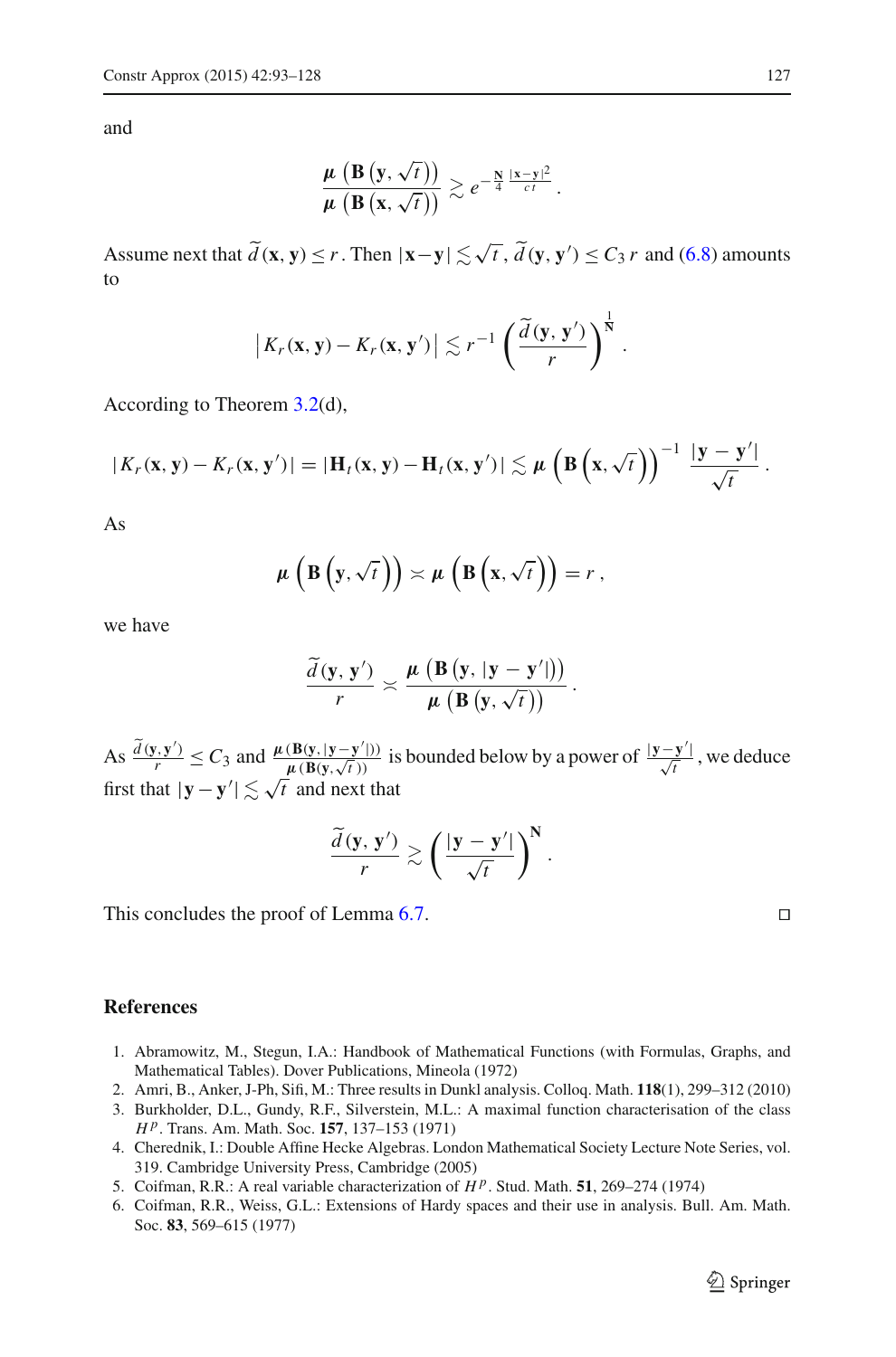and

$$\frac{\boldsymbol{\mu}\left(\mathbf{B}\left(\mathbf{y},\sqrt{t}\right)\right)}{\boldsymbol{\mu}\left(\mathbf{B}\left(\mathbf{x},\sqrt{t}\right)\right)} \gtrsim e^{-\frac{\mathbf{N}}{4}\frac{|\mathbf{x}-\mathbf{y}|^2}{ct}}.$$

Assume next that $\widetilde{d}(\mathbf{x},\mathbf{y}) \leq r$. Then $|\mathbf{x}-\mathbf{y}| \lesssim \sqrt{t}$, $\widetilde{d}(\mathbf{y},\mathbf{y}') \leq C_3\, r$ and (6.8) amounts to

$$\left|K_r(\mathbf{x},\mathbf{y}) - K_r(\mathbf{x},\mathbf{y}')\right| \lesssim r^{-1}\left(\frac{\widetilde{d}(\mathbf{y},\mathbf{y}')}{r}\right)^{\frac{1}{\mathbf{N}}}.$$

According to Theorem 3.2(d),

$$|K_r(\mathbf{x},\mathbf{y}) - K_r(\mathbf{x},\mathbf{y}')| = |\mathbf{H}_t(\mathbf{x},\mathbf{y}) - \mathbf{H}_t(\mathbf{x},\mathbf{y}')| \lesssim \boldsymbol{\mu}\left(\mathbf{B}\left(\mathbf{x},\sqrt{t}\right)\right)^{-1}\frac{|\mathbf{y}-\mathbf{y}'|}{\sqrt{t}}.$$

As

$$\boldsymbol{\mu}\left(\mathbf{B}\left(\mathbf{y},\sqrt{t}\right)\right) \asymp \boldsymbol{\mu}\left(\mathbf{B}\left(\mathbf{x},\sqrt{t}\right)\right) = r,$$

we have

$$\frac{\widetilde{d}(\mathbf{y},\mathbf{y}')}{r} \asymp \frac{\boldsymbol{\mu}\left(\mathbf{B}\left(\mathbf{y},|\mathbf{y}-\mathbf{y}'|\right)\right)}{\boldsymbol{\mu}\left(\mathbf{B}\left(\mathbf{y},\sqrt{t}\right)\right)}.$$

As $\frac{\widetilde{d}(\mathbf{y},\mathbf{y}')}{r} \leq C_3$ and $\frac{\boldsymbol{\mu}(\mathbf{B}(\mathbf{y},|\mathbf{y}-\mathbf{y}'|))}{\boldsymbol{\mu}(\mathbf{B}(\mathbf{y},\sqrt{t}))}$ is bounded below by a power of $\frac{|\mathbf{y}-\mathbf{y}'|}{\sqrt{t}}$, we deduce first that $|\mathbf{y}-\mathbf{y}'| \lesssim \sqrt{t}$ and next that

$$\frac{\widetilde{d}(\mathbf{y},\mathbf{y}')}{r} \gtrsim \left(\frac{|\mathbf{y}-\mathbf{y}'|}{\sqrt{t}}\right)^{\mathbf{N}}.$$

This concludes the proof of Lemma 6.7. □

## References

1. Abramowitz, M., Stegun, I.A.: Handbook of Mathematical Functions (with Formulas, Graphs, and Mathematical Tables). Dover Publications, Mineola (1972)
2. Amri, B., Anker, J-Ph, Sifi, M.: Three results in Dunkl analysis. Colloq. Math. **118**(1), 299–312 (2010)
3. Burkholder, D.L., Gundy, R.F., Silverstein, M.L.: A maximal function characterisation of the class $H^p$. Trans. Am. Math. Soc. **157**, 137–153 (1971)
4. Cherednik, I.: Double Affine Hecke Algebras. London Mathematical Society Lecture Note Series, vol. 319. Cambridge University Press, Cambridge (2005)
5. Coifman, R.R.: A real variable characterization of $H^p$. Stud. Math. **51**, 269–274 (1974)
6. Coifman, R.R., Weiss, G.L.: Extensions of Hardy spaces and their use in analysis. Bull. Am. Math. Soc. **83**, 569–615 (1977)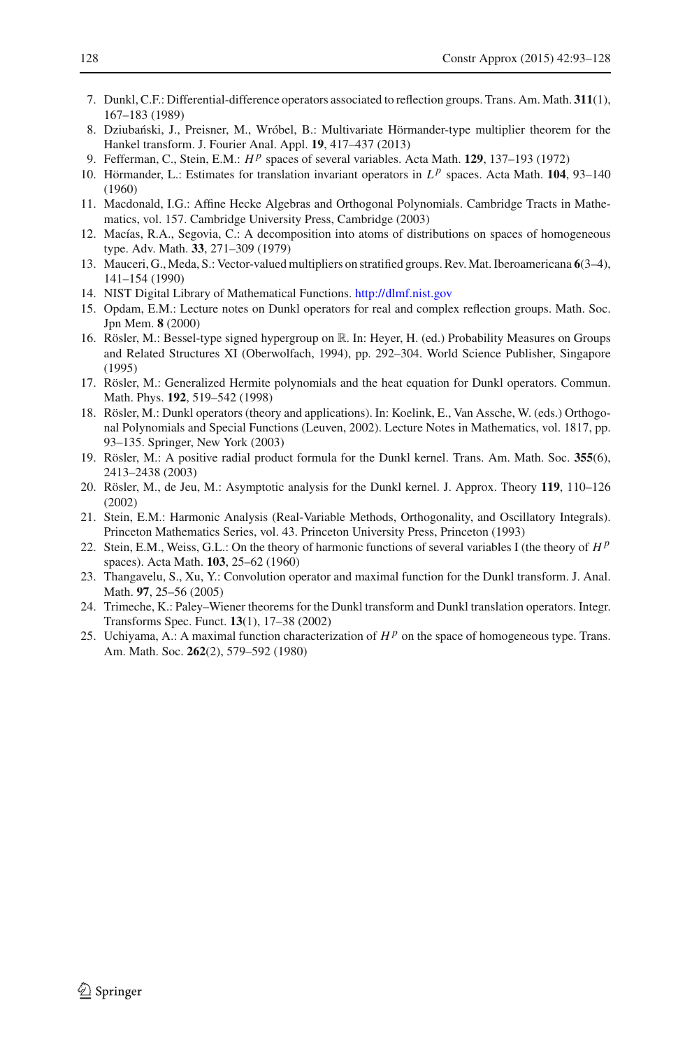7. Dunkl, C.F.: Differential-difference operators associated to reflection groups. Trans. Am. Math. **311**(1), 167–183 (1989)
8. Dziubański, J., Preisner, M., Wróbel, B.: Multivariate Hörmander-type multiplier theorem for the Hankel transform. J. Fourier Anal. Appl. **19**, 417–437 (2013)
9. Fefferman, C., Stein, E.M.: $H^p$ spaces of several variables. Acta Math. **129**, 137–193 (1972)
10. Hörmander, L.: Estimates for translation invariant operators in $L^p$ spaces. Acta Math. **104**, 93–140 (1960)
11. Macdonald, I.G.: Affine Hecke Algebras and Orthogonal Polynomials. Cambridge Tracts in Mathematics, vol. 157. Cambridge University Press, Cambridge (2003)
12. Macías, R.A., Segovia, C.: A decomposition into atoms of distributions on spaces of homogeneous type. Adv. Math. **33**, 271–309 (1979)
13. Mauceri, G., Meda, S.: Vector-valued multipliers on stratified groups. Rev. Mat. Iberoamericana **6**(3–4), 141–154 (1990)
14. NIST Digital Library of Mathematical Functions. http://dlmf.nist.gov
15. Opdam, E.M.: Lecture notes on Dunkl operators for real and complex reflection groups. Math. Soc. Jpn Mem. **8** (2000)
16. Rösler, M.: Bessel-type signed hypergroup on $\mathbb{R}$. In: Heyer, H. (ed.) Probability Measures on Groups and Related Structures XI (Oberwolfach, 1994), pp. 292–304. World Science Publisher, Singapore (1995)
17. Rösler, M.: Generalized Hermite polynomials and the heat equation for Dunkl operators. Commun. Math. Phys. **192**, 519–542 (1998)
18. Rösler, M.: Dunkl operators (theory and applications). In: Koelink, E., Van Assche, W. (eds.) Orthogonal Polynomials and Special Functions (Leuven, 2002). Lecture Notes in Mathematics, vol. 1817, pp. 93–135. Springer, New York (2003)
19. Rösler, M.: A positive radial product formula for the Dunkl kernel. Trans. Am. Math. Soc. **355**(6), 2413–2438 (2003)
20. Rösler, M., de Jeu, M.: Asymptotic analysis for the Dunkl kernel. J. Approx. Theory **119**, 110–126 (2002)
21. Stein, E.M.: Harmonic Analysis (Real-Variable Methods, Orthogonality, and Oscillatory Integrals). Princeton Mathematics Series, vol. 43. Princeton University Press, Princeton (1993)
22. Stein, E.M., Weiss, G.L.: On the theory of harmonic functions of several variables I (the theory of $H^p$ spaces). Acta Math. **103**, 25–62 (1960)
23. Thangavelu, S., Xu, Y.: Convolution operator and maximal function for the Dunkl transform. J. Anal. Math. **97**, 25–56 (2005)
24. Trimeche, K.: Paley–Wiener theorems for the Dunkl transform and Dunkl translation operators. Integr. Transforms Spec. Funct. **13**(1), 17–38 (2002)
25. Uchiyama, A.: A maximal function characterization of $H^p$ on the space of homogeneous type. Trans. Am. Math. Soc. **262**(2), 579–592 (1980)